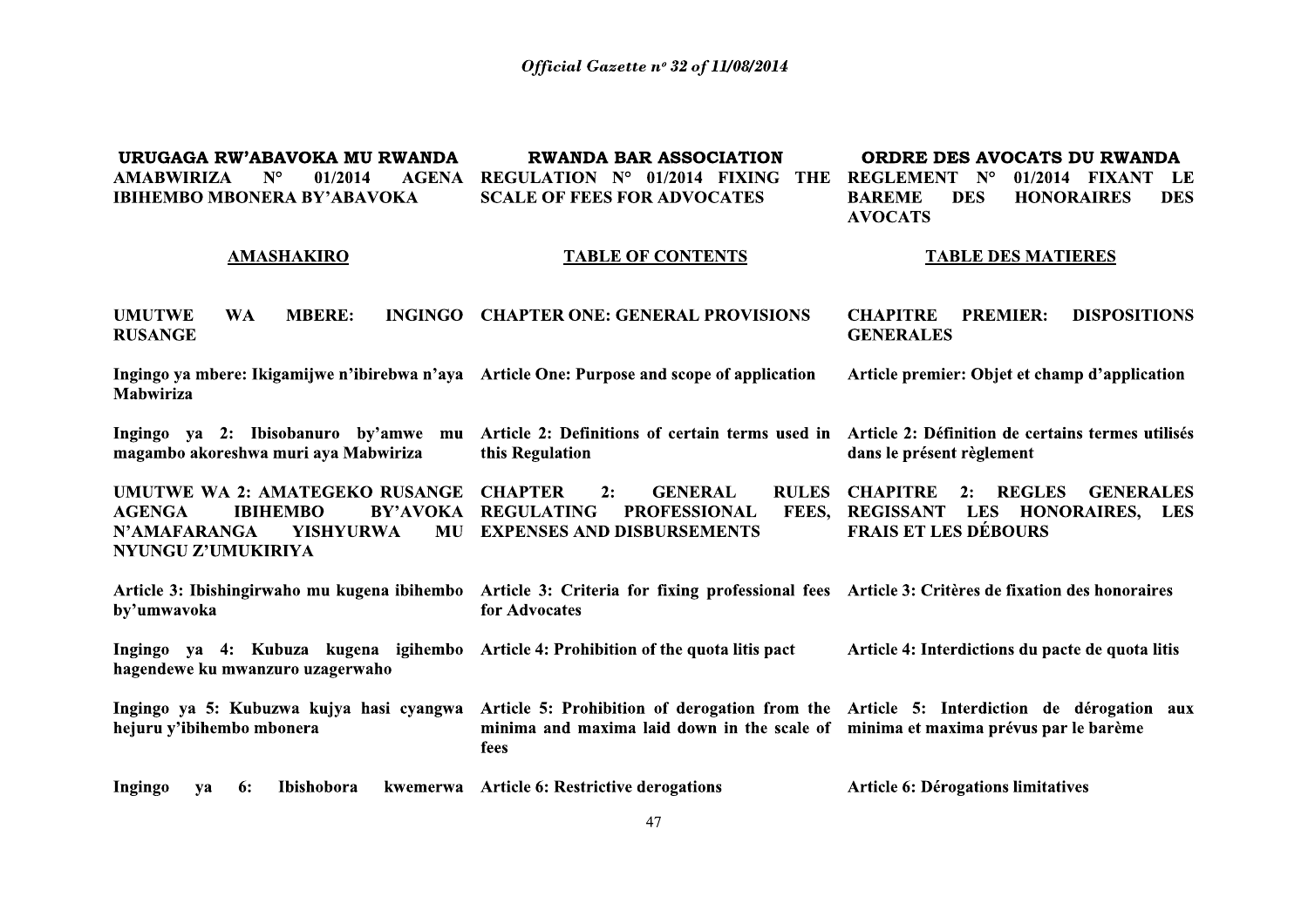| URUGAGA RW'ABAVOKA MU RWANDA | RWANDA BAR ASSOCIATION | ORDRE DES AVOCATS DU RWANDA |
|---|---|---|
| **AMABWIRIZA N° 01/2014 AGENA IBIHEMBO MBONERA BY'ABAVOKA** | **REGULATION N° 01/2014 FIXING THE SCALE OF FEES FOR ADVOCATES** | **REGLEMENT N° 01/2014 FIXANT LE BAREME DES HONORAIRES DES AVOCATS** |
| **AMASHAKIRO** | **TABLE OF CONTENTS** | **TABLE DES MATIERES** |
| **UMUTWE WA MBERE: INGINGO RUSANGE** | **CHAPTER ONE: GENERAL PROVISIONS** | **CHAPITRE PREMIER: DISPOSITIONS GENERALES** |
| **Ingingo ya mbere: Ikigamijwe n'ibirebwa n'aya Mabwiriza** | **Article One: Purpose and scope of application** | **Article premier: Objet et champ d'application** |
| **Ingingo ya 2: Ibisobanuro by'amwe mu magambo akoreshwa muri aya Mabwiriza** | **Article 2: Definitions of certain terms used in this Regulation** | **Article 2: Définition de certains termes utilisés dans le présent règlement** |
| **UMUTWE WA 2: AMATEGEKO RUSANGE AGENGA IBIHEMBO BY'AVOKA N'AMAFARANGA YISHYURWA MU NYUNGU Z'UMUKIRIYA** | **CHAPTER 2: GENERAL RULES REGULATING PROFESSIONAL FEES, EXPENSES AND DISBURSEMENTS** | **CHAPITRE 2: REGLES GENERALES REGISSANT LES HONORAIRES, LES FRAIS ET LES DÉBOURS** |
| **Article 3: Ibishingirwaho mu kugena ibihembo by'umwavoka** | **Article 3: Criteria for fixing professional fees for Advocates** | **Article 3: Critères de fixation des honoraires** |
| **Ingingo ya 4: Kubuza kugena igihembo hagendewe ku mwanzuro uzagerwaho** | **Article 4: Prohibition of the quota litis pact** | **Article 4: Interdictions du pacte de quota litis** |
| **Ingingo ya 5: Kubuzwa kujya hasi cyangwa hejuru y'ibihembo mbonera** | **Article 5: Prohibition of derogation from the minima and maxima laid down in the scale of fees** | **Article 5: Interdiction de dérogation aux minima et maxima prévus par le barème** |
| **Ingingo ya 6: Ibishobora kwemerwa** | **Article 6: Restrictive derogations** | **Article 6: Dérogations limitatives** |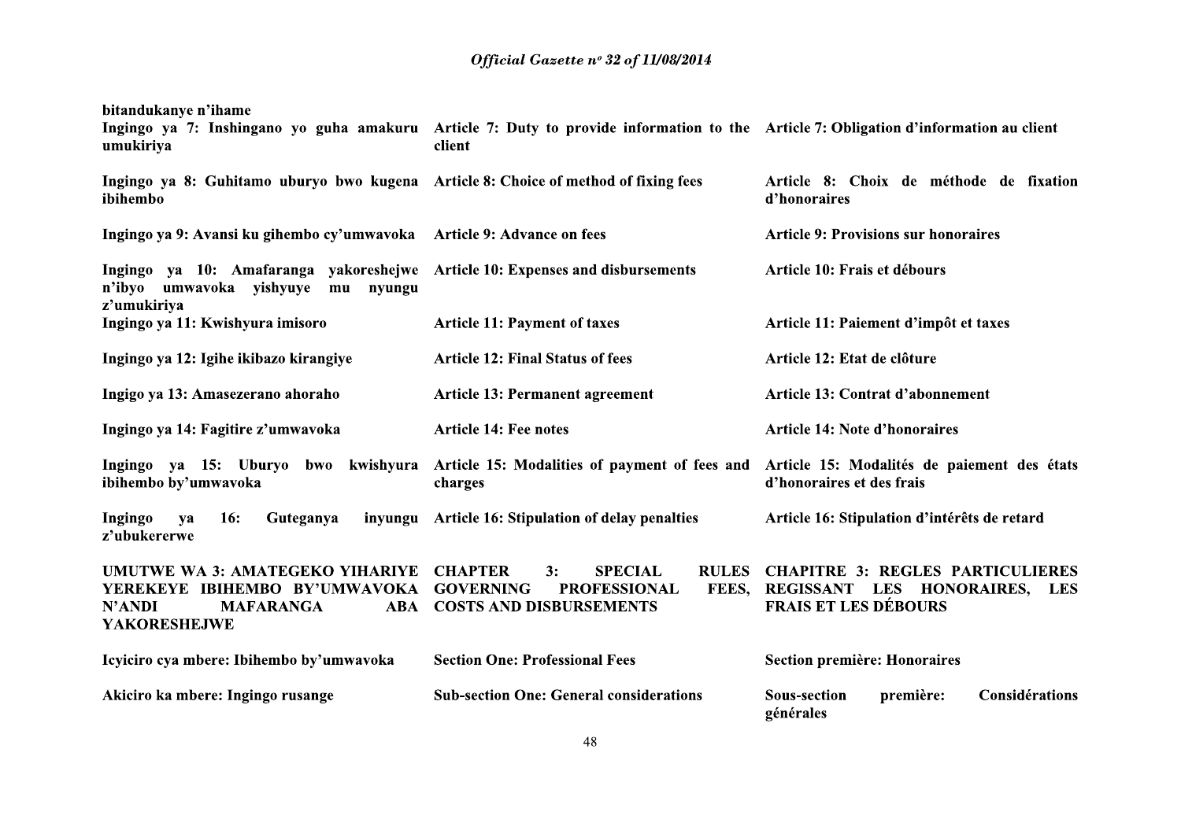| | | |
|---|---|---|
| bitandukanye n'ihame | | |
| **Ingingo ya 7: Inshingano yo guha amakuru umukiriya** | **Article 7: Duty to provide information to the client** | **Article 7: Obligation d'information au client** |
| **Ingingo ya 8: Guhitamo uburyo bwo kugena ibihembo** | **Article 8: Choice of method of fixing fees** | **Article 8: Choix de méthode de fixation d'honoraires** |
| **Ingingo ya 9: Avansi ku gihembo cy'umwavoka** | **Article 9: Advance on fees** | **Article 9: Provisions sur honoraires** |
| **Ingingo ya 10: Amafaranga yakoreshejwe n'ibyo umwavoka yishyuye mu nyungu z'umukiriya** | **Article 10: Expenses and disbursements** | **Article 10: Frais et débours** |
| **Ingingo ya 11: Kwishyura imisoro** | **Article 11: Payment of taxes** | **Article 11: Paiement d'impôt et taxes** |
| **Ingingo ya 12: Igihe ikibazo kirangiye** | **Article 12: Final Status of fees** | **Article 12: Etat de clôture** |
| **Ingigo ya 13: Amasezerano ahoraho** | **Article 13: Permanent agreement** | **Article 13: Contrat d'abonnement** |
| **Ingingo ya 14: Fagitire z'umwavoka** | **Article 14: Fee notes** | **Article 14: Note d'honoraires** |
| **Ingingo ya 15: Uburyo bwo kwishyura ibihembo by'umwavoka** | **Article 15: Modalities of payment of fees and charges** | **Article 15: Modalités de paiement des états d'honoraires et des frais** |
| **Ingingo ya 16: Guteganya inyungu z'ubukererwe** | **Article 16: Stipulation of delay penalties** | **Article 16: Stipulation d'intérêts de retard** |
| **UMUTWE WA 3: AMATEGEKO YIHARIYE YEREKEYE IBIHEMBO BY'UMWAVOKA N'ANDI MAFARANGA ABA YAKORESHEJWE** | **CHAPTER 3: SPECIAL RULES GOVERNING PROFESSIONAL FEES, COSTS AND DISBURSEMENTS** | **CHAPITRE 3: REGLES PARTICULIERES REGISSANT LES HONORAIRES, LES FRAIS ET LES DÉBOURS** |
| **Icyiciro cya mbere: Ibihembo by'umwavoka** | **Section One: Professional Fees** | **Section première: Honoraires** |
| **Akiciro ka mbere: Ingingo rusange** | **Sub-section One: General considerations** | **Sous-section première: Considérations générales** |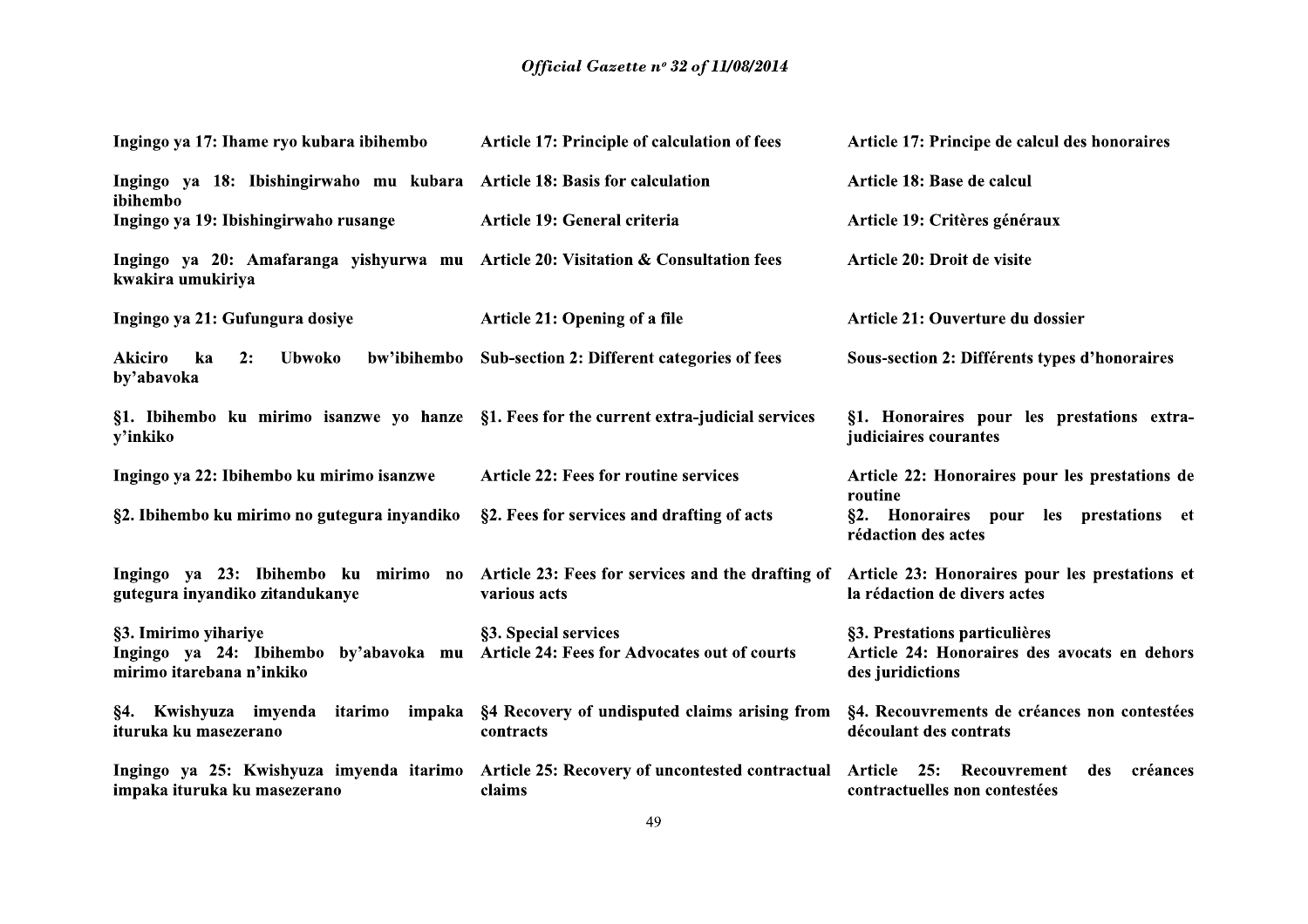| | | |
|---|---|---|
| **Ingingo ya 17: Ihame ryo kubara ibihembo** | **Article 17: Principle of calculation of fees** | **Article 17: Principe de calcul des honoraires** |
| **Ingingo ya 18: Ibishingirwaho mu kubara ibihembo** | **Article 18: Basis for calculation** | **Article 18: Base de calcul** |
| **Ingingo ya 19: Ibishingirwaho rusange** | **Article 19: General criteria** | **Article 19: Critères généraux** |
| **Ingingo ya 20: Amafaranga yishyurwa mu kwakira umukiriya** | **Article 20: Visitation & Consultation fees** | **Article 20: Droit de visite** |
| **Ingingo ya 21: Gufungura dosiye** | **Article 21: Opening of a file** | **Article 21: Ouverture du dossier** |
| **Akiciro ka 2: Ubwoko bw'ibihembo by'abavoka** | **Sub-section 2: Different categories of fees** | **Sous-section 2: Différents types d'honoraires** |
| **§1. Ibihembo ku mirimo isanzwe yo hanze y'inkiko** | **§1. Fees for the current extra-judicial services** | **§1. Honoraires pour les prestations extra-judiciaires courantes** |
| **Ingingo ya 22: Ibihembo ku mirimo isanzwe** | **Article 22: Fees for routine services** | **Article 22: Honoraires pour les prestations de routine** |
| **§2. Ibihembo ku mirimo no gutegura inyandiko** | **§2. Fees for services and drafting of acts** | **§2. Honoraires pour les prestations et rédaction des actes** |
| **Ingingo ya 23: Ibihembo ku mirimo no gutegura inyandiko zitandukanye** | **Article 23: Fees for services and the drafting of various acts** | **Article 23: Honoraires pour les prestations et la rédaction de divers actes** |
| **§3. Imirimo yihariye** | **§3. Special services** | **§3. Prestations particulières** |
| **Ingingo ya 24: Ibihembo by'abavoka mu mirimo itarebana n'inkiko** | **Article 24: Fees for Advocates out of courts** | **Article 24: Honoraires des avocats en dehors des juridictions** |
| **§4. Kwishyuza imyenda itarimo impaka ituruka ku masezerano** | **§4 Recovery of undisputed claims arising from contracts** | **§4. Recouvrements de créances non contestées découlant des contrats** |
| **Ingingo ya 25: Kwishyuza imyenda itarimo impaka ituruka ku masezerano** | **Article 25: Recovery of uncontested contractual claims** | **Article 25: Recouvrement des créances contractuelles non contestées** |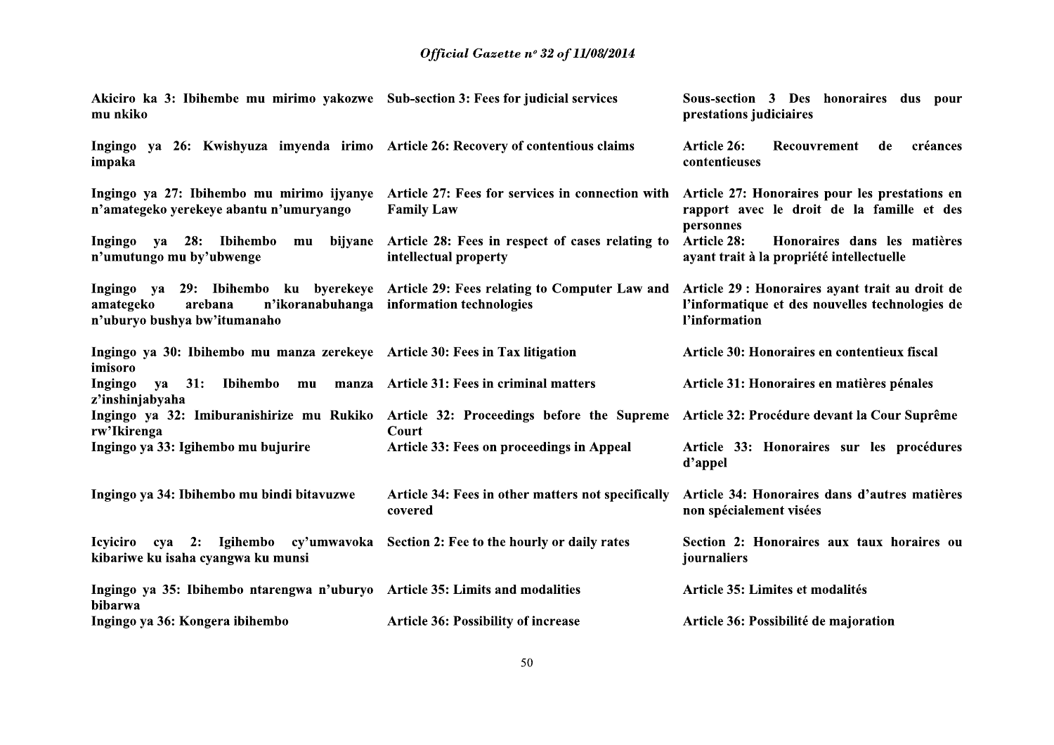| | | |
|---|---|---|
| **Akiciro ka 3: Ibihembe mu mirimo yakozwe mu nkiko** | **Sub-section 3: Fees for judicial services** | **Sous-section 3 Des honoraires dus pour prestations judiciaires** |
| **Ingingo ya 26: Kwishyuza imyenda irimo impaka** | **Article 26: Recovery of contentious claims** | **Article 26: Recouvrement de créances contentieuses** |
| **Ingingo ya 27: Ibihembo mu mirimo ijyanye n'amategeko yerekeye abantu n'umuryango** | **Article 27: Fees for services in connection with Family Law** | **Article 27: Honoraires pour les prestations en rapport avec le droit de la famille et des personnes** |
| **Ingingo ya 28: Ibihembo mu bijyane n'umutungo mu by'ubwenge** | **Article 28: Fees in respect of cases relating to intellectual property** | **Article 28: Honoraires dans les matières ayant trait à la propriété intellectuelle** |
| **Ingingo ya 29: Ibihembo ku byerekeye amategeko arebana n'ikoranabuhanga n'uburyo bushya bw'itumanaho** | **Article 29: Fees relating to Computer Law and information technologies** | **Article 29 : Honoraires ayant trait au droit de l'informatique et des nouvelles technologies de l'information** |
| **Ingingo ya 30: Ibihembo mu manza zerekeye imisoro** | **Article 30: Fees in Tax litigation** | **Article 30: Honoraires en contentieux fiscal** |
| **Ingingo ya 31: Ibihembo mu manza z'inshinjabyaha** | **Article 31: Fees in criminal matters** | **Article 31: Honoraires en matières pénales** |
| **Ingingo ya 32: Imiburanishirize mu Rukiko rw'Ikirenga** | **Article 32: Proceedings before the Supreme Court** | **Article 32: Procédure devant la Cour Suprême** |
| **Ingingo ya 33: Igihembo mu bujurire** | **Article 33: Fees on proceedings in Appeal** | **Article 33: Honoraires sur les procédures d'appel** |
| **Ingingo ya 34: Ibihembo mu bindi bitavuzwe** | **Article 34: Fees in other matters not specifically covered** | **Article 34: Honoraires dans d'autres matières non spécialement visées** |
| **Icyiciro cya 2: Igihembo cy'umwavoka kibariwe ku isaha cyangwa ku munsi** | **Section 2: Fee to the hourly or daily rates** | **Section 2: Honoraires aux taux horaires ou journaliers** |
| **Ingingo ya 35: Ibihembo ntarengwa n'uburyo bibarwa** | **Article 35: Limits and modalities** | **Article 35: Limites et modalités** |
| **Ingingo ya 36: Kongera ibihembo** | **Article 36: Possibility of increase** | **Article 36: Possibilité de majoration** |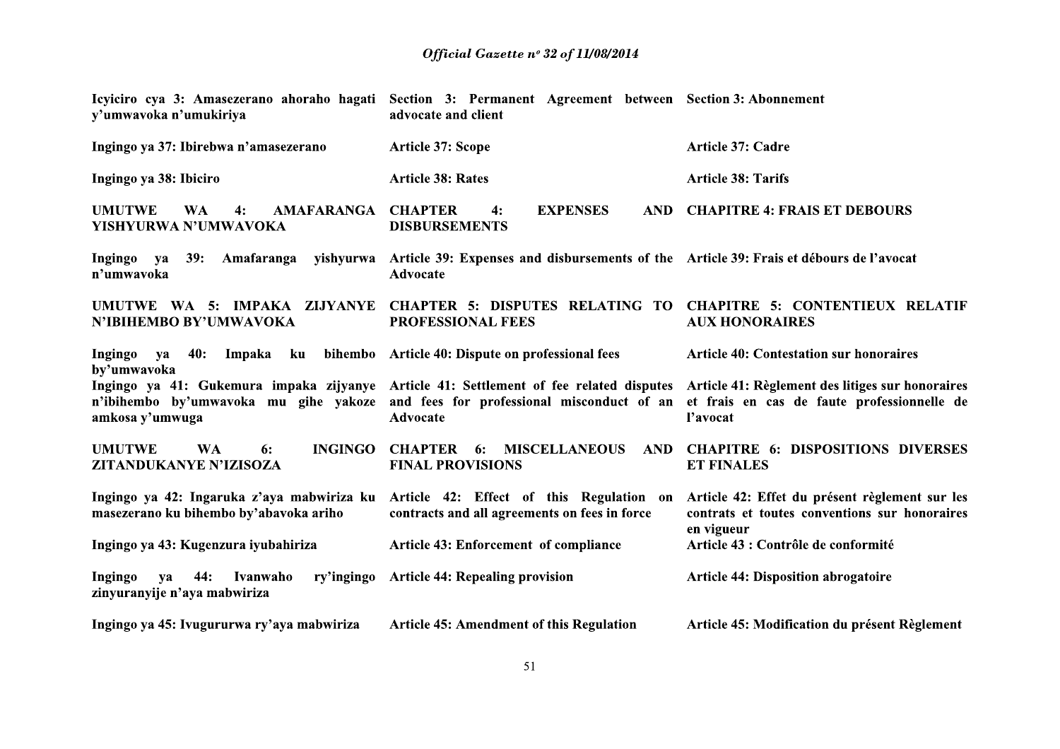| | | |
|---|---|---|
| **Icyiciro cya 3: Amasezerano ahoraho hagati y'umwavoka n'umukiriya** | **Section 3: Permanent Agreement between advocate and client** | **Section 3: Abonnement** |
| **Ingingo ya 37: Ibirebwa n'amasezerano** | **Article 37: Scope** | **Article 37: Cadre** |
| **Ingingo ya 38: Ibiciro** | **Article 38: Rates** | **Article 38: Tarifs** |
| **UMUTWE WA 4: AMAFARANGA YISHYURWA N'UMWAVOKA** | **CHAPTER 4: EXPENSES AND DISBURSEMENTS** | **CHAPITRE 4: FRAIS ET DEBOURS** |
| **Ingingo ya 39: Amafaranga yishyurwa n'umwavoka** | **Article 39: Expenses and disbursements of the Advocate** | **Article 39: Frais et débours de l'avocat** |
| **UMUTWE WA 5: IMPAKA ZIJYANYE N'IBIHEMBO BY'UMWAVOKA** | **CHAPTER 5: DISPUTES RELATING TO PROFESSIONAL FEES** | **CHAPITRE 5: CONTENTIEUX RELATIF AUX HONORAIRES** |
| **Ingingo ya 40: Impaka ku bihembo by'umwavoka** | **Article 40: Dispute on professional fees** | **Article 40: Contestation sur honoraires** |
| **Ingingo ya 41: Gukemura impaka zijyanye n'ibihembo by'umwavoka mu gihe yakoze amkosa y'umwuga** | **Article 41: Settlement of fee related disputes and fees for professional misconduct of an Advocate** | **Article 41: Règlement des litiges sur honoraires et frais en cas de faute professionnelle de l'avocat** |
| **UMUTWE WA 6: INGINGO ZITANDUKANYE N'IZISOZA** | **CHAPTER 6: MISCELLANEOUS AND FINAL PROVISIONS** | **CHAPITRE 6: DISPOSITIONS DIVERSES ET FINALES** |
| **Ingingo ya 42: Ingaruka z'aya mabwiriza ku masezerano ku bihembo by'abavoka ariho** | **Article 42: Effect of this Regulation on contracts and all agreements on fees in force** | **Article 42: Effet du présent règlement sur les contrats et toutes conventions sur honoraires en vigueur** |
| **Ingingo ya 43: Kugenzura iyubahiriza** | **Article 43: Enforcement of compliance** | **Article 43 : Contrôle de conformité** |
| **Ingingo ya 44: Ivanwaho ry'ingingo zinyuranyije n'aya mabwiriza** | **Article 44: Repealing provision** | **Article 44: Disposition abrogatoire** |
| **Ingingo ya 45: Ivugururwa ry'aya mabwiriza** | **Article 45: Amendment of this Regulation** | **Article 45: Modification du présent Règlement** |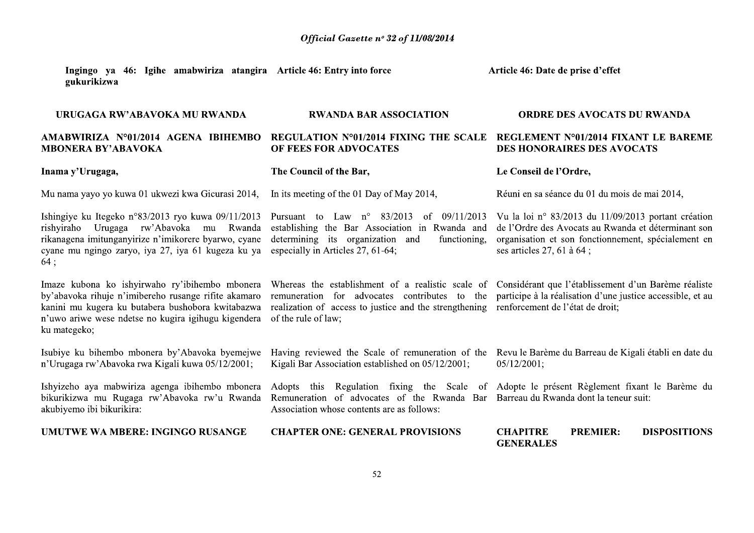**Ingingo ya 46: Igihe amabwiriza atangira gukurikizwa**

**Article 46: Entry into force**

**Article 46: Date de prise d'effet**

## URUGAGA RW'ABAVOKA MU RWANDA

## AMABWIRIZA N°01/2014 AGENA IBIHEMBO MBONERA BY'ABAVOKA

**Inama y'Urugaga,**

Mu nama yayo yo kuwa 01 ukwezi kwa Gicurasi 2014,

Ishingiye ku Itegeko n°83/2013 ryo kuwa 09/11/2013 rishyiraho Urugaga rw'Abavoka mu Rwanda rikanagena imitunganyirize n'imikorere byarwo, cyane cyane mu ngingo zaryo, iya 27, iya 61 kugeza ku ya 64 ;

Imaze kubona ko ishyirwaho ry'ibihembo mbonera by'abavoka rihuje n'imibereho rusange rifite akamaro kanini mu kugera ku butabera bushobora kwitabazwa n'uwo ariwe wese ndetse no kugira igihugu kigendera ku mategeko;

Isubiye ku bihembo mbonera by'Abavoka byemejwe n'Urugaga rw'Abavoka rwa Kigali kuwa 05/12/2001;

Ishyizeho aya mabwiriza agenga ibihembo mbonera bikurikizwa mu Rugaga rw'Abavoka rw'u Rwanda akubiyemo ibi bikurikira:

**UMUTWE WA MBERE: INGINGO RUSANGE**

## RWANDA BAR ASSOCIATION

## REGULATION N°01/2014 FIXING THE SCALE OF FEES FOR ADVOCATES

**The Council of the Bar,**

In its meeting of the 01 Day of May 2014,

Pursuant to Law n° 83/2013 of 09/11/2013 establishing the Bar Association in Rwanda and determining its organization and functioning, especially in Articles 27, 61-64;

Whereas the establishment of a realistic scale of remuneration for advocates contributes to the realization of access to justice and the strengthening of the rule of law;

Having reviewed the Scale of remuneration of the Kigali Bar Association established on 05/12/2001;

Adopts this Regulation fixing the Scale of Remuneration of advocates of the Rwanda Bar Association whose contents are as follows:

**CHAPTER ONE: GENERAL PROVISIONS**

## ORDRE DES AVOCATS DU RWANDA

## REGLEMENT N°01/2014 FIXANT LE BAREME DES HONORAIRES DES AVOCATS

**Le Conseil de l'Ordre,**

Réuni en sa séance du 01 du mois de mai 2014,

Vu la loi n° 83/2013 du 11/09/2013 portant création de l'Ordre des Avocats au Rwanda et déterminant son organisation et son fonctionnement, spécialement en ses articles 27, 61 à 64 ;

Considérant que l'établissement d'un Barème réaliste participe à la réalisation d'une justice accessible, et au renforcement de l'état de droit;

Revu le Barème du Barreau de Kigali établi en date du 05/12/2001;

Adopte le présent Règlement fixant le Barème du Barreau du Rwanda dont la teneur suit:

**CHAPITRE PREMIER: DISPOSITIONS GENERALES**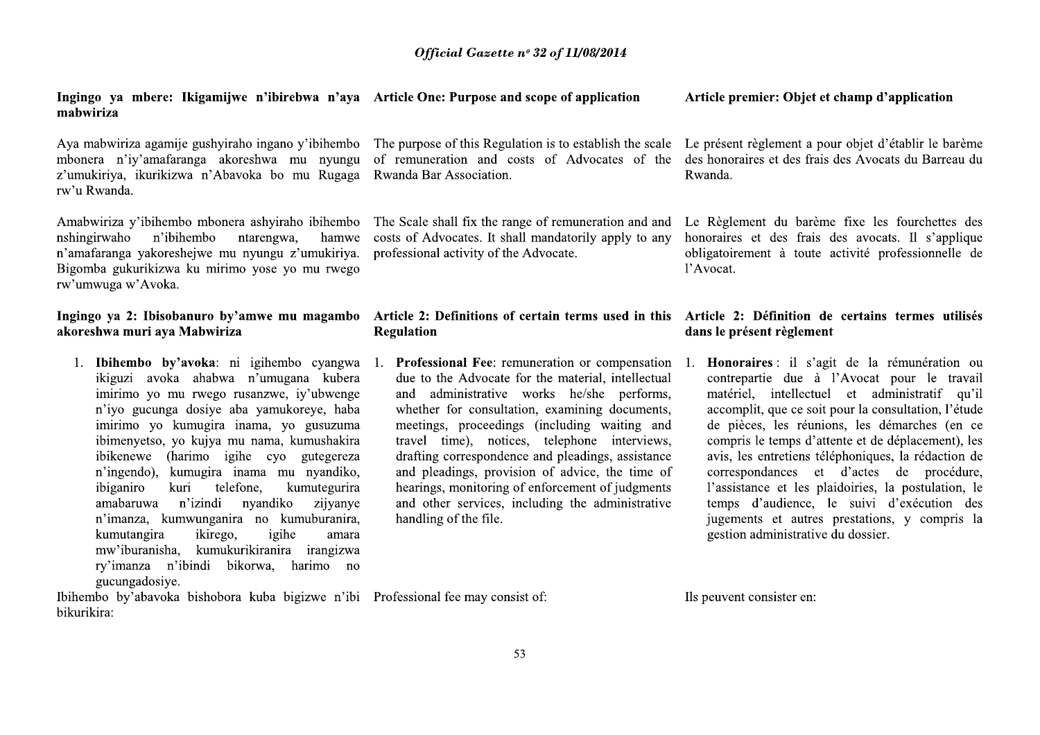**Ingingo ya mbere: Ikigamijwe n'ibirebwa n'aya mabwiriza**

Aya mabwiriza agamije gushyiraho ingano y'ibihembo mbonera n'iy'amafaranga akoreshwa mu nyungu z'umukiriya, ikurikizwa n'Abavoka bo mu Rugaga rw'u Rwanda.

Amabwiriza y'ibihembo mbonera ashyiraho ibihembo nshingirwaho n'ibihembo ntarengwa, hamwe n'amafaranga yakoreshejwe mu nyungu z'umukiriya. Bigomba gukurikizwa ku mirimo yose yo mu rwego rw'umwuga w'Avoka.

**Ingingo ya 2: Ibisobanuro by'amwe mu magambo akoreshwa muri aya Mabwiriza**

1. **Ibihembo by'avoka**: ni igihembo cyangwa ikiguzi avoka ahabwa n'umugana kubera imirimo yo mu rwego rusanzwe, iy'ubwenge n'iyo gucunga dosiye aba yamukoreye, haba imirimo yo kumugira inama, yo gusuzuma ibimenyetso, yo kujya mu nama, kumushakira ibikenewe (harimo igihe cyo gutegereza n'ingendo), kumugira inama mu nyandiko, ibiganiro kuri telefone, kumutegurira amabaruwa n'izindi nyandiko zijyanye n'imanza, kumwunganira no kumuburanira, kumutangira ikirego, igihe amara mw'iburanisha, kumukurikiranira irangizwa ry'imanza n'ibindi bikorwa, harimo no gucungadosiye.

Ibihembo by'abavoka bishobora kuba bigizwe n'ibi bikurikira:

**Article One: Purpose and scope of application**

The purpose of this Regulation is to establish the scale of remuneration and costs of Advocates of the Rwanda Bar Association.

The Scale shall fix the range of remuneration and and costs of Advocates. It shall mandatorily apply to any professional activity of the Advocate.

**Article 2: Definitions of certain terms used in this Regulation**

1. **Professional Fee**: remuneration or compensation due to the Advocate for the material, intellectual and administrative works he/she performs, whether for consultation, examining documents, meetings, proceedings (including waiting and travel time), notices, telephone interviews, drafting correspondence and pleadings, assistance and pleadings, provision of advice, the time of hearings, monitoring of enforcement of judgments and other services, including the administrative handling of the file.

Professional fee may consist of:

**Article premier: Objet et champ d'application**

Le présent règlement a pour objet d'établir le barème des honoraires et des frais des Avocats du Barreau du Rwanda.

Le Règlement du barème fixe les fourchettes des honoraires et des frais des avocats. Il s'applique obligatoirement à toute activité professionnelle de l'Avocat.

**Article 2: Définition de certains termes utilisés dans le présent règlement**

1. **Honoraires** : il s'agit de la rémunération ou contrepartie due à l'Avocat pour le travail matériel, intellectuel et administratif qu'il accomplit, que ce soit pour la consultation, l'étude de pièces, les réunions, les démarches (en ce compris le temps d'attente et de déplacement), les avis, les entretiens téléphoniques, la rédaction de correspondances et d'actes de procédure, l'assistance et les plaidoiries, la postulation, le temps d'audience, le suivi d'exécution des jugements et autres prestations, y compris la gestion administrative du dossier.

Ils peuvent consister en: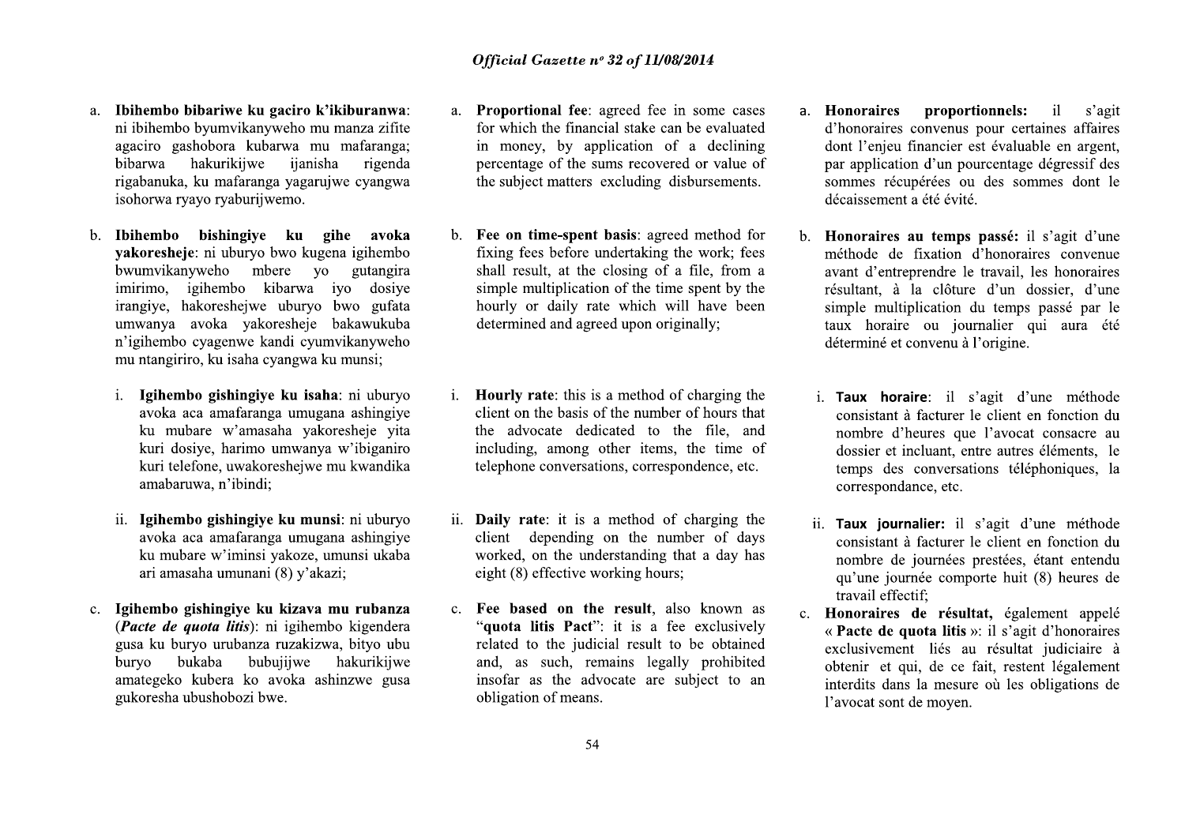a. **Ibihembo bibariwe ku gaciro k'ikiburanwa**: ni ibihembo byumvikanyweho mu manza zifite agaciro gashobora kubarwa mu mafaranga; bibarwa hakurikijwe ijanisha rigenda rigabanuka, ku mafaranga yagarujwe cyangwa isohorwa ryayo ryaburijwemo.

b. **Ibihembo bishingiye ku gihe avoka yakoresheje**: ni uburyo bwo kugena igihembo bwumvikanyweho mbere yo gutangira imirimo, igihembo kibarwa iyo dosiye irangiye, hakoreshejwe uburyo bwo gufata umwanya avoka yakoresheje bakawukuba n'igihembo cyagenwe kandi cyumvikanyweho mu ntangiriro, ku isaha cyangwa ku munsi;

   i. **Igihembo gishingiye ku isaha**: ni uburyo avoka aca amafaranga umugana ashingiye ku mubare w'amasaha yakoresheje yita kuri dosiye, harimo umwanya w'ibiganiro kuri telefone, uwakoreshejwe mu kwandika amabaruwa, n'ibindi;

   ii. **Igihembo gishingiye ku munsi**: ni uburyo avoka aca amafaranga umugana ashingiye ku mubare w'iminsi yakoze, umunsi ukaba ari amasaha umunani (8) y'akazi;

c. **Igihembo gishingiye ku kizava mu rubanza** (***Pacte de quota litis***): ni igihembo kigendera gusa ku buryo urubanza ruzakizwa, bityo ubu buryo bukaba bubujijwe hakurikijwe amategeko kubera ko avoka ashinzwe gusa gukoresha ubushobozi bwe.

a. **Proportional fee**: agreed fee in some cases for which the financial stake can be evaluated in money, by application of a declining percentage of the sums recovered or value of the subject matters excluding disbursements.

b. **Fee on time-spent basis**: agreed method for fixing fees before undertaking the work; fees shall result, at the closing of a file, from a simple multiplication of the time spent by the hourly or daily rate which will have been determined and agreed upon originally;

   i. **Hourly rate**: this is a method of charging the client on the basis of the number of hours that the advocate dedicated to the file, and including, among other items, the time of telephone conversations, correspondence, etc.

   ii. **Daily rate**: it is a method of charging the client depending on the number of days worked, on the understanding that a day has eight (8) effective working hours;

c. **Fee based on the result**, also known as "**quota litis Pact**": it is a fee exclusively related to the judicial result to be obtained and, as such, remains legally prohibited insofar as the advocate are subject to an obligation of means.

a. **Honoraires proportionnels:** il s'agit d'honoraires convenus pour certaines affaires dont l'enjeu financier est évaluable en argent, par application d'un pourcentage dégressif des sommes récupérées ou des sommes dont le décaissement a été évité.

b. **Honoraires au temps passé:** il s'agit d'une méthode de fixation d'honoraires convenue avant d'entreprendre le travail, les honoraires résultant, à la clôture d'un dossier, d'une simple multiplication du temps passé par le taux horaire ou journalier qui aura été déterminé et convenu à l'origine.

   i. **Taux horaire**: il s'agit d'une méthode consistant à facturer le client en fonction du nombre d'heures que l'avocat consacre au dossier et incluant, entre autres éléments, le temps des conversations téléphoniques, la correspondance, etc.

   ii. **Taux journalier:** il s'agit d'une méthode consistant à facturer le client en fonction du nombre de journées prestées, étant entendu qu'une journée comporte huit (8) heures de travail effectif;

c. **Honoraires de résultat,** également appelé « **Pacte de quota litis** »: il s'agit d'honoraires exclusivement liés au résultat judiciaire à obtenir et qui, de ce fait, restent légalement interdits dans la mesure où les obligations de l'avocat sont de moyen.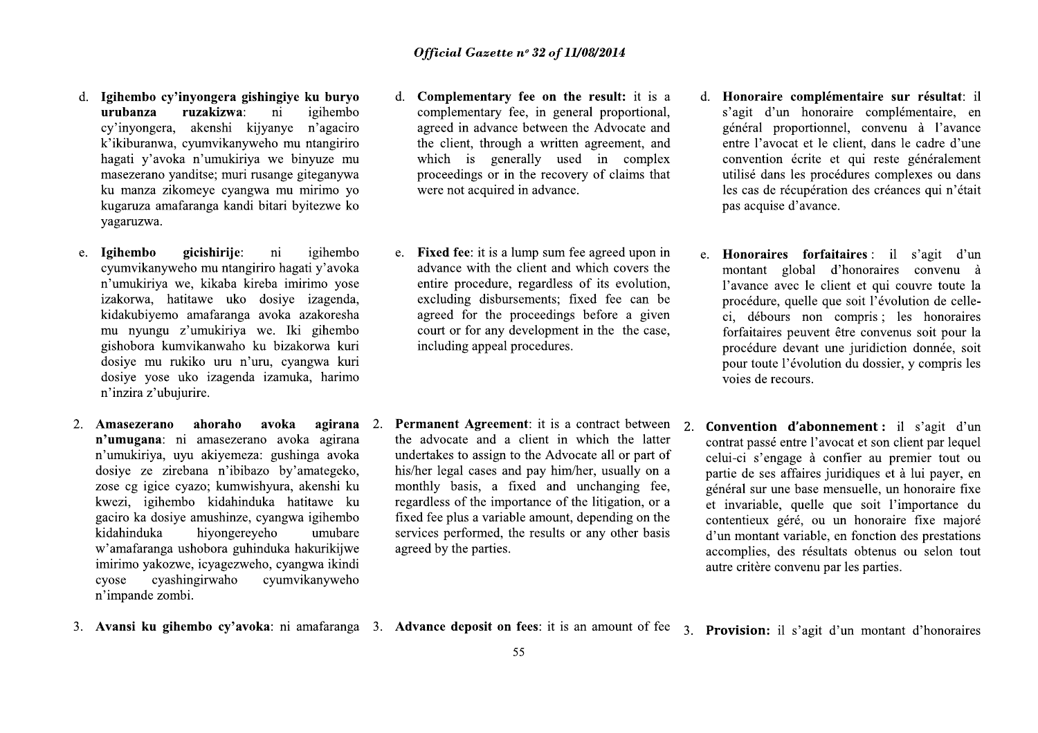d. **Igihembo cy'inyongera gishingiye ku buryo urubanza ruzakizwa**: ni igihembo cy'inyongera, akenshi kijyanye n'agaciro k'ikiburanwa, cyumvikanyweho mu ntangiriro hagati y'avoka n'umukiriya we binyuze mu masezerano yanditse; muri rusange giteganywa ku manza zikomeye cyangwa mu mirimo yo kugaruza amafaranga kandi bitari byitezwe ko yagaruzwa.

e. **Igihembo gicishirije**: ni igihembo cyumvikanyweho mu ntangiriro hagati y'avoka n'umukiriya we, kikaba kireba imirimo yose izakorwa, hatitawe uko dosiye izagenda, kidakubiyemo amafaranga avoka azakoresha mu nyungu z'umukiriya we. Iki gihembo gishobora kumvikanwaho ku bizakorwa kuri dosiye mu rukiko uru n'uru, cyangwa kuri dosiye yose uko izagenda izamuka, harimo n'inzira z'ubujurire.

2. **Amasezerano ahoraho avoka agirana n'umugana**: ni amasezerano avoka agirana n'umukiriya, uyu akiyemeza: gushinga avoka dosiye ze zirebana n'ibibazo by'amategeko, zose cg igice cyazo; kumwishyura, akenshi ku kwezi, igihembo kidahinduka hatitawe ku gaciro ka dosiye amushinze, cyangwa igihembo kidahinduka hiyongereyeho umubare w'amafaranga ushobora guhinduka hakurikijwe imirimo yakozwe, icyagezweho, cyangwa ikindi cyose cyashingirwaho cyumvikanyweho n'impande zombi.

3. **Avansi ku gihembo cy'avoka**: ni amafaranga

d. **Complementary fee on the result:** it is a complementary fee, in general proportional, agreed in advance between the Advocate and the client, through a written agreement, and which is generally used in complex proceedings or in the recovery of claims that were not acquired in advance.

e. **Fixed fee**: it is a lump sum fee agreed upon in advance with the client and which covers the entire procedure, regardless of its evolution, excluding disbursements; fixed fee can be agreed for the proceedings before a given court or for any development in the the case, including appeal procedures.

2. **Permanent Agreement**: it is a contract between the advocate and a client in which the latter undertakes to assign to the Advocate all or part of his/her legal cases and pay him/her, usually on a monthly basis, a fixed and unchanging fee, regardless of the importance of the litigation, or a fixed fee plus a variable amount, depending on the services performed, the results or any other basis agreed by the parties.

3. **Advance deposit on fees**: it is an amount of fee

d. **Honoraire complémentaire sur résultat**: il s'agit d'un honoraire complémentaire, en général proportionnel, convenu à l'avance entre l'avocat et le client, dans le cadre d'une convention écrite et qui reste généralement utilisé dans les procédures complexes ou dans les cas de récupération des créances qui n'était pas acquise d'avance.

e. **Honoraires forfaitaires** : il s'agit d'un montant global d'honoraires convenu à l'avance avec le client et qui couvre toute la procédure, quelle que soit l'évolution de celle-ci, débours non compris ; les honoraires forfaitaires peuvent être convenus soit pour la procédure devant une juridiction donnée, soit pour toute l'évolution du dossier, y compris les voies de recours.

2. **Convention d'abonnement :** il s'agit d'un contrat passé entre l'avocat et son client par lequel celui-ci s'engage à confier au premier tout ou partie de ses affaires juridiques et à lui payer, en général sur une base mensuelle, un honoraire fixe et invariable, quelle que soit l'importance du contentieux géré, ou un honoraire fixe majoré d'un montant variable, en fonction des prestations accomplies, des résultats obtenus ou selon tout autre critère convenu par les parties.

3. **Provision:** il s'agit d'un montant d'honoraires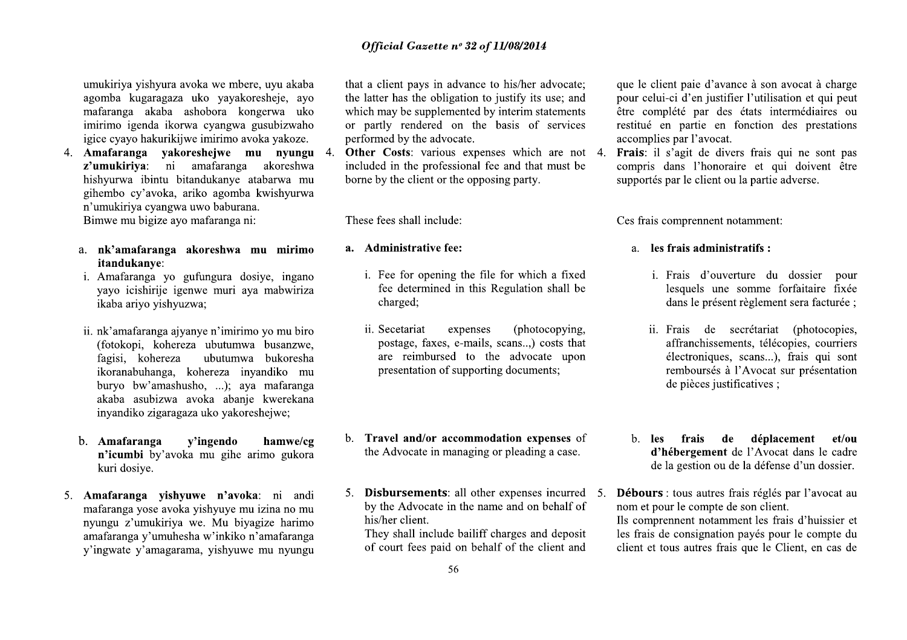umukiriya yishyura avoka we mbere, uyu akaba agomba kugaragaza uko yayakoresheje, ayo mafaranga akaba ashobora kongerwa uko imirimo igenda ikorwa cyangwa gusubizwaho igice cyayo hakurikijwe imirimo avoka yakoze.

4. **Amafaranga yakoreshejwe mu nyungu z'umukiriya**: ni amafaranga akoreshwa hishyurwa ibintu bitandukanye atabarwa mu gihembo cy'avoka, ariko agomba kwishyurwa n'umukiriya cyangwa uwo baburana.
   Bimwe mu bigize ayo mafaranga ni:

   a. **nk'amafaranga akoreshwa mu mirimo itandukanye**:
      i. Amafaranga yo gufungura dosiye, ingano yayo icishirije igenwe muri aya mabwiriza ikaba ariyo yishyuzwa;
      ii. nk'amafaranga ajyanye n'imirimo yo mu biro (fotokopi, kohereza ubutumwa busanzwe, fagisi, kohereza ubutumwa bukoresha ikoranabuhanga, kohereza inyandiko mu buryo bw'amashusho, ...); aya mafaranga akaba asubizwa avoka abanje kwerekana inyandiko zigaragaza uko yakoreshejwe;

   b. **Amafaranga y'ingendo hamwe/cg n'icumbi** by'avoka mu gihe arimo gukora kuri dosiye.

5. **Amafaranga yishyuwe n'avoka**: ni andi mafaranga yose avoka yishyuye mu izina no mu nyungu z'umukiriya we. Mu biyagize harimo amafaranga y'umuhesha w'inkiko n'amafaranga y'ingwate y'amagarama, yishyuwe mu nyungu

that a client pays in advance to his/her advocate; the latter has the obligation to justify its use; and which may be supplemented by interim statements or partly rendered on the basis of services performed by the advocate.

4. **Other Costs**: various expenses which are not included in the professional fee and that must be borne by the client or the opposing party.

   These fees shall include:

   a. **Administrative fee:**
      i. Fee for opening the file for which a fixed fee determined in this Regulation shall be charged;
      ii. Secetariat expenses (photocopying, postage, faxes, e-mails, scans..,) costs that are reimbursed to the advocate upon presentation of supporting documents;

   b. **Travel and/or accommodation expenses** of the Advocate in managing or pleading a case.

5. **Disbursements**: all other expenses incurred by the Advocate in the name and on behalf of his/her client.
   They shall include bailiff charges and deposit of court fees paid on behalf of the client and

que le client paie d'avance à son avocat à charge pour celui-ci d'en justifier l'utilisation et qui peut être complété par des états intermédiaires ou restitué en partie en fonction des prestations accomplies par l'avocat.

4. **Frais**: il s'agit de divers frais qui ne sont pas compris dans l'honoraire et qui doivent être supportés par le client ou la partie adverse.

   Ces frais comprennent notamment:

   a. **les frais administratifs :**
      i. Frais d'ouverture du dossier pour lesquels une somme forfaitaire fixée dans le présent règlement sera facturée ;
      ii. Frais de secrétariat (photocopies, affranchissements, télécopies, courriers électroniques, scans...), frais qui sont remboursés à l'Avocat sur présentation de pièces justificatives ;

   b. **les frais de déplacement et/ou d'hébergement** de l'Avocat dans le cadre de la gestion ou de la défense d'un dossier.

5. **Débours** : tous autres frais réglés par l'avocat au nom et pour le compte de son client.
   Ils comprennent notamment les frais d'huissier et les frais de consignation payés pour le compte du client et tous autres frais que le Client, en cas de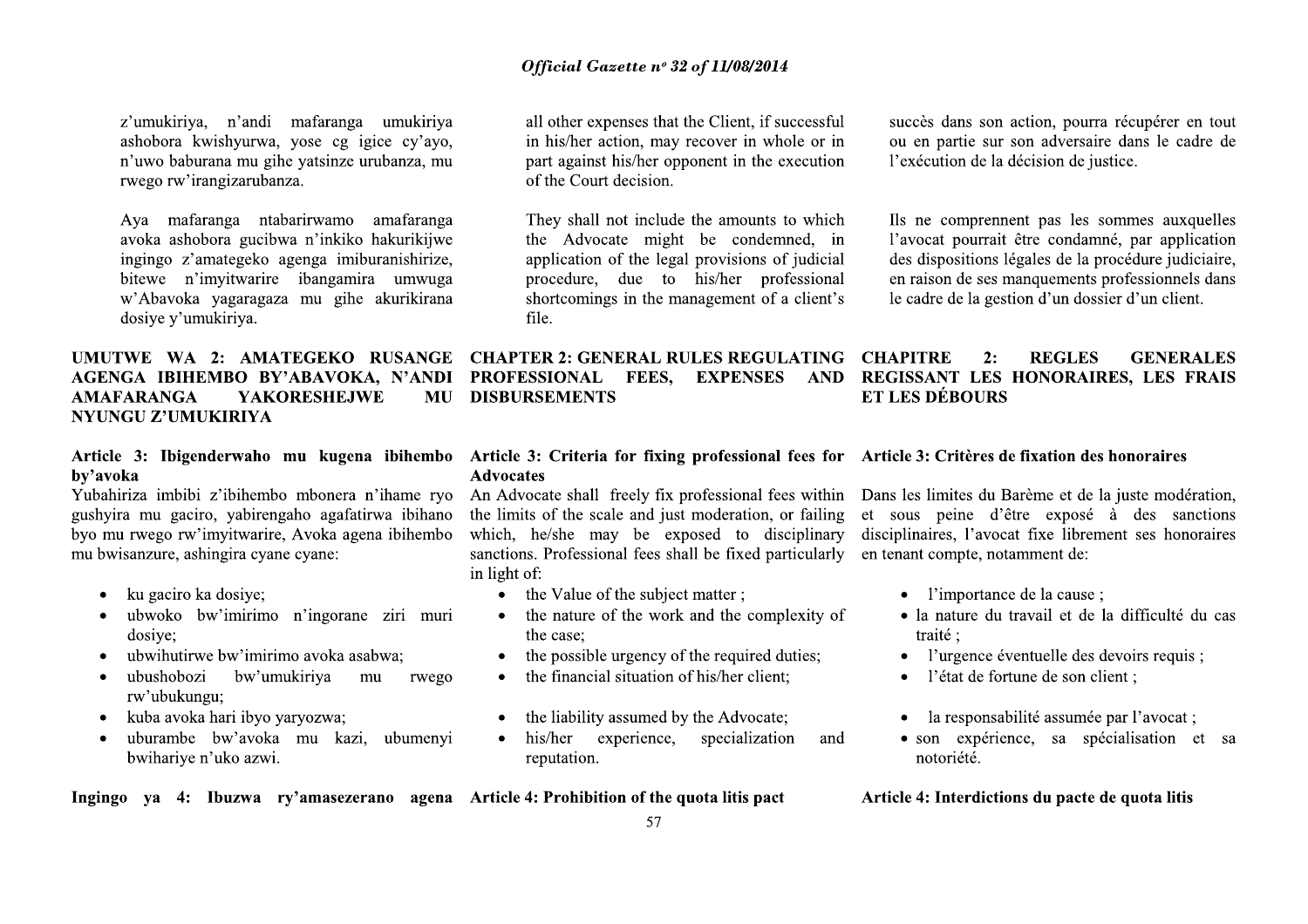z'umukiriya, n'andi mafaranga umukiriya ashobora kwishyurwa, yose cg igice cy'ayo, n'uwo baburana mu gihe yatsinze urubanza, mu rwego rw'irangizarubanza.

Aya mafaranga ntabarirwamo amafaranga avoka ashobora gucibwa n'inkiko hakurikijwe ingingo z'amategeko agenga imiburanishirize, bitewe n'imyitwarire ibangamira umwuga w'Abavoka yagaragaza mu gihe akurikirana dosiye y'umukiriya.

## UMUTWE WA 2: AMATEGEKO RUSANGE AGENGA IBIHEMBO BY'ABAVOKA, N'ANDI AMAFARANGA YAKORESHEJWE MU NYUNGU Z'UMUKIRIYA

### Article 3: Ibigenderwaho mu kugena ibihembo by'avoka

Yubahiriza imbibi z'ibihembo mbonera n'ihame ryo gushyira mu gaciro, yabirengaho agafatirwa ibihano byo mu rwego rw'imyitwarire, Avoka agena ibihembo mu bwisanzure, ashingira cyane cyane:

- ku gaciro ka dosiye;
- ubwoko bw'imirimo n'ingorane ziri muri dosiye;
- ubwihutirwe bw'imirimo avoka asabwa;
- ubushobozi bw'umukiriya mu rwego rw'ubukungu;
- kuba avoka hari ibyo yaryozwa;
- uburambe bw'avoka mu kazi, ubumenyi bwihariye n'uko azwi.

### Ingingo ya 4: Ibuzwa ry'amasezerano agena

all other expenses that the Client, if successful in his/her action, may recover in whole or in part against his/her opponent in the execution of the Court decision.

They shall not include the amounts to which the Advocate might be condemned, in application of the legal provisions of judicial procedure, due to his/her professional shortcomings in the management of a client's file.

## CHAPTER 2: GENERAL RULES REGULATING PROFESSIONAL FEES, EXPENSES AND DISBURSEMENTS

### Article 3: Criteria for fixing professional fees for Advocates

An Advocate shall freely fix professional fees within the limits of the scale and just moderation, or failing which, he/she may be exposed to disciplinary sanctions. Professional fees shall be fixed particularly in light of:

- the Value of the subject matter ;
- the nature of the work and the complexity of the case;
- the possible urgency of the required duties;
- the financial situation of his/her client;
- the liability assumed by the Advocate;
- his/her experience, specialization and reputation.

### Article 4: Prohibition of the quota litis pact

succès dans son action, pourra récupérer en tout ou en partie sur son adversaire dans le cadre de l'exécution de la décision de justice.

Ils ne comprennent pas les sommes auxquelles l'avocat pourrait être condamné, par application des dispositions légales de la procédure judiciaire, en raison de ses manquements professionnels dans le cadre de la gestion d'un dossier d'un client.

## CHAPITRE 2: REGLES GENERALES REGISSANT LES HONORAIRES, LES FRAIS ET LES DÉBOURS

### Article 3: Critères de fixation des honoraires

Dans les limites du Barème et de la juste modération, et sous peine d'être exposé à des sanctions disciplinaires, l'avocat fixe librement ses honoraires en tenant compte, notamment de:

- l'importance de la cause ;
- la nature du travail et de la difficulté du cas traité ;
- l'urgence éventuelle des devoirs requis ;
- l'état de fortune de son client ;
- la responsabilité assumée par l'avocat ;
- son expérience, sa spécialisation et sa notoriété.

### Article 4: Interdictions du pacte de quota litis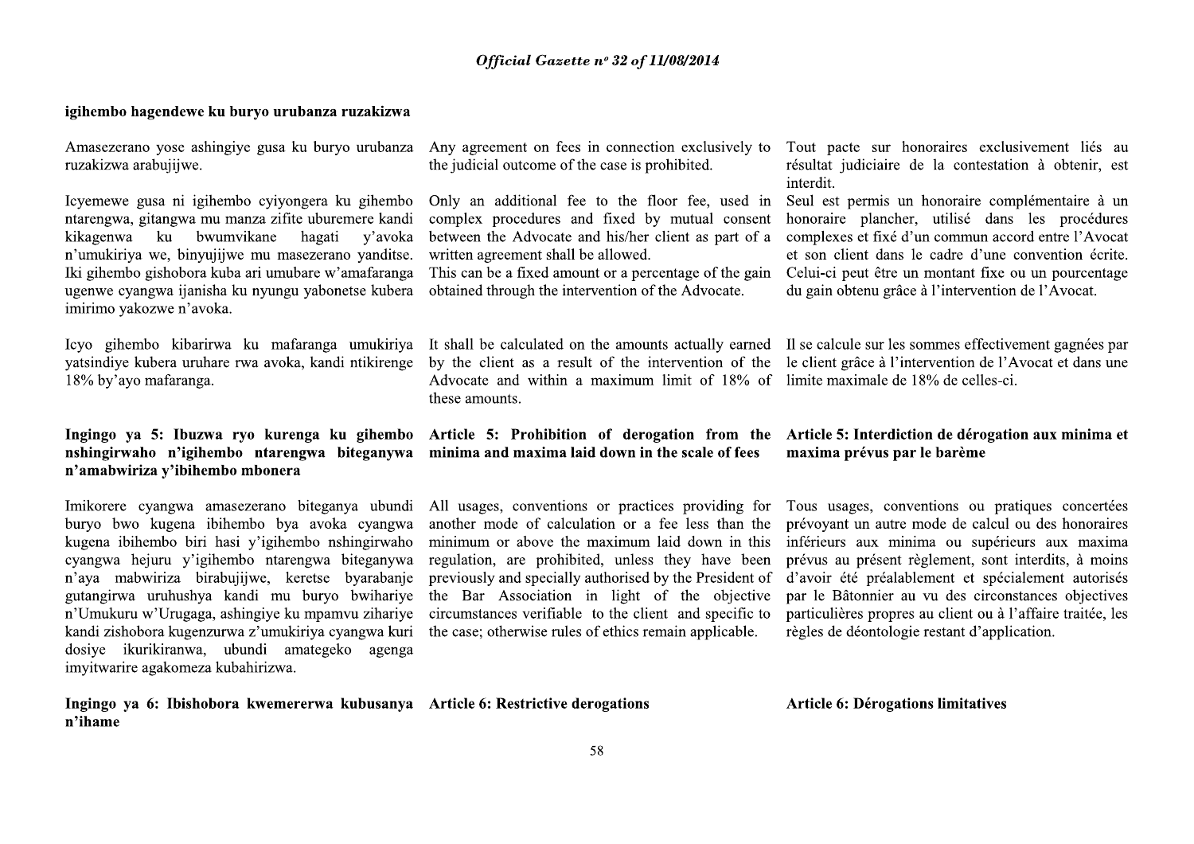**igihembo hagendewe ku buryo urubanza ruzakizwa**

Amasezerano yose ashingiye gusa ku buryo urubanza ruzakizwa arabujijwe.

Icyemewe gusa ni igihembo cyiyongera ku gihembo ntarengwa, gitangwa mu manza zifite uburemere kandi kikagenwa ku bwumvikane hagati y'avoka n'umukiriya we, binyujijwe mu masezerano yanditse. Iki gihembo gishobora kuba ari umubare w'amafaranga ugenwe cyangwa ijanisha ku nyungu yabonetse kubera imirimo yakozwe n'avoka.

Icyo gihembo kibarirwa ku mafaranga umukiriya yatsindiye kubera uruhare rwa avoka, kandi ntikirenge 18% by'ayo mafaranga.

**Ingingo ya 5: Ibuzwa ryo kurenga ku gihembo nshingirwaho n'igihembo ntarengwa biteganywa n'amabwiriza y'ibihembo mbonera**

Imikorere cyangwa amasezerano biteganya ubundi buryo bwo kugena ibihembo bya avoka cyangwa kugena ibihembo biri hasi y'igihembo nshingirwaho cyangwa hejuru y'igihembo ntarengwa biteganywa n'aya mabwiriza birabujijwe, keretse byarabanje gutangirwa uruhushya kandi mu buryo bwihariye n'Umukuru w'Urugaga, ashingiye ku mpamvu zihariye kandi zishobora kugenzurwa z'umukiriya cyangwa kuri dosiye ikurikiranwa, ubundi amategeko agenga imyitwarire agakomeza kubahirizwa.

**Ingingo ya 6: Ibishobora kwemererwa kubusanya n'ihame**

Any agreement on fees in connection exclusively to the judicial outcome of the case is prohibited.

Only an additional fee to the floor fee, used in complex procedures and fixed by mutual consent between the Advocate and his/her client as part of a written agreement shall be allowed.
This can be a fixed amount or a percentage of the gain obtained through the intervention of the Advocate.

It shall be calculated on the amounts actually earned by the client as a result of the intervention of the Advocate and within a maximum limit of 18% of these amounts.

**Article 5: Prohibition of derogation from the minima and maxima laid down in the scale of fees**

All usages, conventions or practices providing for another mode of calculation or a fee less than the minimum or above the maximum laid down in this regulation, are prohibited, unless they have been previously and specially authorised by the President of the Bar Association in light of the objective circumstances verifiable to the client and specific to the case; otherwise rules of ethics remain applicable.

**Article 6: Restrictive derogations**

Tout pacte sur honoraires exclusivement liés au résultat judiciaire de la contestation à obtenir, est interdit.

Seul est permis un honoraire complémentaire à un honoraire plancher, utilisé dans les procédures complexes et fixé d'un commun accord entre l'Avocat et son client dans le cadre d'une convention écrite. Celui-ci peut être un montant fixe ou un pourcentage du gain obtenu grâce à l'intervention de l'Avocat.

Il se calcule sur les sommes effectivement gagnées par le client grâce à l'intervention de l'Avocat et dans une limite maximale de 18% de celles-ci.

**Article 5: Interdiction de dérogation aux minima et maxima prévus par le barème**

Tous usages, conventions ou pratiques concertées prévoyant un autre mode de calcul ou des honoraires inférieurs aux minima ou supérieurs aux maxima prévus au présent règlement, sont interdits, à moins d'avoir été préalablement et spécialement autorisés par le Bâtonnier au vu des circonstances objectives particulières propres au client ou à l'affaire traitée, les règles de déontologie restant d'application.

**Article 6: Dérogations limitatives**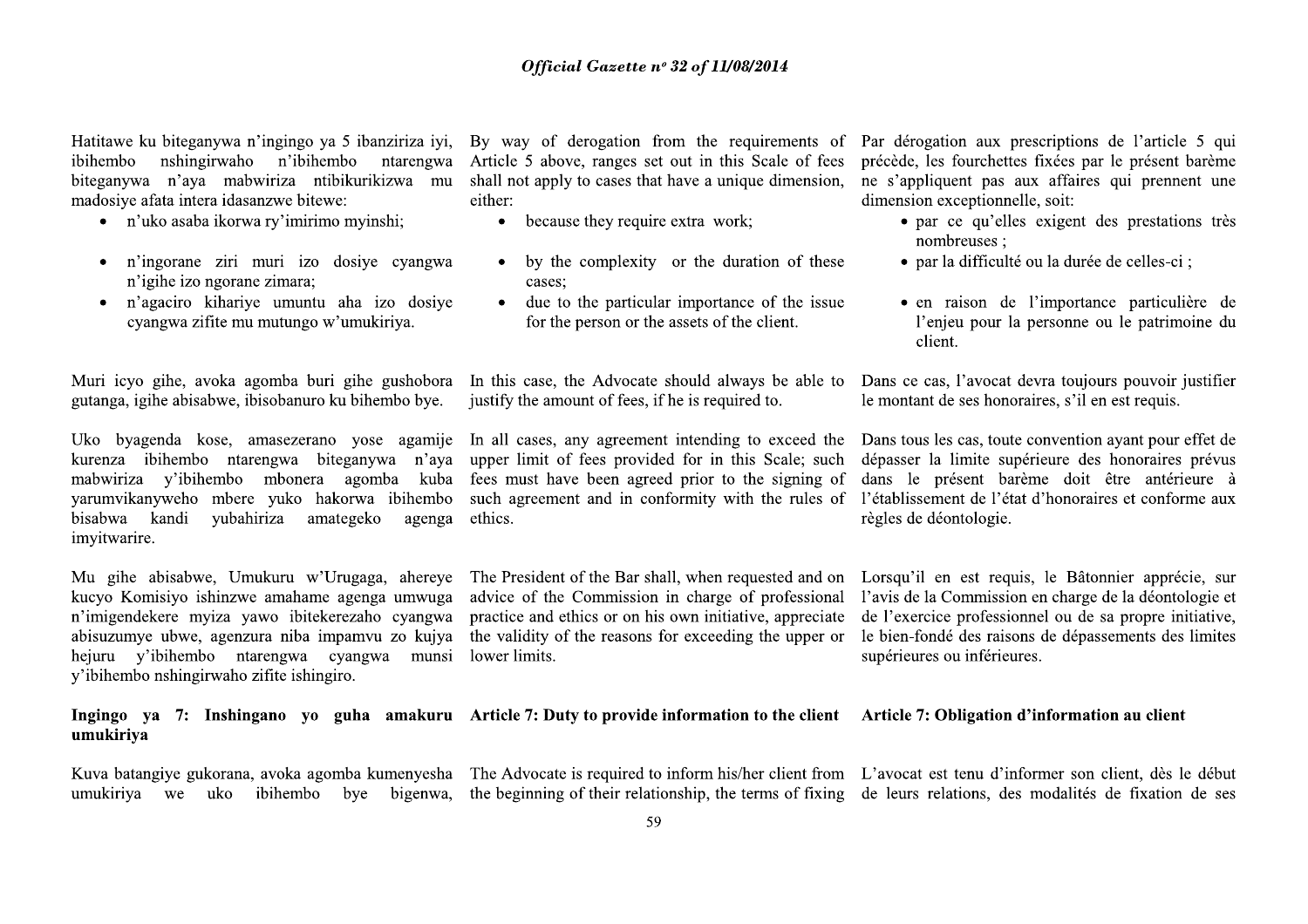Hatitawe ku biteganywa n'ingingo ya 5 ibanziriza iyi, ibihembo nshingirwaho n'ibihembo ntarengwa biteganywa n'aya mabwiriza ntibikurikizwa mu madosiye afata intera idasanzwe bitewe:

- n'uko asaba ikorwa ry'imirimo myinshi;
- n'ingorane ziri muri izo dosiye cyangwa n'igihe izo ngorane zimara;
- n'agaciro kihariye umuntu aha izo dosiye cyangwa zifite mu mutungo w'umukiriya.

Muri icyo gihe, avoka agomba buri gihe gushobora gutanga, igihe abisabwe, ibisobanuro ku bihembo bye.

Uko byagenda kose, amasezerano yose agamije kurenza ibihembo ntarengwa biteganywa n'aya mabwiriza y'ibihembo mbonera agomba kuba yarumvikanyweho mbere yuko hakorwa ibihembo bisabwa kandi yubahiriza amategeko agenga imyitwarire.

Mu gihe abisabwe, Umukuru w'Urugaga, ahereye kucyo Komisiyo ishinzwe amahame agenga umwuga n'imigendekere myiza yawo ibitekerezaho cyangwa abisuzumye ubwe, agenzura niba impamvu zo kujya hejuru y'ibihembo ntarengwa cyangwa munsi y'ibihembo nshingirwaho zifite ishingiro.

### Ingingo ya 7: Inshingano yo guha amakuru umukiriya

Kuva batangiye gukorana, avoka agomba kumenyesha umukiriya we uko ibihembo bye bigenwa,

By way of derogation from the requirements of Article 5 above, ranges set out in this Scale of fees shall not apply to cases that have a unique dimension, either:

- because they require extra work;
- by the complexity or the duration of these cases;
- due to the particular importance of the issue for the person or the assets of the client.

In this case, the Advocate should always be able to justify the amount of fees, if he is required to.

In all cases, any agreement intending to exceed the upper limit of fees provided for in this Scale; such fees must have been agreed prior to the signing of such agreement and in conformity with the rules of ethics.

The President of the Bar shall, when requested and on advice of the Commission in charge of professional practice and ethics or on his own initiative, appreciate the validity of the reasons for exceeding the upper or lower limits.

### Article 7: Duty to provide information to the client

The Advocate is required to inform his/her client from the beginning of their relationship, the terms of fixing

Par dérogation aux prescriptions de l'article 5 qui précède, les fourchettes fixées par le présent barème ne s'appliquent pas aux affaires qui prennent une dimension exceptionnelle, soit:

- par ce qu'elles exigent des prestations très nombreuses ;
- par la difficulté ou la durée de celles-ci ;
- en raison de l'importance particulière de l'enjeu pour la personne ou le patrimoine du client.

Dans ce cas, l'avocat devra toujours pouvoir justifier le montant de ses honoraires, s'il en est requis.

Dans tous les cas, toute convention ayant pour effet de dépasser la limite supérieure des honoraires prévus dans le présent barème doit être antérieure à l'établissement de l'état d'honoraires et conforme aux règles de déontologie.

Lorsqu'il en est requis, le Bâtonnier apprécie, sur l'avis de la Commission en charge de la déontologie et de l'exercice professionnel ou de sa propre initiative, le bien-fondé des raisons de dépassements des limites supérieures ou inférieures.

### Article 7: Obligation d'information au client

L'avocat est tenu d'informer son client, dès le début de leurs relations, des modalités de fixation de ses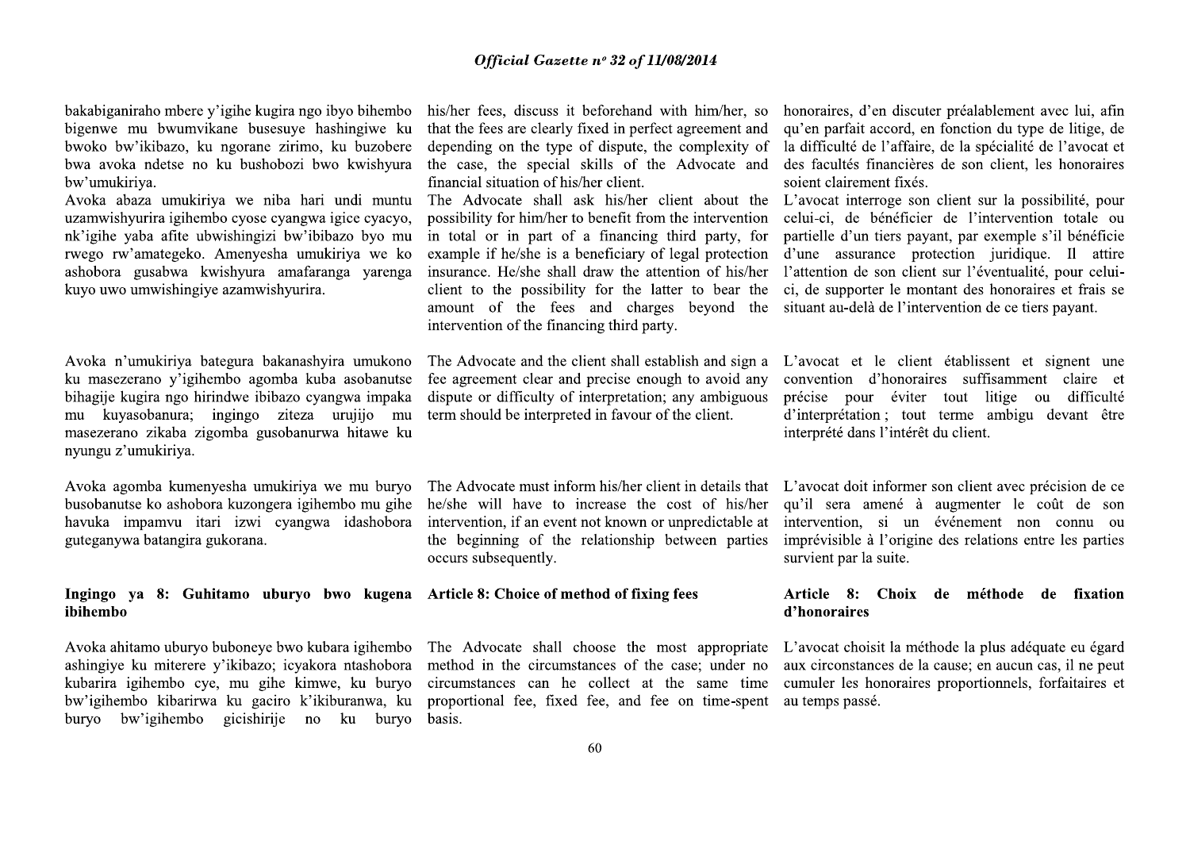bakabiganiraho mbere y'igihe kugira ngo ibyo bihembo bigenwe mu bwumvikane busesuye hashingiwe ku bwoko bw'ikibazo, ku ngorane zirimo, ku buzobere bwa avoka ndetse no ku bushobozi bwo kwishyura bw'umukiriya.

Avoka abaza umukiriya we niba hari undi muntu uzamwishyurira igihembo cyose cyangwa igice cyacyo, nk'igihe yaba afite ubwishingizi bw'ibibazo byo mu rwego rw'amategeko. Amenyesha umukiriya we ko ashobora gusabwa kwishyura amafaranga yarenga kuyo uwo umwishingiye azamwishyurira.

Avoka n'umukiriya bategura bakanashyira umukono ku masezerano y'igihembo agomba kuba asobanutse bihagije kugira ngo hirindwe ibibazo cyangwa impaka mu kuyasobanura; ingingo ziteza urujijo mu masezerano zikaba zigomba gusobanurwa hitawe ku nyungu z'umukiriya.

Avoka agomba kumenyesha umukiriya we mu buryo busobanutse ko ashobora kuzongera igihembo mu gihe havuka impamvu itari izwi cyangwa idashobora guteganywa batangira gukorana.

## Ingingo ya 8: Guhitamo uburyo bwo kugena ibihembo

Avoka ahitamo uburyo buboneye bwo kubara igihembo ashingiye ku miterere y'ikibazo; icyakora ntashobora kubarira igihembo cye, mu gihe kimwe, ku buryo bw'igihembo kibarirwa ku gaciro k'ikiburanwa, ku buryo bw'igihembo gicishirije no ku buryo

his/her fees, discuss it beforehand with him/her, so that the fees are clearly fixed in perfect agreement and depending on the type of dispute, the complexity of the case, the special skills of the Advocate and financial situation of his/her client.

The Advocate shall ask his/her client about the possibility for him/her to benefit from the intervention in total or in part of a financing third party, for example if he/she is a beneficiary of legal protection insurance. He/she shall draw the attention of his/her client to the possibility for the latter to bear the amount of the fees and charges beyond the intervention of the financing third party.

The Advocate and the client shall establish and sign a fee agreement clear and precise enough to avoid any dispute or difficulty of interpretation; any ambiguous term should be interpreted in favour of the client.

The Advocate must inform his/her client in details that he/she will have to increase the cost of his/her intervention, if an event not known or unpredictable at the beginning of the relationship between parties occurs subsequently.

## Article 8: Choice of method of fixing fees

The Advocate shall choose the most appropriate method in the circumstances of the case; under no circumstances can he collect at the same time proportional fee, fixed fee, and fee on time-spent basis.

honoraires, d'en discuter préalablement avec lui, afin qu'en parfait accord, en fonction du type de litige, de la difficulté de l'affaire, de la spécialité de l'avocat et des facultés financières de son client, les honoraires soient clairement fixés.

L'avocat interroge son client sur la possibilité, pour celui-ci, de bénéficier de l'intervention totale ou partielle d'un tiers payant, par exemple s'il bénéficie d'une assurance protection juridique. Il attire l'attention de son client sur l'éventualité, pour celui-ci, de supporter le montant des honoraires et frais se situant au-delà de l'intervention de ce tiers payant.

L'avocat et le client établissent et signent une convention d'honoraires suffisamment claire et précise pour éviter tout litige ou difficulté d'interprétation ; tout terme ambigu devant être interprété dans l'intérêt du client.

L'avocat doit informer son client avec précision de ce qu'il sera amené à augmenter le coût de son intervention, si un événement non connu ou imprévisible à l'origine des relations entre les parties survient par la suite.

## Article 8: Choix de méthode de fixation d'honoraires

L'avocat choisit la méthode la plus adéquate eu égard aux circonstances de la cause; en aucun cas, il ne peut cumuler les honoraires proportionnels, forfaitaires et au temps passé.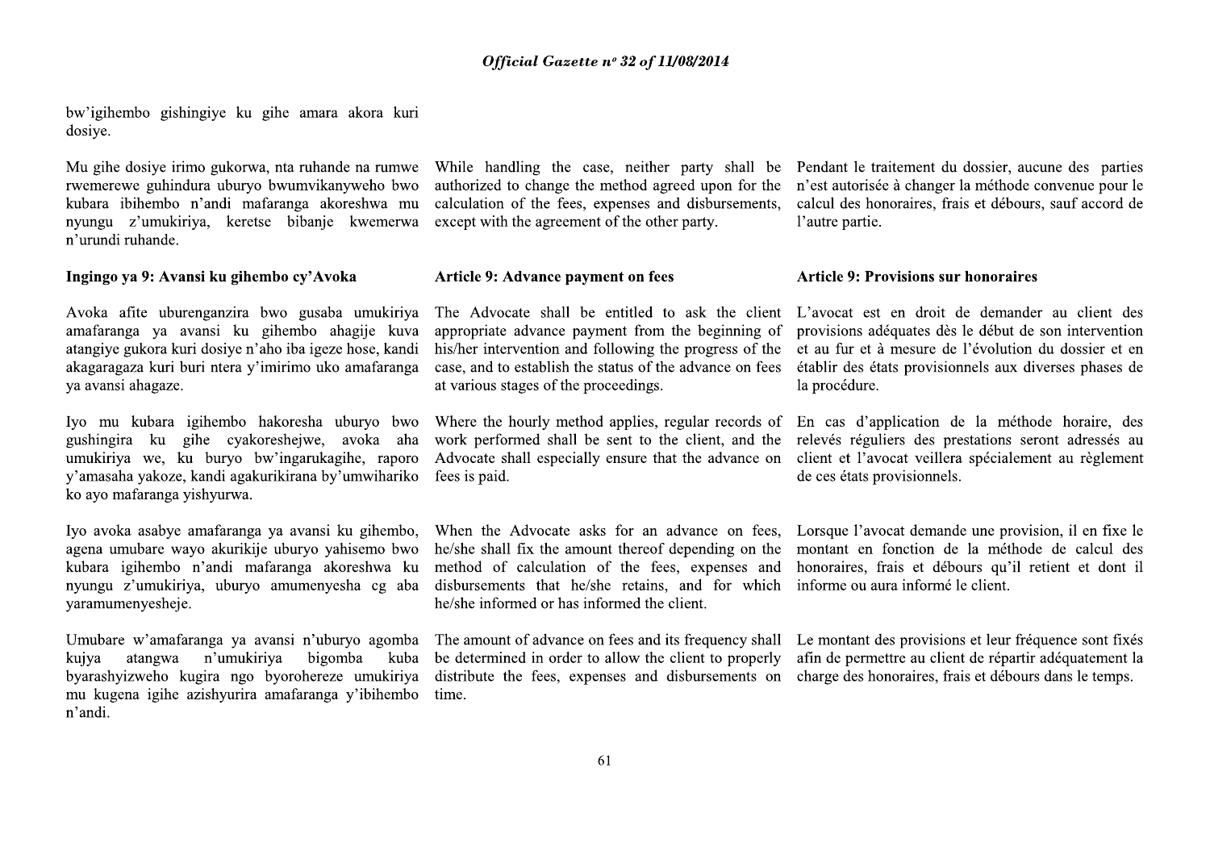bw'igihembo gishingiye ku gihe amara akora kuri dosiye.

Mu gihe dosiye irimo gukorwa, nta ruhande na rumwe rwemerewe guhindura uburyo bwumvikanyweho bwo kubara ibihembo n'andi mafaranga akoreshwa mu nyungu z'umukiriya, keretse bibanje kwemerwa n'urundi ruhande.

### Ingingo ya 9: Avansi ku gihembo cy'Avoka

Avoka afite uburenganzira bwo gusaba umukiriya amafaranga ya avansi ku gihembo ahagije kuva atangiye gukora kuri dosiye n'aho iba igeze hose, kandi akagaragaza kuri buri ntera y'imirimo uko amafaranga ya avansi ahagaze.

Iyo mu kubara igihembo hakoresha uburyo bwo gushingira ku gihe cyakoreshejwe, avoka aha umukiriya we, ku buryo bw'ingarukagihe, raporo y'amasaha yakoze, kandi agakurikirana by'umwihariko ko ayo mafaranga yishyurwa.

Iyo avoka asabye amafaranga ya avansi ku gihembo, agena umubare wayo akurikije uburyo yahisemo bwo kubara igihembo n'andi mafaranga akoreshwa ku nyungu z'umukiriya, uburyo amumenyesha cg aba yaramumenyesheje.

Umubare w'amafaranga ya avansi n'uburyo agomba kujya atangwa n'umukiriya bigomba kuba byarashyizweho kugira ngo byorohereze umukiriya mu kugena igihe azishyurira amafaranga y'ibihembo n'andi.

While handling the case, neither party shall be authorized to change the method agreed upon for the calculation of the fees, expenses and disbursements, except with the agreement of the other party.

### Article 9: Advance payment on fees

The Advocate shall be entitled to ask the client appropriate advance payment from the beginning of his/her intervention and following the progress of the case, and to establish the status of the advance on fees at various stages of the proceedings.

Where the hourly method applies, regular records of work performed shall be sent to the client, and the Advocate shall especially ensure that the advance on fees is paid.

When the Advocate asks for an advance on fees, he/she shall fix the amount thereof depending on the method of calculation of the fees, expenses and disbursements that he/she retains, and for which he/she informed or has informed the client.

The amount of advance on fees and its frequency shall be determined in order to allow the client to properly distribute the fees, expenses and disbursements on time.

Pendant le traitement du dossier, aucune des parties n'est autorisée à changer la méthode convenue pour le calcul des honoraires, frais et débours, sauf accord de l'autre partie.

### Article 9: Provisions sur honoraires

L'avocat est en droit de demander au client des provisions adéquates dès le début de son intervention et au fur et à mesure de l'évolution du dossier et en établir des états provisionnels aux diverses phases de la procédure.

En cas d'application de la méthode horaire, des relevés réguliers des prestations seront adressés au client et l'avocat veillera spécialement au règlement de ces états provisionnels.

Lorsque l'avocat demande une provision, il en fixe le montant en fonction de la méthode de calcul des honoraires, frais et débours qu'il retient et dont il informe ou aura informé le client.

Le montant des provisions et leur fréquence sont fixés afin de permettre au client de répartir adéquatement la charge des honoraires, frais et débours dans le temps.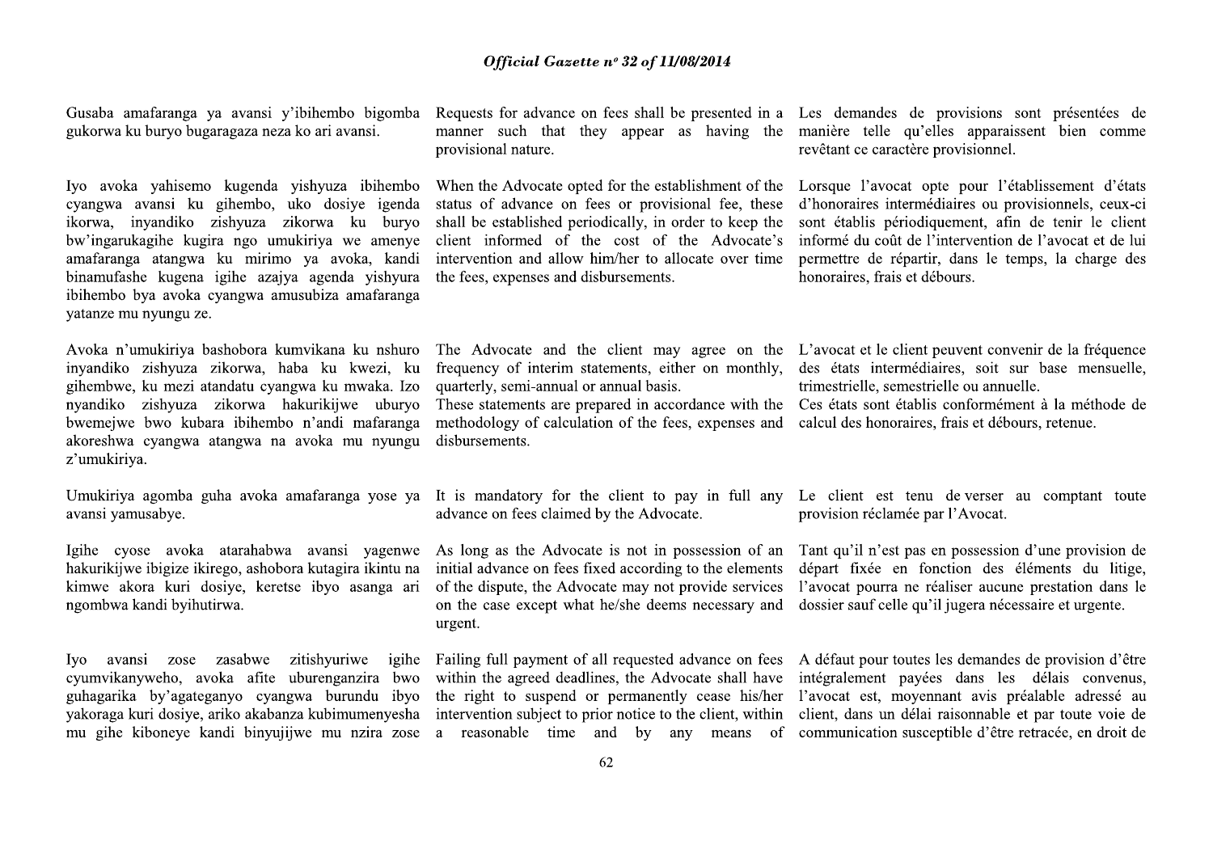Gusaba amafaranga ya avansi y'ibihembo bigomba gukorwa ku buryo bugaragaza neza ko ari avansi.

Iyo avoka yahisemo kugenda yishyuza ibihembo cyangwa avansi ku gihembo, uko dosiye igenda ikorwa, inyandiko zishyuza zikorwa ku buryo bw'ingarukagihe kugira ngo umukiriya we amenye amafaranga atangwa ku mirimo ya avoka, kandi binamufashe kugena igihe azajya agenda yishyura ibihembo bya avoka cyangwa amusubiza amafaranga yatanze mu nyungu ze.

Avoka n'umukiriya bashobora kumvikana ku nshuro inyandiko zishyuza zikorwa, haba ku kwezi, ku gihembwe, ku mezi atandatu cyangwa ku mwaka. Izo nyandiko zishyuza zikorwa hakurikijwe uburyo bwemejwe bwo kubara ibihembo n'andi mafaranga akoreshwa cyangwa atangwa na avoka mu nyungu z'umukiriya.

Umukiriya agomba guha avoka amafaranga yose ya avansi yamusabye.

Igihe cyose avoka atarahabwa avansi yagenwe hakurikijwe ibigize ikirego, ashobora kutagira ikintu na kimwe akora kuri dosiye, keretse ibyo asanga ari ngombwa kandi byihutirwa.

Iyo avansi zose zasabwe zitishyuriwe igihe cyumvikanyweho, avoka afite uburenganzira bwo guhagarika by'agateganyo cyangwa burundu ibyo yakoraga kuri dosiye, ariko akabanza kubimumenyesha mu gihe kiboneye kandi binyujijwe mu nzira zose

Requests for advance on fees shall be presented in a manner such that they appear as having the provisional nature.

When the Advocate opted for the establishment of the status of advance on fees or provisional fee, these shall be established periodically, in order to keep the client informed of the cost of the Advocate's intervention and allow him/her to allocate over time the fees, expenses and disbursements.

The Advocate and the client may agree on the frequency of interim statements, either on monthly, quarterly, semi-annual or annual basis.
These statements are prepared in accordance with the methodology of calculation of the fees, expenses and disbursements.

It is mandatory for the client to pay in full any advance on fees claimed by the Advocate.

As long as the Advocate is not in possession of an initial advance on fees fixed according to the elements of the dispute, the Advocate may not provide services on the case except what he/she deems necessary and urgent.

Failing full payment of all requested advance on fees within the agreed deadlines, the Advocate shall have the right to suspend or permanently cease his/her intervention subject to prior notice to the client, within a reasonable time and by any means of

Les demandes de provisions sont présentées de manière telle qu'elles apparaissent bien comme revêtant ce caractère provisionnel.

Lorsque l'avocat opte pour l'établissement d'états d'honoraires intermédiaires ou provisionnels, ceux-ci sont établis périodiquement, afin de tenir le client informé du coût de l'intervention de l'avocat et de lui permettre de répartir, dans le temps, la charge des honoraires, frais et débours.

L'avocat et le client peuvent convenir de la fréquence des états intermédiaires, soit sur base mensuelle, trimestrielle, semestrielle ou annuelle.
Ces états sont établis conformément à la méthode de calcul des honoraires, frais et débours, retenue.

Le client est tenu de verser au comptant toute provision réclamée par l'Avocat.

Tant qu'il n'est pas en possession d'une provision de départ fixée en fonction des éléments du litige, l'avocat pourra ne réaliser aucune prestation dans le dossier sauf celle qu'il jugera nécessaire et urgente.

A défaut pour toutes les demandes de provision d'être intégralement payées dans les délais convenus, l'avocat est, moyennant avis préalable adressé au client, dans un délai raisonnable et par toute voie de communication susceptible d'être retracée, en droit de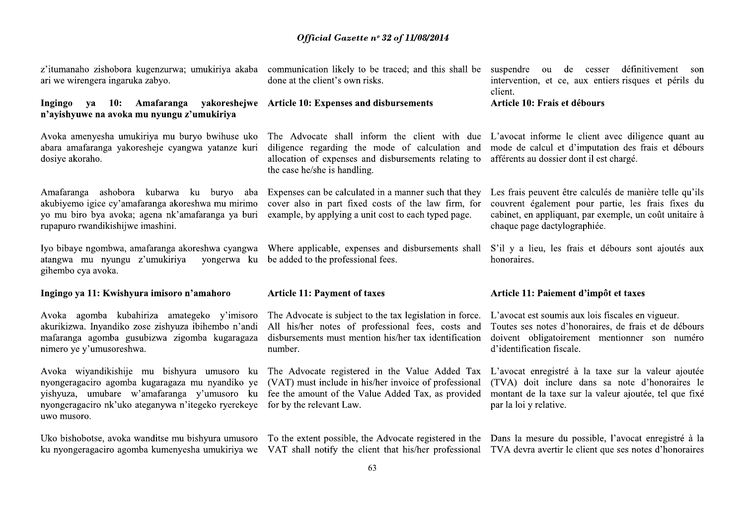z'itumanaho zishobora kugenzurwa; umukiriya akaba ari we wirengera ingaruka zabyo.

communication likely to be traced; and this shall be done at the client's own risks.

suspendre ou de cesser définitivement son intervention, et ce, aux entiers risques et périls du client.

**Ingingo ya 10: Amafaranga yakoreshejwe n'ayishyuwe na avoka mu nyungu z'umukiriya**

Avoka amenyesha umukiriya mu buryo bwihuse uko abara amafaranga yakoresheje cyangwa yatanze kuri dosiye akoraho.

Amafaranga ashobora kubarwa ku buryo aba akubiyemo igice cy'amafaranga akoreshwa mu mirimo yo mu biro bya avoka; agena nk'amafaranga ya buri rupapuro rwandikishijwe imashini.

Iyo bibaye ngombwa, amafaranga akoreshwa cyangwa atangwa mu nyungu z'umukiriya yongerwa ku gihembo cya avoka.

**Article 10: Expenses and disbursements**

The Advocate shall inform the client with due diligence regarding the mode of calculation and allocation of expenses and disbursements relating to the case he/she is handling.

Expenses can be calculated in a manner such that they cover also in part fixed costs of the law firm, for example, by applying a unit cost to each typed page.

Where applicable, expenses and disbursements shall be added to the professional fees.

**Article 10: Frais et débours**

L'avocat informe le client avec diligence quant au mode de calcul et d'imputation des frais et débours afférents au dossier dont il est chargé.

Les frais peuvent être calculés de manière telle qu'ils couvrent également pour partie, les frais fixes du cabinet, en appliquant, par exemple, un coût unitaire à chaque page dactylographiée.

S'il y a lieu, les frais et débours sont ajoutés aux honoraires.

**Ingingo ya 11: Kwishyura imisoro n'amahoro**

Avoka agomba kubahiriza amategeko y'imisoro akurikizwa. Inyandiko zose zishyuza ibihembo n'andi mafaranga agomba gusubizwa zigomba kugaragaza nimero ye y'umusoreshwa.

Avoka wiyandikishije mu bishyura umusoro ku nyongeragaciro agomba kugaragaza mu nyandiko ye yishyuza, umubare w'amafaranga y'umusoro ku nyongeragaciro nk'uko ateganywa n'itegeko ryerekeye uwo musoro.

Uko bishobotse, avoka wanditse mu bishyura umusoro ku nyongeragaciro agomba kumenyesha umukiriya we

**Article 11: Payment of taxes**

The Advocate is subject to the tax legislation in force. All his/her notes of professional fees, costs and disbursements must mention his/her tax identification number.

The Advocate registered in the Value Added Tax (VAT) must include in his/her invoice of professional fee the amount of the Value Added Tax, as provided for by the relevant Law.

To the extent possible, the Advocate registered in the VAT shall notify the client that his/her professional

**Article 11: Paiement d'impôt et taxes**

L'avocat est soumis aux lois fiscales en vigueur. Toutes ses notes d'honoraires, de frais et de débours doivent obligatoirement mentionner son numéro d'identification fiscale.

L'avocat enregistré à la taxe sur la valeur ajoutée (TVA) doit inclure dans sa note d'honoraires le montant de la taxe sur la valeur ajoutée, tel que fixé par la loi y relative.

Dans la mesure du possible, l'avocat enregistré à la TVA devra avertir le client que ses notes d'honoraires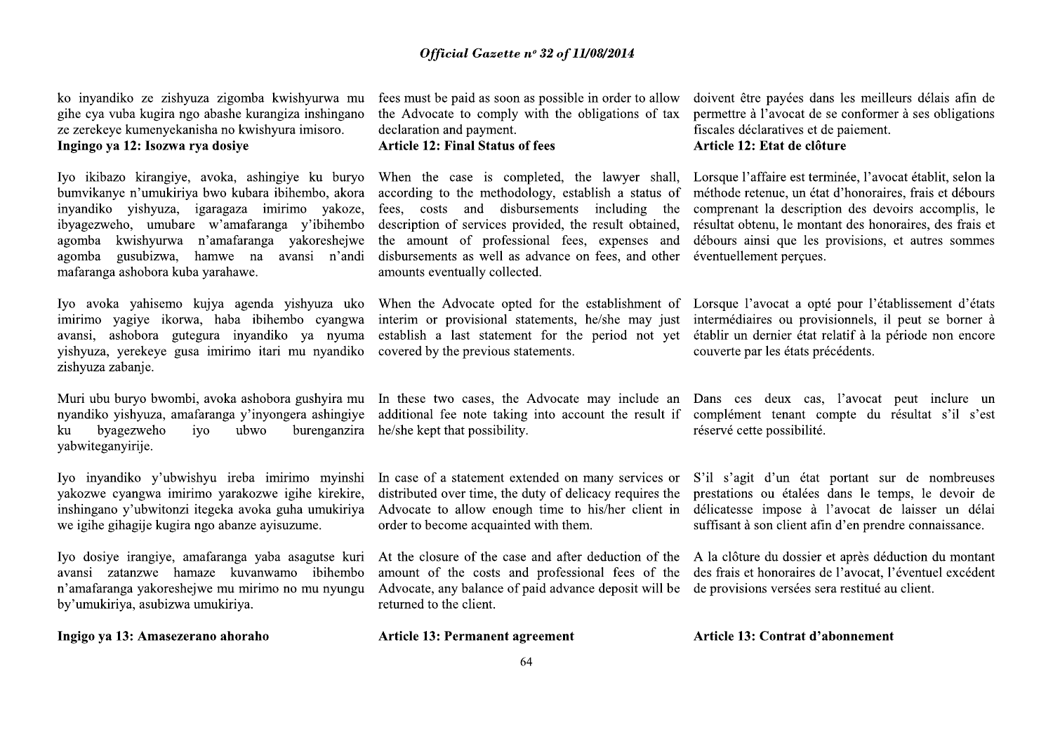ko inyandiko ze zishyuza zigomba kwishyurwa mu gihe cya vuba kugira ngo abashe kurangiza inshingano ze zerekeye kumenyekanisha no kwishyura imisoro.

### Ingingo ya 12: Isozwa rya dosiye

Iyo ikibazo kirangiye, avoka, ashingiye ku buryo bumvikanye n'umukiriya bwo kubara ibihembo, akora inyandiko yishyuza, igaragaza imirimo yakoze, ibyagezweho, umubare w'amafaranga y'ibihembo agomba kwishyurwa n'amafaranga yakoreshejwe agomba gusubizwa, hamwe na avansi n'andi mafaranga ashobora kuba yarahawe.

Iyo avoka yahisemo kujya agenda yishyuza uko imirimo yagiye ikorwa, haba ibihembo cyangwa avansi, ashobora gutegura inyandiko ya nyuma yishyuza, yerekeye gusa imirimo itari mu nyandiko zishyuza zabanje.

Muri ubu buryo bwombi, avoka ashobora gushyira mu nyandiko yishyuza, amafaranga y'inyongera ashingiye ku byagezweho iyo ubwo burenganzira yabwiteganyirije.

Iyo inyandiko y'ubwishyu ireba imirimo myinshi yakozwe cyangwa imirimo yarakozwe igihe kirekire, inshingano y'ubwitonzi itegeka avoka guha umukiriya we igihe gihagije kugira ngo abanze ayisuzume.

Iyo dosiye irangiye, amafaranga yaba asagutse kuri avansi zatanzwe hamaze kuvanwamo ibihembo n'amafaranga yakoreshejwe mu mirimo no mu nyungu by'umukiriya, asubizwa umukiriya.

### Ingigo ya 13: Amasezerano ahoraho

fees must be paid as soon as possible in order to allow the Advocate to comply with the obligations of tax declaration and payment.

### Article 12: Final Status of fees

When the case is completed, the lawyer shall, according to the methodology, establish a status of fees, costs and disbursements including the description of services provided, the result obtained, the amount of professional fees, expenses and disbursements as well as advance on fees, and other amounts eventually collected.

When the Advocate opted for the establishment of interim or provisional statements, he/she may just establish a last statement for the period not yet covered by the previous statements.

In these two cases, the Advocate may include an additional fee note taking into account the result if he/she kept that possibility.

In case of a statement extended on many services or distributed over time, the duty of delicacy requires the Advocate to allow enough time to his/her client in order to become acquainted with them.

At the closure of the case and after deduction of the amount of the costs and professional fees of the Advocate, any balance of paid advance deposit will be returned to the client.

### Article 13: Permanent agreement

doivent être payées dans les meilleurs délais afin de permettre à l'avocat de se conformer à ses obligations fiscales déclaratives et de paiement.

### Article 12: Etat de clôture

Lorsque l'affaire est terminée, l'avocat établit, selon la méthode retenue, un état d'honoraires, frais et débours comprenant la description des devoirs accomplis, le résultat obtenu, le montant des honoraires, des frais et débours ainsi que les provisions, et autres sommes éventuellement perçues.

Lorsque l'avocat a opté pour l'établissement d'états intermédiaires ou provisionnels, il peut se borner à établir un dernier état relatif à la période non encore couverte par les états précédents.

Dans ces deux cas, l'avocat peut inclure un complément tenant compte du résultat s'il s'est réservé cette possibilité.

S'il s'agit d'un état portant sur de nombreuses prestations ou étalées dans le temps, le devoir de délicatesse impose à l'avocat de laisser un délai suffisant à son client afin d'en prendre connaissance.

A la clôture du dossier et après déduction du montant des frais et honoraires de l'avocat, l'éventuel excédent de provisions versées sera restitué au client.

### Article 13: Contrat d'abonnement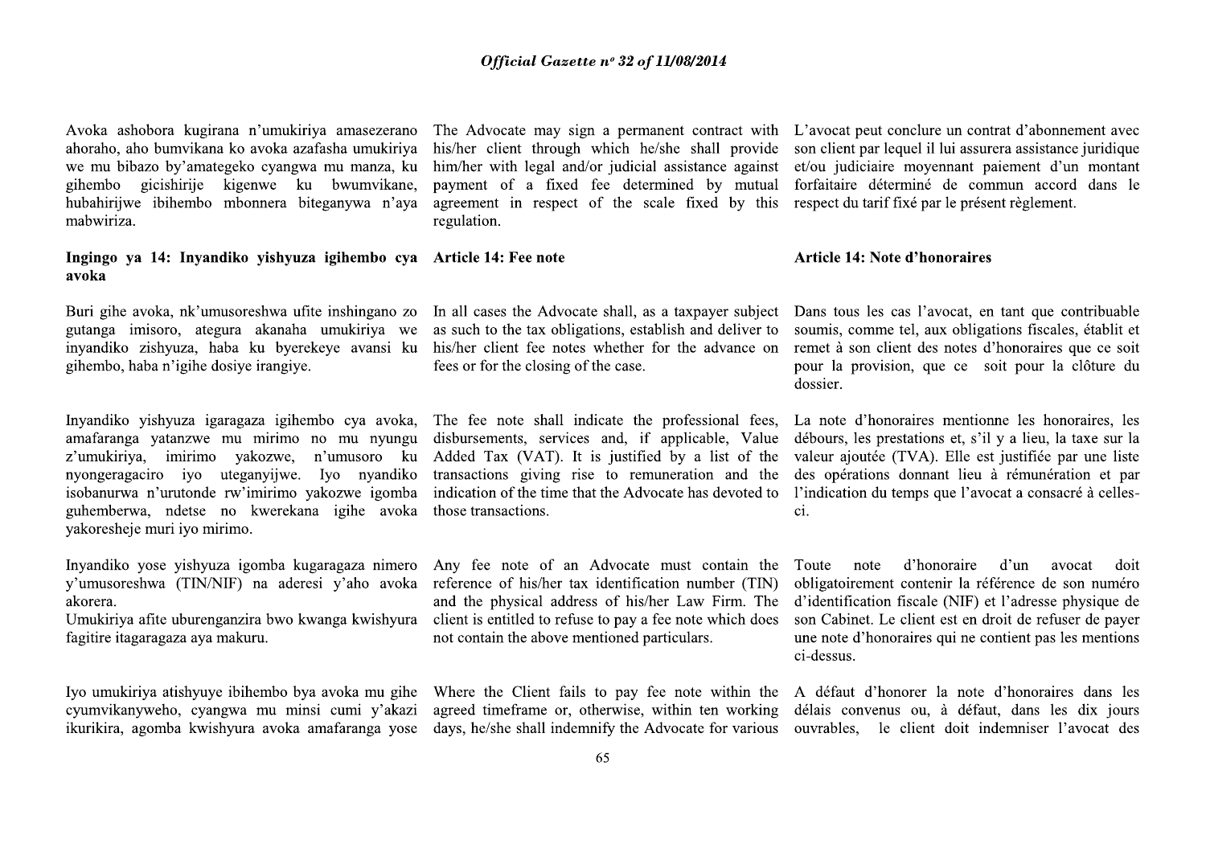Avoka ashobora kugirana n'umukiriya amasezerano ahoraho, aho bumvikana ko avoka azafasha umukiriya we mu bibazo by'amategeko cyangwa mu manza, ku gihembo gicishirije kigenwe ku bwumvikane, hubahirijwe ibihembo mbonnera biteganywa n'aya mabwiriza.

The Advocate may sign a permanent contract with his/her client through which he/she shall provide him/her with legal and/or judicial assistance against payment of a fixed fee determined by mutual agreement in respect of the scale fixed by this regulation.

L'avocat peut conclure un contrat d'abonnement avec son client par lequel il lui assurera assistance juridique et/ou judiciaire moyennant paiement d'un montant forfaitaire déterminé de commun accord dans le respect du tarif fixé par le présent règlement.

**Ingingo ya 14: Inyandiko yishyuza igihembo cya avoka**

**Article 14: Fee note**

**Article 14: Note d'honoraires**

Buri gihe avoka, nk'umusoreshwa ufite inshingano zo gutanga imisoro, ategura akanaha umukiriya we inyandiko zishyuza, haba ku byerekeye avansi ku gihembo, haba n'igihe dosiye irangiye.

In all cases the Advocate shall, as a taxpayer subject as such to the tax obligations, establish and deliver to his/her client fee notes whether for the advance on fees or for the closing of the case.

Dans tous les cas l'avocat, en tant que contribuable soumis, comme tel, aux obligations fiscales, établit et remet à son client des notes d'honoraires que ce soit pour la provision, que ce soit pour la clôture du dossier.

Inyandiko yishyuza igaragaza igihembo cya avoka, amafaranga yatanzwe mu mirimo no mu nyungu z'umukiriya, imirimo yakozwe, n'umusoro ku nyongeragaciro iyo uteganyijwe. Iyo nyandiko isobanurwa n'urutonde rw'imirimo yakozwe igomba guhemberwa, ndetse no kwerekana igihe avoka yakoresheje muri iyo mirimo.

The fee note shall indicate the professional fees, disbursements, services and, if applicable, Value Added Tax (VAT). It is justified by a list of the transactions giving rise to remuneration and the indication of the time that the Advocate has devoted to those transactions.

La note d'honoraires mentionne les honoraires, les débours, les prestations et, s'il y a lieu, la taxe sur la valeur ajoutée (TVA). Elle est justifiée par une liste des opérations donnant lieu à rémunération et par l'indication du temps que l'avocat a consacré à celles-ci.

Inyandiko yose yishyuza igomba kugaragaza nimero y'umusoreshwa (TIN/NIF) na aderesi y'aho avoka akorera.
Umukiriya afite uburenganzira bwo kwanga kwishyura fagitire itagaragaza aya makuru.

Any fee note of an Advocate must contain the reference of his/her tax identification number (TIN) and the physical address of his/her Law Firm. The client is entitled to refuse to pay a fee note which does not contain the above mentioned particulars.

Toute note d'honoraire d'un avocat doit obligatoirement contenir la référence de son numéro d'identification fiscale (NIF) et l'adresse physique de son Cabinet. Le client est en droit de refuser de payer une note d'honoraires qui ne contient pas les mentions ci-dessus.

Iyo umukiriya atishyuye ibihembo bya avoka mu gihe cyumvikanyweho, cyangwa mu minsi cumi y'akazi ikurikira, agomba kwishyura avoka amafaranga yose

Where the Client fails to pay fee note within the agreed timeframe or, otherwise, within ten working days, he/she shall indemnify the Advocate for various

A défaut d'honorer la note d'honoraires dans les délais convenus ou, à défaut, dans les dix jours ouvrables, le client doit indemniser l'avocat des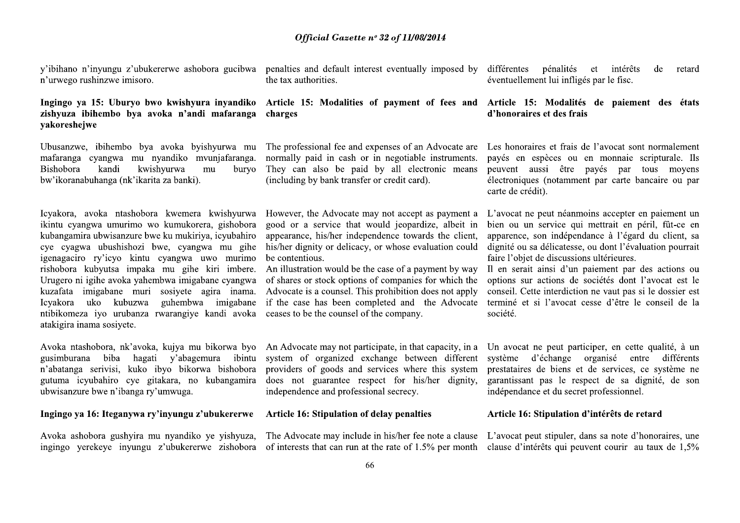y'ibihano n'inyungu z'ubukererwe ashobora gucibwa n'urwego rushinzwe imisoro.

penalties and default interest eventually imposed by the tax authorities.

différentes pénalités et intérêts de retard éventuellement lui infligés par le fisc.

**Ingingo ya 15: Uburyo bwo kwishyura inyandiko zishyuza ibihembo bya avoka n'andi mafaranga yakoreshejwe**

Ubusanzwe, ibihembo bya avoka byishyurwa mu mafaranga cyangwa mu nyandiko mvunjafaranga. Bishobora kandi kwishyurwa mu buryo bw'ikoranabuhanga (nk'ikarita za banki).

Icyakora, avoka ntashobora kwemera kwishyurwa ikintu cyangwa umurimo wo kumukorera, gishobora kubangamira ubwisanzure bwe ku mukiriya, icyubahiro cye cyagwa ubushishozi bwe, cyangwa mu gihe igenagaciro ry'icyo kintu cyangwa uwo murimo rishobora kubyutsa impaka mu gihe kiri imbere. Urugero ni igihe avoka yahembwa imigabane cyangwa kuzafata imigabane muri sosiyete agira inama. Icyakora uko kubuzwa guhembwa imigabane ntibikomeza iyo urubanza rwarangiye kandi avoka atakigira inama sosiyete.

Avoka ntashobora, nk'avoka, kujya mu bikorwa byo gusimburana biba hagati y'abagemura ibintu n'abatanga serivisi, kuko ibyo bikorwa bishobora gutuma icyubahiro cye gitakara, no kubangamira ubwisanzure bwe n'ibanga ry'umwuga.

**Ingingo ya 16: Iteganywa ry'inyungu z'ubukererwe**

Avoka ashobora gushyira mu nyandiko ye yishyuza, ingingo yerekeye inyungu z'ubukererwe zishobora

**Article 15: Modalities of payment of fees and charges**

The professional fee and expenses of an Advocate are normally paid in cash or in negotiable instruments. They can also be paid by all electronic means (including by bank transfer or credit card).

However, the Advocate may not accept as payment a good or a service that would jeopardize, albeit in appearance, his/her independence towards the client, his/her dignity or delicacy, or whose evaluation could be contentious.
An illustration would be the case of a payment by way of shares or stock options of companies for which the Advocate is a counsel. This prohibition does not apply if the case has been completed and the Advocate ceases to be the counsel of the company.

An Advocate may not participate, in that capacity, in a system of organized exchange between different providers of goods and services where this system does not guarantee respect for his/her dignity, independence and professional secrecy.

**Article 16: Stipulation of delay penalties**

The Advocate may include in his/her fee note a clause of interests that can run at the rate of 1.5% per month

**Article 15: Modalités de paiement des états d'honoraires et des frais**

Les honoraires et frais de l'avocat sont normalement payés en espèces ou en monnaie scripturale. Ils peuvent aussi être payés par tous moyens électroniques (notamment par carte bancaire ou par carte de crédit).

L'avocat ne peut néanmoins accepter en paiement un bien ou un service qui mettrait en péril, fût-ce en apparence, son indépendance à l'égard du client, sa dignité ou sa délicatesse, ou dont l'évaluation pourrait faire l'objet de discussions ultérieures.
Il en serait ainsi d'un paiement par des actions ou options sur actions de sociétés dont l'avocat est le conseil. Cette interdiction ne vaut pas si le dossier est terminé et si l'avocat cesse d'être le conseil de la société.

Un avocat ne peut participer, en cette qualité, à un système d'échange organisé entre différents prestataires de biens et de services, ce système ne garantissant pas le respect de sa dignité, de son indépendance et du secret professionnel.

**Article 16: Stipulation d'intérêts de retard**

L'avocat peut stipuler, dans sa note d'honoraires, une clause d'intérêts qui peuvent courir au taux de 1,5%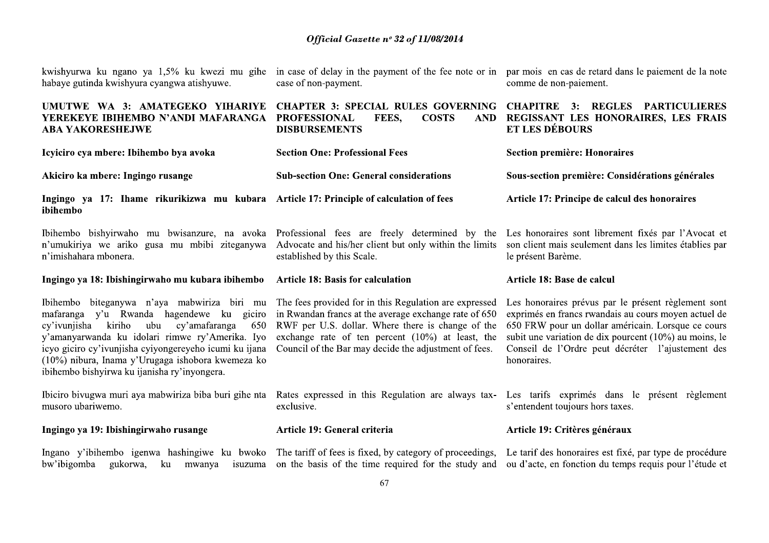kwishyurwa ku ngano ya 1,5% ku kwezi mu gihe habaye gutinda kwishyura cyangwa atishyuwe.

in case of delay in the payment of the fee note or in case of non-payment.

par mois en cas de retard dans le paiement de la note comme de non-paiement.

## UMUTWE WA 3: AMATEGEKO YIHARIYE YEREKEYE IBIHEMBO N'ANDI MAFARANGA ABA YAKORESHEJWE

## CHAPTER 3: SPECIAL RULES GOVERNING PROFESSIONAL FEES, COSTS AND DISBURSEMENTS

## CHAPITRE 3: REGLES PARTICULIERES REGISSANT LES HONORAIRES, LES FRAIS ET LES DÉBOURS

### Icyiciro cya mbere: Ibihembo bya avoka

### Section One: Professional Fees

### Section première: Honoraires

#### Akiciro ka mbere: Ingingo rusange

#### Sub-section One: General considerations

#### Sous-section première: Considérations générales

**Ingingo ya 17: Ihame rikurikizwa mu kubara ibihembo**

Ibihembo bishyirwaho mu bwisanzure, na avoka n'umukiriya we ariko gusa mu mbibi ziteganywa n'imishahara mbonera.

**Article 17: Principle of calculation of fees**

Professional fees are freely determined by the Advocate and his/her client but only within the limits established by this Scale.

**Article 17: Principe de calcul des honoraires**

Les honoraires sont librement fixés par l'Avocat et son client mais seulement dans les limites établies par le présent Barème.

**Ingingo ya 18: Ibishingirwaho mu kubara ibihembo**

Ibihembo biteganywa n'aya mabwiriza biri mu mafaranga y'u Rwanda hagendewe ku giciro cy'ivunjisha kiriho ubu cy'amafaranga 650 y'amanyarwanda ku idolari rimwe ry'Amerika. Iyo icyo giciro cy'ivunjisha cyiyongereyeho icumi ku ijana (10%) nibura, Inama y'Urugaga ishobora kwemeza ko ibihembo bishyirwa ku ijanisha ry'inyongera.

Ibiciro bivugwa muri aya mabwiriza biba buri gihe nta musoro ubariwemo.

**Article 18: Basis for calculation**

The fees provided for in this Regulation are expressed in Rwandan francs at the average exchange rate of 650 RWF per U.S. dollar. Where there is change of the exchange rate of ten percent (10%) at least, the Council of the Bar may decide the adjustment of fees.

Rates expressed in this Regulation are always tax-exclusive.

**Article 18: Base de calcul**

Les honoraires prévus par le présent règlement sont exprimés en francs rwandais au cours moyen actuel de 650 FRW pour un dollar américain. Lorsque ce cours subit une variation de dix pourcent (10%) au moins, le Conseil de l'Ordre peut décréter l'ajustement des honoraires.

Les tarifs exprimés dans le présent règlement s'entendent toujours hors taxes.

**Ingingo ya 19: Ibishingirwaho rusange**

Ingano y'ibihembo igenwa hashingiwe ku bwoko bw'ibigomba gukorwa, ku mwanya isuzuma

**Article 19: General criteria**

The tariff of fees is fixed, by category of proceedings, on the basis of the time required for the study and

**Article 19: Critères généraux**

Le tarif des honoraires est fixé, par type de procédure ou d'acte, en fonction du temps requis pour l'étude et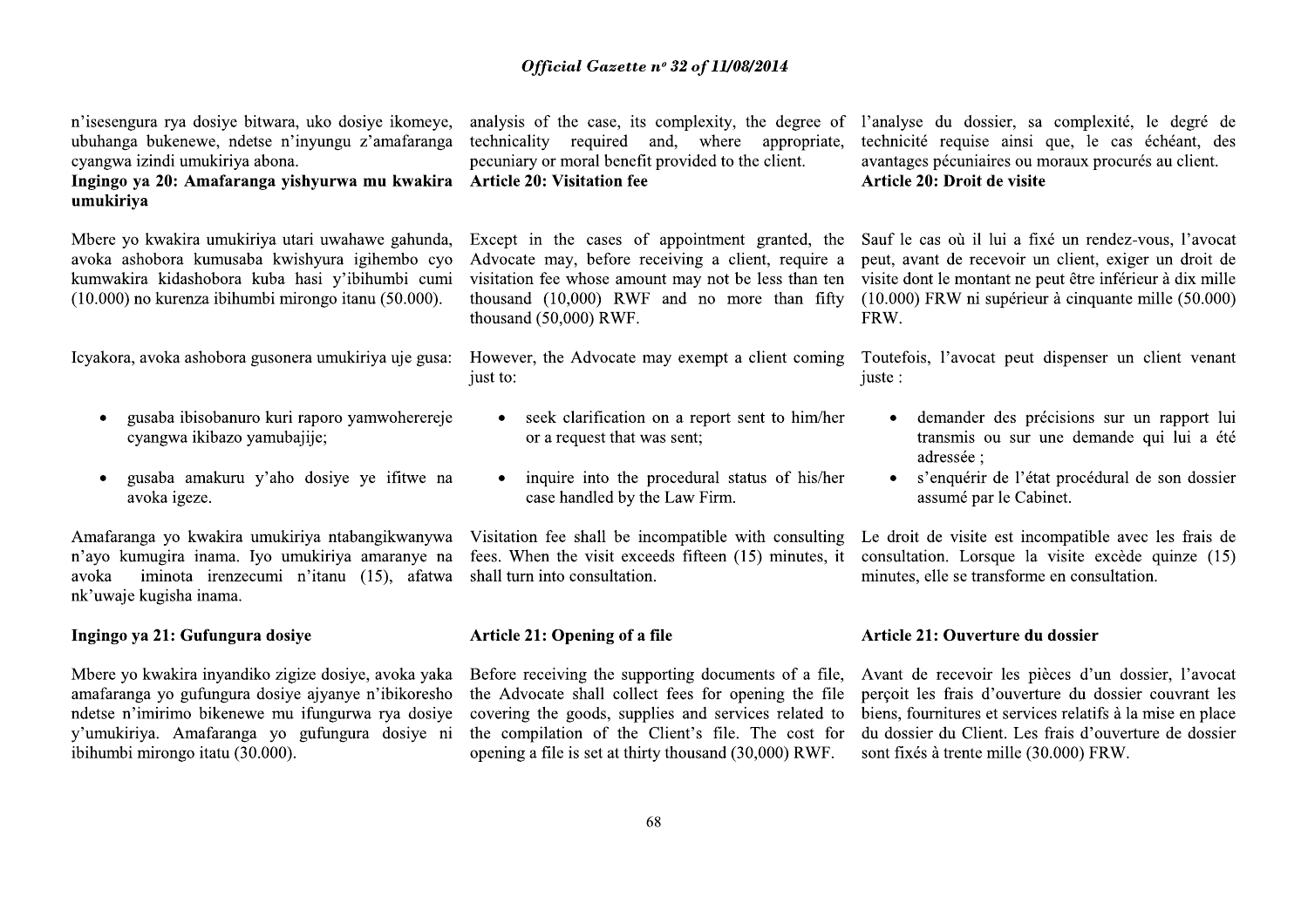n'isesengura rya dosiye bitwara, uko dosiye ikomeye, ubuhanga bukenewe, ndetse n'inyungu z'amafaranga cyangwa izindi umukiriya abona.

### Ingingo ya 20: Amafaranga yishyurwa mu kwakira umukiriya

Mbere yo kwakira umukiriya utari uwahawe gahunda, avoka ashobora kumusaba kwishyura igihembo cyo kumwakira kidashobora kuba hasi y'ibihumbi cumi (10.000) no kurenza ibihumbi mirongo itanu (50.000).

Icyakora, avoka ashobora gusonera umukiriya uje gusa:

- gusaba ibisobanuro kuri raporo yamwoherereje cyangwa ikibazo yamubajije;
- gusaba amakuru y'aho dosiye ye ifitwe na avoka igeze.

Amafaranga yo kwakira umukiriya ntabangikanywa n'ayo kumugira inama. Iyo umukiriya amaranye na avoka iminota irenzecumi n'itanu (15), afatwa nk'uwaje kugisha inama.

### Ingingo ya 21: Gufungura dosiye

Mbere yo kwakira inyandiko zigize dosiye, avoka yaka amafaranga yo gufungura dosiye ajyanye n'ibikoresho ndetse n'imirimo bikenewe mu ifungurwa rya dosiye y'umukiriya. Amafaranga yo gufungura dosiye ni ibihumbi mirongo itatu (30.000).

---

analysis of the case, its complexity, the degree of technicality required and, where appropriate, pecuniary or moral benefit provided to the client.

### Article 20: Visitation fee

Except in the cases of appointment granted, the Advocate may, before receiving a client, require a visitation fee whose amount may not be less than ten thousand (10,000) RWF and no more than fifty thousand (50,000) RWF.

However, the Advocate may exempt a client coming just to:

- seek clarification on a report sent to him/her or a request that was sent;
- inquire into the procedural status of his/her case handled by the Law Firm.

Visitation fee shall be incompatible with consulting fees. When the visit exceeds fifteen (15) minutes, it shall turn into consultation.

### Article 21: Opening of a file

Before receiving the supporting documents of a file, the Advocate shall collect fees for opening the file covering the goods, supplies and services related to the compilation of the Client's file. The cost for opening a file is set at thirty thousand (30,000) RWF.

---

l'analyse du dossier, sa complexité, le degré de technicité requise ainsi que, le cas échéant, des avantages pécuniaires ou moraux procurés au client.

### Article 20: Droit de visite

Sauf le cas où il lui a fixé un rendez-vous, l'avocat peut, avant de recevoir un client, exiger un droit de visite dont le montant ne peut être inférieur à dix mille (10.000) FRW ni supérieur à cinquante mille (50.000) FRW.

Toutefois, l'avocat peut dispenser un client venant juste :

- demander des précisions sur un rapport lui transmis ou sur une demande qui lui a été adressée ;
- s'enquérir de l'état procédural de son dossier assumé par le Cabinet.

Le droit de visite est incompatible avec les frais de consultation. Lorsque la visite excède quinze (15) minutes, elle se transforme en consultation.

### Article 21: Ouverture du dossier

Avant de recevoir les pièces d'un dossier, l'avocat perçoit les frais d'ouverture du dossier couvrant les biens, fournitures et services relatifs à la mise en place du dossier du Client. Les frais d'ouverture de dossier sont fixés à trente mille (30.000) FRW.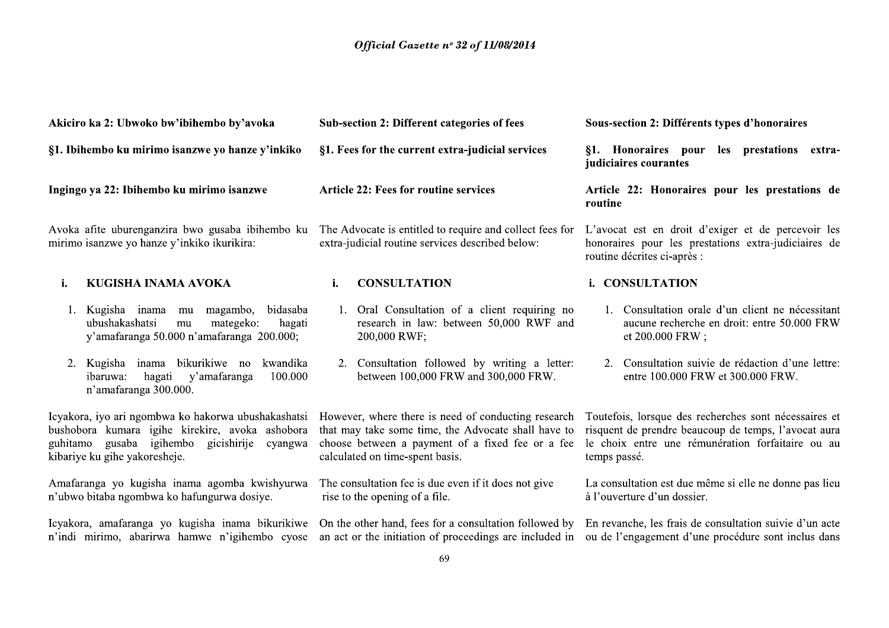**Akiciro ka 2: Ubwoko bw'ibihembo by'avoka**

**§1. Ibihembo ku mirimo isanzwe yo hanze y'inkiko**

**Ingingo ya 22: Ibihembo ku mirimo isanzwe**

Avoka afite uburenganzira bwo gusaba ibihembo ku mirimo isanzwe yo hanze y'inkiko ikurikira:

**i. KUGISHA INAMA AVOKA**

1. Kugisha inama mu magambo, bidasaba ubushakashatsi mu mategeko: hagati y'amafaranga 50.000 n'amafaranga 200.000;
2. Kugisha inama bikurikiwe no kwandika ibaruwa: hagati y'amafaranga 100.000 n'amafaranga 300.000.

Icyakora, iyo ari ngombwa ko hakorwa ubushakashatsi bushobora kumara igihe kirekire, avoka ashobora guhitamo gusaba igihembo gicishirije cyangwa kibariye ku gihe yakoresheje.

Amafaranga yo kugisha inama agomba kwishyurwa n'ubwo bitaba ngombwa ko hafungurwa dosiye.

Icyakora, amafaranga yo kugisha inama bikurikiwe n'indi mirimo, abarirwa hamwe n'igihembo cyose

**Sub-section 2: Different categories of fees**

**§1. Fees for the current extra-judicial services**

**Article 22: Fees for routine services**

The Advocate is entitled to require and collect fees for extra-judicial routine services described below:

**i. CONSULTATION**

1. Oral Consultation of a client requiring no research in law: between 50,000 RWF and 200,000 RWF;
2. Consultation followed by writing a letter: between 100,000 FRW and 300,000 FRW.

However, where there is need of conducting research that may take some time, the Advocate shall have to choose between a payment of a fixed fee or a fee calculated on time-spent basis.

The consultation fee is due even if it does not give rise to the opening of a file.

On the other hand, fees for a consultation followed by an act or the initiation of proceedings are included in

**Sous-section 2: Différents types d'honoraires**

**§1. Honoraires pour les prestations extra-judiciaires courantes**

**Article 22: Honoraires pour les prestations de routine**

L'avocat est en droit d'exiger et de percevoir les honoraires pour les prestations extra-judiciaires de routine décrites ci-après :

**i. CONSULTATION**

1. Consultation orale d'un client ne nécessitant aucune recherche en droit: entre 50.000 FRW et 200.000 FRW ;
2. Consultation suivie de rédaction d'une lettre: entre 100.000 FRW et 300.000 FRW.

Toutefois, lorsque des recherches sont nécessaires et risquent de prendre beaucoup de temps, l'avocat aura le choix entre une rémunération forfaitaire ou au temps passé.

La consultation est due même si elle ne donne pas lieu à l'ouverture d'un dossier.

En revanche, les frais de consultation suivie d'un acte ou de l'engagement d'une procédure sont inclus dans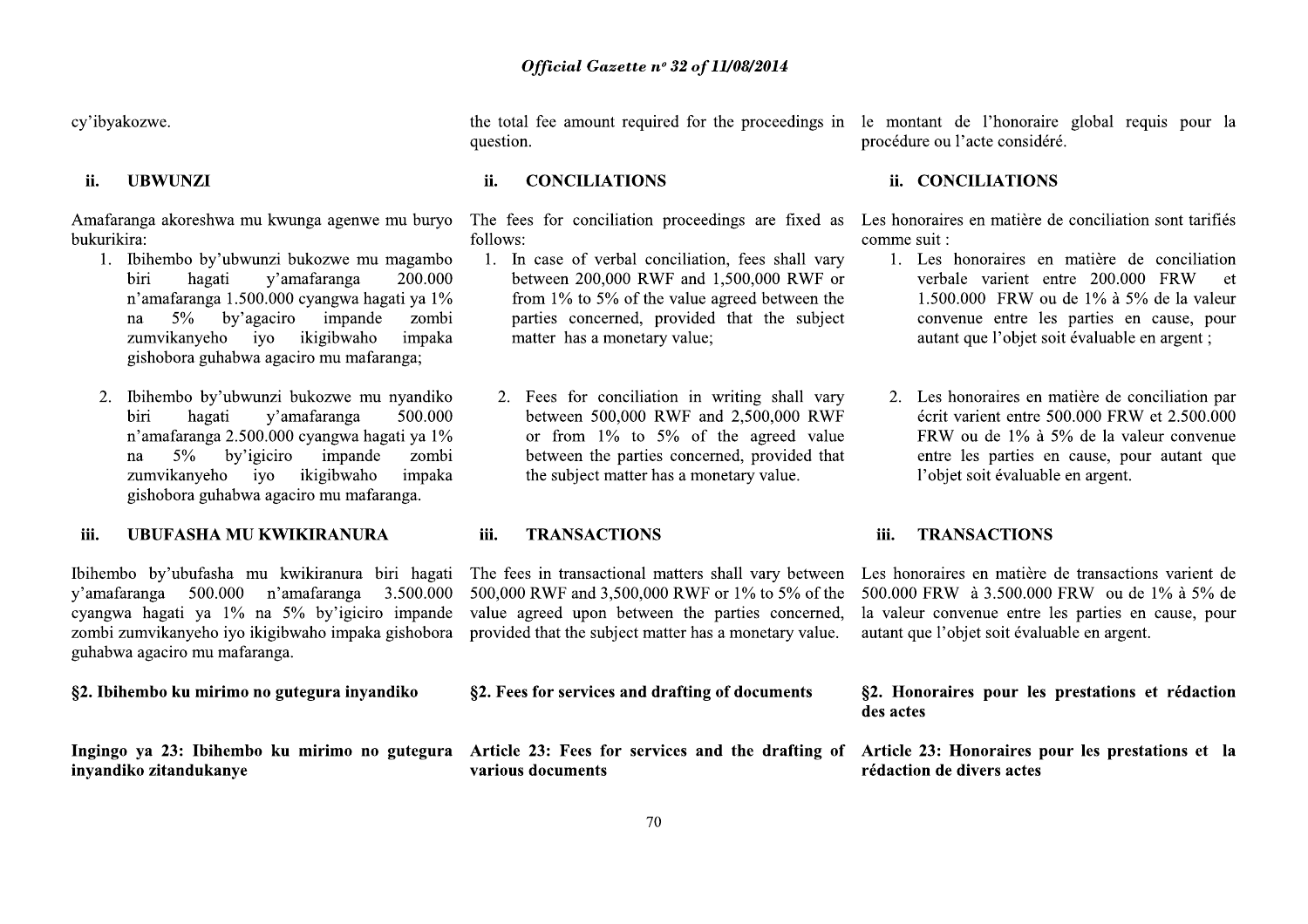cy'ibyakozwe.

the total fee amount required for the proceedings in question.

le montant de l'honoraire global requis pour la procédure ou l'acte considéré.

### ii. UBWUNZI

Amafaranga akoreshwa mu kwunga agenwe mu buryo bukurikira:

1. Ibihembo by'ubwunzi bukozwe mu magambo biri hagati y'amafaranga 200.000 n'amafaranga 1.500.000 cyangwa hagati ya 1% na 5% by'agaciro impande zombi zumvikanyeho iyo ikigibwaho impaka gishobora guhabwa agaciro mu mafaranga;
2. Ibihembo by'ubwunzi bukozwe mu nyandiko biri hagati y'amafaranga 500.000 n'amafaranga 2.500.000 cyangwa hagati ya 1% na 5% by'igiciro impande zombi zumvikanyeho iyo ikigibwaho impaka gishobora guhabwa agaciro mu mafaranga.

### ii. CONCILIATIONS

The fees for conciliation proceedings are fixed as follows:

1. In case of verbal conciliation, fees shall vary between 200,000 RWF and 1,500,000 RWF or from 1% to 5% of the value agreed between the parties concerned, provided that the subject matter has a monetary value;
2. Fees for conciliation in writing shall vary between 500,000 RWF and 2,500,000 RWF or from 1% to 5% of the agreed value between the parties concerned, provided that the subject matter has a monetary value.

### ii. CONCILIATIONS

Les honoraires en matière de conciliation sont tarifiés comme suit :

1. Les honoraires en matière de conciliation verbale varient entre 200.000 FRW et 1.500.000 FRW ou de 1% à 5% de la valeur convenue entre les parties en cause, pour autant que l'objet soit évaluable en argent ;
2. Les honoraires en matière de conciliation par écrit varient entre 500.000 FRW et 2.500.000 FRW ou de 1% à 5% de la valeur convenue entre les parties en cause, pour autant que l'objet soit évaluable en argent.

### iii. UBUFASHA MU KWIKIRANURA

Ibihembo by'ubufasha mu kwikiranura biri hagati y'amafaranga 500.000 n'amafaranga 3.500.000 cyangwa hagati ya 1% na 5% by'igiciro impande zombi zumvikanyeho iyo ikigibwaho impaka gishobora guhabwa agaciro mu mafaranga.

### iii. TRANSACTIONS

The fees in transactional matters shall vary between 500,000 RWF and 3,500,000 RWF or 1% to 5% of the value agreed upon between the parties concerned, provided that the subject matter has a monetary value.

### iii. TRANSACTIONS

Les honoraires en matière de transactions varient de 500.000 FRW à 3.500.000 FRW ou de 1% à 5% de la valeur convenue entre les parties en cause, pour autant que l'objet soit évaluable en argent.

**§2. Ibihembo ku mirimo no gutegura inyandiko**

**§2. Fees for services and drafting of documents**

**§2. Honoraires pour les prestations et rédaction des actes**

**Ingingo ya 23: Ibihembo ku mirimo no gutegura inyandiko zitandukanye**

**Article 23: Fees for services and the drafting of various documents**

**Article 23: Honoraires pour les prestations et la rédaction de divers actes**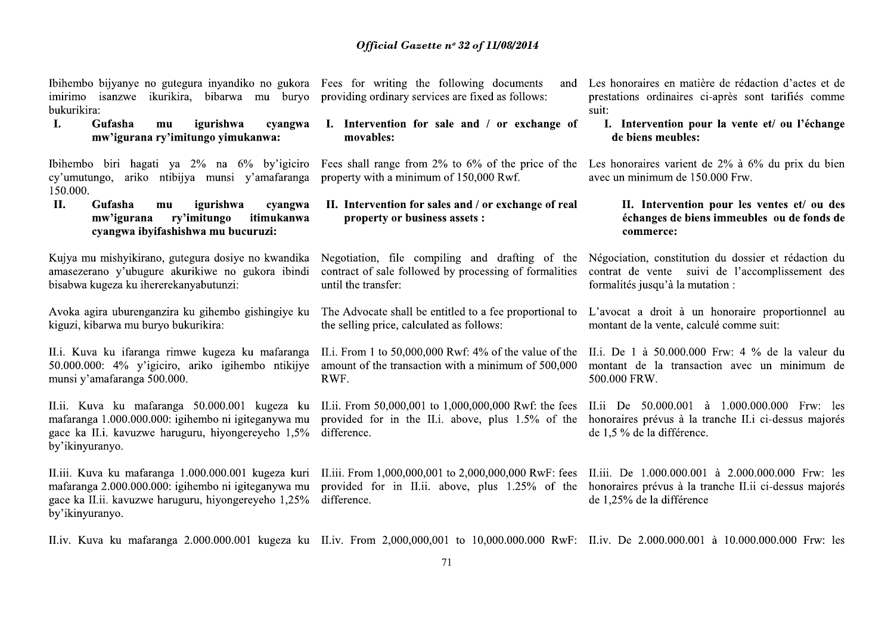Ibihembo bijyanye no gutegura inyandiko no gukora imirimo isanzwe ikurikira, bibarwa mu buryo bukurikira:

**I. Gufasha mu igurishwa cyangwa mw'igurana ry'imitungo yimukanwa:**

Ibihembo biri hagati ya 2% na 6% by'igiciro cy'umutungo, ariko ntibijya munsi y'amafaranga 150.000.

**II. Gufasha mu igurishwa cyangwa mw'igurana ry'imitungo itimukanwa cyangwa ibyifashishwa mu bucuruzi:**

Kujya mu mishyikirano, gutegura dosiye no kwandika amasezerano y'ubugure akurikiwe no gukora ibindi bisabwa kugeza ku ihererekanyabutunzi:

Avoka agira uburenganzira ku gihembo gishingiye ku kiguzi, kibarwa mu buryo bukurikira:

II.i. Kuva ku ifaranga rimwe kugeza ku mafaranga 50.000.000: 4% y'igiciro, ariko igihembo ntikijye munsi y'amafaranga 500.000.

II.ii. Kuva ku mafaranga 50.000.001 kugeza ku mafaranga 1.000.000.000: igihembo ni igiteganywa mu gace ka II.i. kavuzwe haruguru, hiyongereyeho 1,5% by'ikinyuranyo.

II.iii. Kuva ku mafaranga 1.000.000.001 kugeza kuri mafaranga 2.000.000.000: igihembo ni igiteganywa mu gace ka II.ii. kavuzwe haruguru, hiyongereyeho 1,25% by'ikinyuranyo.

II.iv. Kuva ku mafaranga 2.000.000.001 kugeza ku

Fees for writing the following documents and providing ordinary services are fixed as follows:

**I. Intervention for sale and / or exchange of movables:**

Fees shall range from 2% to 6% of the price of the property with a minimum of 150,000 Rwf.

**II. Intervention for sales and / or exchange of real property or business assets :**

Negotiation, file compiling and drafting of the contract of sale followed by processing of formalities until the transfer:

The Advocate shall be entitled to a fee proportional to the selling price, calculated as follows:

II.i. From 1 to 50,000,000 Rwf: 4% of the value of the amount of the transaction with a minimum of 500,000 RWF.

II.ii. From 50,000,001 to 1,000,000,000 Rwf: the fees provided for in the II.i. above, plus 1.5% of the difference.

II.iii. From 1,000,000,001 to 2,000,000,000 RwF: fees provided for in II.ii. above, plus 1.25% of the difference.

II.iv. From 2,000,000,001 to 10,000.000.000 RwF:

Les honoraires en matière de rédaction d'actes et de prestations ordinaires ci-après sont tarifiés comme suit:

**I. Intervention pour la vente et/ ou l'échange de biens meubles:**

Les honoraires varient de 2% à 6% du prix du bien avec un minimum de 150.000 Frw.

**II. Intervention pour les ventes et/ ou des échanges de biens immeubles ou de fonds de commerce:**

Négociation, constitution du dossier et rédaction du contrat de vente suivi de l'accomplissement des formalités jusqu'à la mutation :

L'avocat a droit à un honoraire proportionnel au montant de la vente, calculé comme suit:

II.i. De 1 à 50.000.000 Frw: 4 % de la valeur du montant de la transaction avec un minimum de 500.000 FRW.

II.ii De 50.000.001 à 1.000.000.000 Frw: les honoraires prévus à la tranche II.i ci-dessus majorés de 1,5 % de la différence.

II.iii. De 1.000.000.001 à 2.000.000.000 Frw: les honoraires prévus à la tranche II.ii ci-dessus majorés de 1,25% de la différence

II.iv. De 2.000.000.001 à 10.000.000.000 Frw: les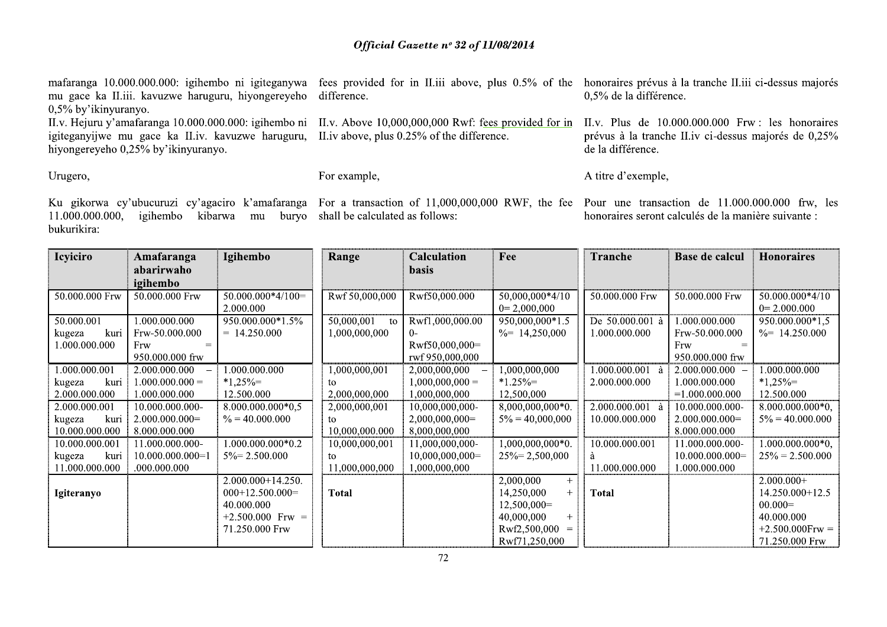mafaranga 10.000.000.000: igihembo ni igiteganywa mu gace ka II.iii. kavuzwe haruguru, hiyongereyeho 0,5% by'ikinyuranyo.

II.v. Hejuru y'amafaranga 10.000.000.000: igihembo ni igiteganyijwe mu gace ka II.iv. kavuzwe haruguru, hiyongereyeho 0,25% by'ikinyuranyo.

Urugero,

Ku gikorwa cy'ubucuruzi cy'agaciro k'amafaranga 11.000.000.000, igihembo kibarwa mu buryo bukurikira:

| Icyiciro | Amafaranga abarirwaho igihembo | Igihembo |
|---|---|---|
| 50.000.000 Frw | 50.000.000 Frw | 50.000.000*4/100= 2.000.000 |
| 50.000.001 kugeza kuri 1.000.000.000 | 1.000.000.000 Frw-50.000.000 Frw = 950.000.000 frw | 950.000.000*1.5% = 14.250.000 |
| 1.000.000.001 kugeza kuri 2.000.000.000 | 2.000.000.000 – 1.000.000.000 = 1.000.000.000 | 1.000.000.000 *1,25%= 12.500.000 |
| 2.000.000.001 kugeza kuri 10.000.000.000 | 10.000.000.000-2.000.000.000= 8.000.000.000 | 8.000.000.000*0,5 % = 40.000.000 |
| 10.000.000.001 kugeza kuri 11.000.000.000 | 11.000.000.000-10.000.000.000=1.000.000.000 | 1.000.000.000*0.25%= 2.500.000 |
| **Igiteranyo** | | 2.000.000+14.250.000+12.500.000= 40.000.000 +2.500.000 Frw = 71.250.000 Frw |

fees provided for in II.iii above, plus 0.5% of the difference.

II.v. Above 10,000,000,000 Rwf: fees provided for in II.iv above, plus 0.25% of the difference.

For example,

For a transaction of 11,000,000,000 RWF, the fee shall be calculated as follows:

| Range | Calculation basis | Fee |
|---|---|---|
| Rwf 50,000,000 | Rwf50,000.000 | 50,000,000*4/100= 2,000,000 |
| 50,000,001 to 1,000,000,000 | Rwf1,000,000,000-Rwf50,000,000= rwf 950,000,000 | 950,000,000*1.5%= 14,250,000 |
| 1,000,000,001 to 2,000,000,000 | 2,000,000,000 – 1,000,000,000 = 1,000,000,000 | 1,000,000,000 *1.25%= 12,500,000 |
| 2,000,000,001 to 10,000,000,000 | 10,000,000,000-2,000,000,000= 8,000,000,000 | 8,000,000,000*0.5% = 40,000,000 |
| 10,000,000,001 to 11,000,000,000 | 11,000,000,000-10,000,000,000= 1,000,000,000 | 1,000,000,000*0.25%= 2,500,000 |
| **Total** | | 2,000,000 + 14,250,000 + 12,500,000= 40,000,000 + Rwf2,500,000 = Rwf71,250,000 |

honoraires prévus à la tranche II.iii ci-dessus majorés 0,5% de la différence.

II.v. Plus de 10.000.000.000 Frw : les honoraires prévus à la tranche II.iv ci-dessus majorés de 0,25% de la différence.

A titre d'exemple,

Pour une transaction de 11.000.000.000 frw, les honoraires seront calculés de la manière suivante :

| Tranche | Base de calcul | Honoraires |
|---|---|---|
| 50.000.000 Frw | 50.000.000 Frw | 50.000.000*4/100= 2.000.000 |
| De 50.000.001 à 1.000.000.000 | 1.000.000.000 Frw-50.000.000 Frw = 950.000.000 frw | 950.000.000*1,5%= 14.250.000 |
| 1.000.000.001 à 2.000.000.000 | 2.000.000.000 – 1.000.000.000 =1.000.000.000 | 1.000.000.000 *1,25%= 12.500.000 |
| 2.000.000.001 à 10.000.000.000 | 10.000.000.000-2.000.000.000= 8.000.000.000 | 8.000.000.000*0,5% = 40.000.000 |
| 10.000.000.001 à 11.000.000.000 | 11.000.000.000-10.000.000.000= 1.000.000.000 | 1.000.000.000*0,25% = 2.500.000 |
| **Total** | | 2.000.000+ 14.250.000+12.500.000= 40.000.000 +2.500.000Frw = 71.250.000 Frw |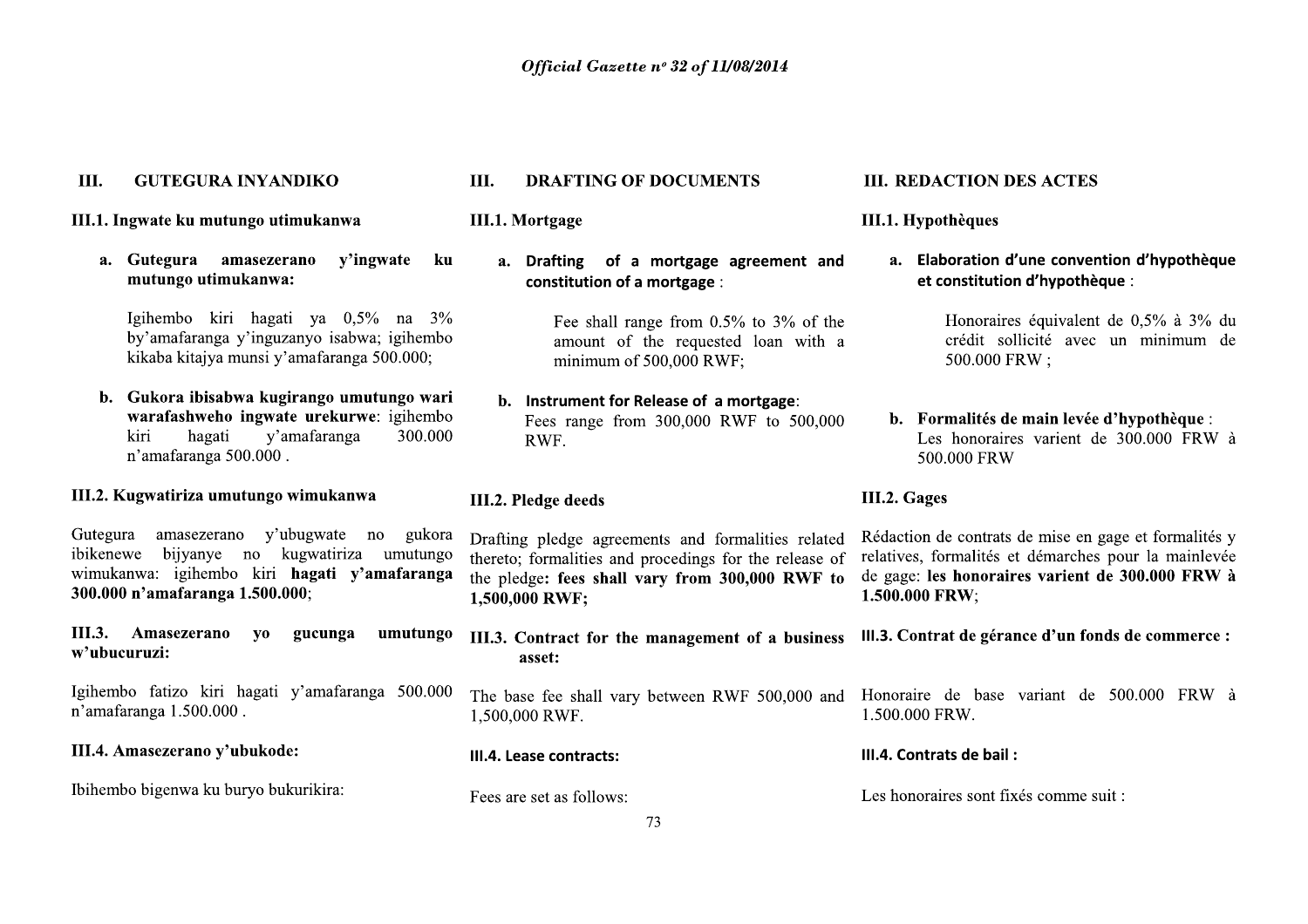## III. GUTEGURA INYANDIKO

### III.1. Ingwate ku mutungo utimukanwa

a. **Gutegura amasezerano y'ingwate ku mutungo utimukanwa:**

   Igihembo kiri hagati ya 0,5% na 3% by'amafaranga y'inguzanyo isabwa; igihembo kikaba kitajya munsi y'amafaranga 500.000;

b. **Gukora ibisabwa kugirango umutungo wari warafashweho ingwate urekurwe**: igihembo kiri hagati y'amafaranga 300.000 n'amafaranga 500.000 .

### III.2. Kugwatiriza umutungo wimukanwa

Gutegura amasezerano y'ubugwate no gukora ibikenewe bijyanye no kugwatiriza umutungo wimukanwa: igihembo kiri **hagati y'amafaranga 300.000 n'amafaranga 1.500.000**;

### III.3. Amasezerano yo gucunga umutungo w'ubucuruzi:

Igihembo fatizo kiri hagati y'amafaranga 500.000 n'amafaranga 1.500.000 .

### III.4. Amasezerano y'ubukode:

Ibihembo bigenwa ku buryo bukurikira:

## III. DRAFTING OF DOCUMENTS

### III.1. Mortgage

a. **Drafting of a mortgage agreement and constitution of a mortgage** :

   Fee shall range from 0.5% to 3% of the amount of the requested loan with a minimum of 500,000 RWF;

b. **Instrument for Release of a mortgage**: Fees range from 300,000 RWF to 500,000 RWF.

### III.2. Pledge deeds

Drafting pledge agreements and formalities related thereto; formalities and procedings for the release of the pledge: **fees shall vary from 300,000 RWF to 1,500,000 RWF;**

### III.3. Contract for the management of a business asset:

The base fee shall vary between RWF 500,000 and 1,500,000 RWF.

### III.4. Lease contracts:

Fees are set as follows:

## III. REDACTION DES ACTES

### III.1. Hypothèques

a. **Elaboration d'une convention d'hypothèque et constitution d'hypothèque** :

   Honoraires équivalent de 0,5% à 3% du crédit sollicité avec un minimum de 500.000 FRW ;

b. **Formalités de main levée d'hypothèque** : Les honoraires varient de 300.000 FRW à 500.000 FRW

### III.2. Gages

Rédaction de contrats de mise en gage et formalités y relatives, formalités et démarches pour la mainlevée de gage: **les honoraires varient de 300.000 FRW à 1.500.000 FRW**;

### III.3. Contrat de gérance d'un fonds de commerce :

Honoraire de base variant de 500.000 FRW à 1.500.000 FRW.

### III.4. Contrats de bail :

Les honoraires sont fixés comme suit :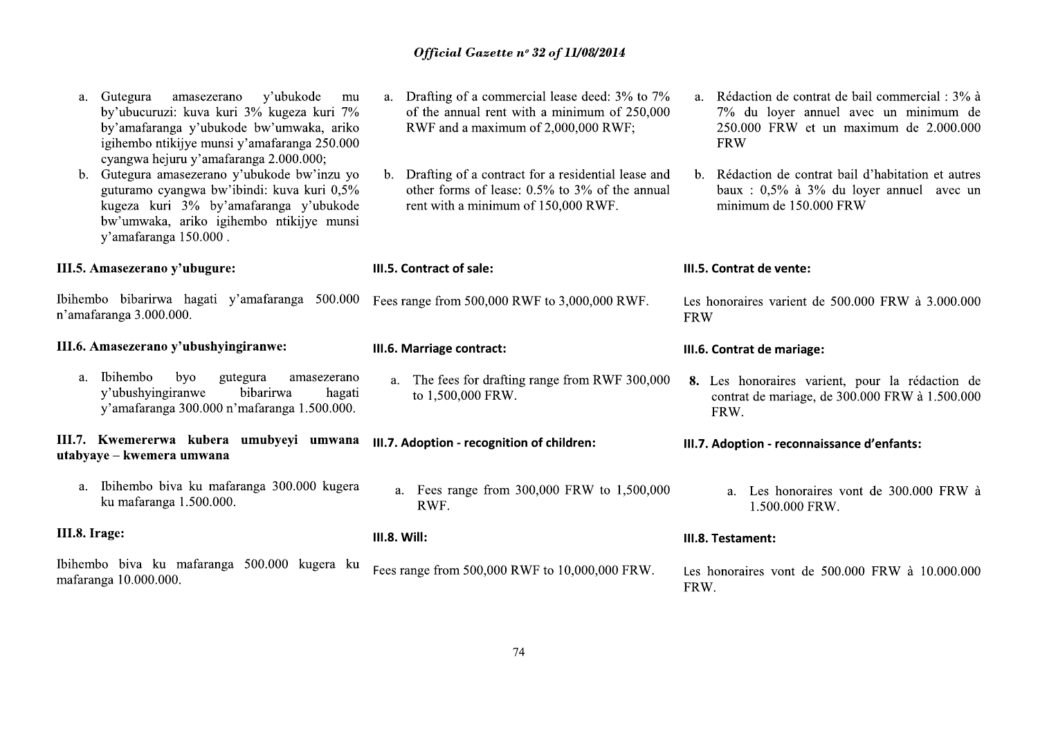a. Gutegura amasezerano y'ubukode mu by'ubucuruzi: kuva kuri 3% kugeza kuri 7% by'amafaranga y'ubukode bw'umwaka, ariko igihembo ntikijye munsi y'amafaranga 250.000 cyangwa hejuru y'amafaranga 2.000.000;
b. Gutegura amasezerano y'ubukode bw'inzu yo guturamo cyangwa bw'ibindi: kuva kuri 0,5% kugeza kuri 3% by'amafaranga y'ubukode bw'umwaka, ariko igihembo ntikijye munsi y'amafaranga 150.000 .

### III.5. Amasezerano y'ubugure:

Ibihembo bibarirwa hagati y'amafaranga 500.000 n'amafaranga 3.000.000.

### III.6. Amasezerano y'ubushyingiranwe:

a. Ibihembo byo gutegura amasezerano y'ubushyingiranwe bibarirwa hagati y'amafaranga 300.000 n'mafaranga 1.500.000.

### III.7. Kwemererwa kubera umubyeyi umwana utabyaye – kwemera umwana

a. Ibihembo biva ku mafaranga 300.000 kugera ku mafaranga 1.500.000.

### III.8. Irage:

Ibihembo biva ku mafaranga 500.000 kugera ku mafaranga 10.000.000.

a. Drafting of a commercial lease deed: 3% to 7% of the annual rent with a minimum of 250,000 RWF and a maximum of 2,000,000 RWF;
b. Drafting of a contract for a residential lease and other forms of lease: 0.5% to 3% of the annual rent with a minimum of 150,000 RWF.

### III.5. Contract of sale:

Fees range from 500,000 RWF to 3,000,000 RWF.

### III.6. Marriage contract:

a. The fees for drafting range from RWF 300,000 to 1,500,000 FRW.

### III.7. Adoption - recognition of children:

a. Fees range from 300,000 FRW to 1,500,000 RWF.

### III.8. Will:

Fees range from 500,000 RWF to 10,000,000 FRW.

a. Rédaction de contrat de bail commercial : 3% à 7% du loyer annuel avec un minimum de 250.000 FRW et un maximum de 2.000.000 FRW
b. Rédaction de contrat bail d'habitation et autres baux : 0,5% à 3% du loyer annuel avec un minimum de 150.000 FRW

### III.5. Contrat de vente:

Les honoraires varient de 500.000 FRW à 3.000.000 FRW

### III.6. Contrat de mariage:

8. Les honoraires varient, pour la rédaction de contrat de mariage, de 300.000 FRW à 1.500.000 FRW.

### III.7. Adoption - reconnaissance d'enfants:

a. Les honoraires vont de 300.000 FRW à 1.500.000 FRW.

### III.8. Testament:

Les honoraires vont de 500.000 FRW à 10.000.000 FRW.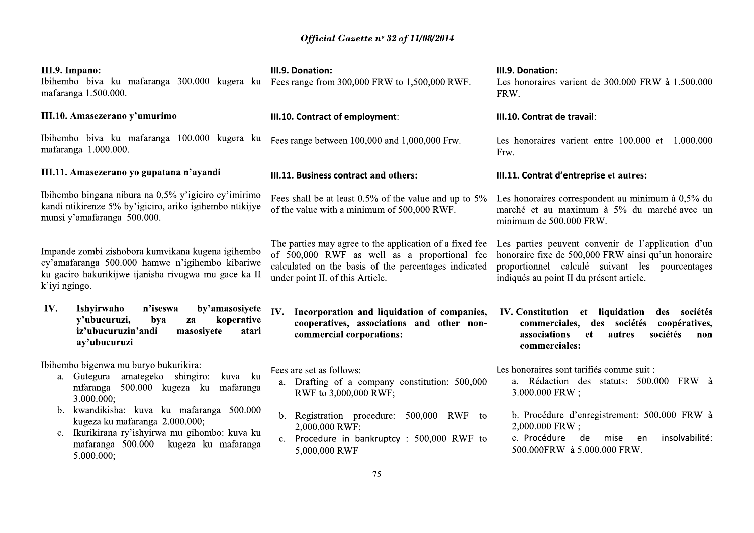**III.9. Impano:**
Ibihembo biva ku mafaranga 300.000 kugera ku mafaranga 1.500.000.

**III.10. Amasezerano y'umurimo**

Ibihembo biva ku mafaranga 100.000 kugera ku mafaranga 1.000.000.

**III.11. Amasezerano yo gupatana n'ayandi**

Ibihembo bingana nibura na 0,5% y'igiciro cy'imirimo kandi ntikirenze 5% by'igiciro, ariko igihembo ntikijye munsi y'amafaranga 500.000.

Impande zombi zishobora kumvikana kugena igihembo cy'amafaranga 500.000 hamwe n'igihembo kibariwe ku gaciro hakurikijwe ijanisha rivugwa mu gace ka II k'iyi ngingo.

**IV. Ishyirwaho n'iseswa by'amasosiyete y'ubucuruzi, bya za koperative iz'ubucuruzin'andi masosiyete atari ay'ubucuruzi**

Ibihembo bigenwa mu buryo bukurikira:

a. Gutegura amategeko shingiro: kuva ku mfaranga 500.000 kugeza ku mafaranga 3.000.000;
b. kwandikisha: kuva ku mafaranga 500.000 kugeza ku mafaranga 2.000.000;
c. Ikurikirana ry'ishyirwa mu gihombo: kuva ku mafaranga 500.000 kugeza ku mafaranga 5.000.000;

**III.9. Donation:**
Fees range from 300,000 FRW to 1,500,000 RWF.

**III.10. Contract of employment**:

Fees range between 100,000 and 1,000,000 Frw.

**III.11. Business contract and others:**

Fees shall be at least 0.5% of the value and up to 5% of the value with a minimum of 500,000 RWF.

The parties may agree to the application of a fixed fee of 500,000 RWF as well as a proportional fee calculated on the basis of the percentages indicated under point II. of this Article.

**IV. Incorporation and liquidation of companies, cooperatives, associations and other non-commercial corporations:**

Fees are set as follows:

a. Drafting of a company constitution: 500,000 RWF to 3,000,000 RWF;
b. Registration procedure: 500,000 RWF to 2,000,000 RWF;
c. Procedure in bankruptcy : 500,000 RWF to 5,000,000 RWF

**III.9. Donation:**
Les honoraires varient de 300.000 FRW à 1.500.000 FRW.

**III.10. Contrat de travail**:

Les honoraires varient entre 100.000 et 1.000.000 Frw.

**III.11. Contrat d'entreprise et autres:**

Les honoraires correspondent au minimum à 0,5% du marché et au maximum à 5% du marché avec un minimum de 500.000 FRW.

Les parties peuvent convenir de l'application d'un honoraire fixe de 500,000 FRW ainsi qu'un honoraire proportionnel calculé suivant les pourcentages indiqués au point II du présent article.

**IV. Constitution et liquidation des sociétés commerciales, des sociétés coopératives, associations et autres sociétés non commerciales:**

Les honoraires sont tarifiés comme suit :

a. Rédaction des statuts: 500.000 FRW à 3.000.000 FRW ;
b. Procédure d'enregistrement: 500.000 FRW à 2,000.000 FRW ;
c. Procédure de mise en insolvabilité: 500.000FRW à 5.000.000 FRW.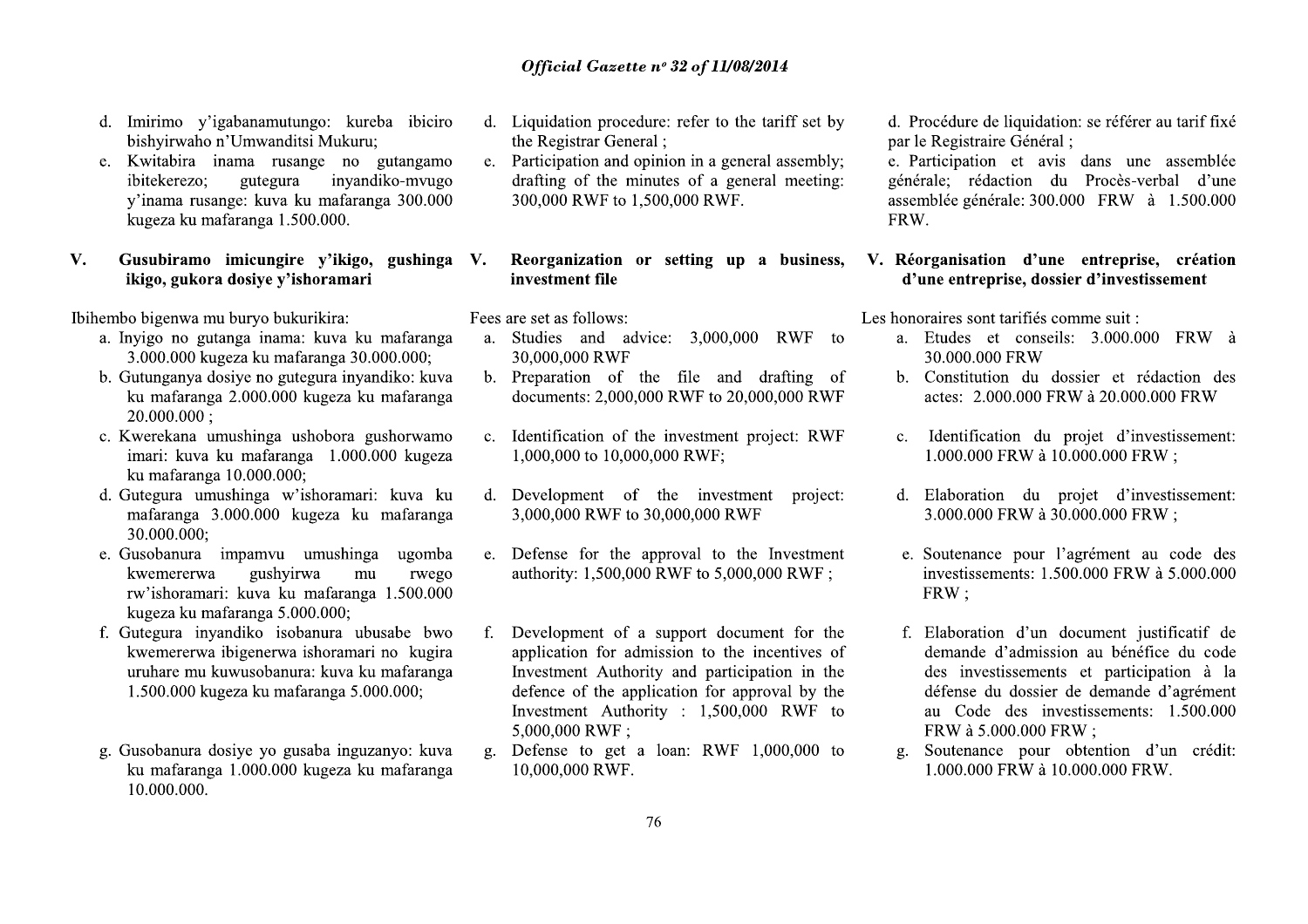d. Imirimo y'igabanamutungo: kureba ibiciro bishyirwaho n'Umwanditsi Mukuru;

e. Kwitabira inama rusange no gutangamo ibitekerezo; gutegura inyandiko-mvugo y'inama rusange: kuva ku mafaranga 300.000 kugeza ku mafaranga 1.500.000.

### V. Gusubiramo imicungire y'ikigo, gushinga ikigo, gukora dosiye y'ishoramari

Ibihembo bigenwa mu buryo bukurikira:

a. Inyigo no gutanga inama: kuva ku mafaranga 3.000.000 kugeza ku mafaranga 30.000.000;

b. Gutunganya dosiye no gutegura inyandiko: kuva ku mafaranga 2.000.000 kugeza ku mafaranga 20.000.000 ;

c. Kwerekana umushinga ushobora gushorwamo imari: kuva ku mafaranga 1.000.000 kugeza ku mafaranga 10.000.000;

d. Gutegura umushinga w'ishoramari: kuva ku mafaranga 3.000.000 kugeza ku mafaranga 30.000.000;

e. Gusobanura impamvu umushinga ugomba kwemererwa gushyirwa mu rwego rw'ishoramari: kuva ku mafaranga 1.500.000 kugeza ku mafaranga 5.000.000;

f. Gutegura inyandiko isobanura ubusabe bwo kwemererwa ibigenerwa ishoramari no kugira uruhare mu kuwusobanura: kuva ku mafaranga 1.500.000 kugeza ku mafaranga 5.000.000;

g. Gusobanura dosiye yo gusaba inguzanyo: kuva ku mafaranga 1.000.000 kugeza ku mafaranga 10.000.000.

d. Liquidation procedure: refer to the tariff set by the Registrar General ;

e. Participation and opinion in a general assembly; drafting of the minutes of a general meeting: 300,000 RWF to 1,500,000 RWF.

### V. Reorganization or setting up a business, investment file

Fees are set as follows:

a. Studies and advice: 3,000,000 RWF to 30,000,000 RWF

b. Preparation of the file and drafting of documents: 2,000,000 RWF to 20,000,000 RWF

c. Identification of the investment project: RWF 1,000,000 to 10,000,000 RWF;

d. Development of the investment project: 3,000,000 RWF to 30,000,000 RWF

e. Defense for the approval to the Investment authority: 1,500,000 RWF to 5,000,000 RWF ;

f. Development of a support document for the application for admission to the incentives of Investment Authority and participation in the defence of the application for approval by the Investment Authority : 1,500,000 RWF to 5,000,000 RWF ;

g. Defense to get a loan: RWF 1,000,000 to 10,000,000 RWF.

d. Procédure de liquidation: se référer au tarif fixé par le Registraire Général ;

e. Participation et avis dans une assemblée générale; rédaction du Procès-verbal d'une assemblée générale: 300.000 FRW à 1.500.000 FRW.

### V. Réorganisation d'une entreprise, création d'une entreprise, dossier d'investissement

Les honoraires sont tarifiés comme suit :

a. Etudes et conseils: 3.000.000 FRW à 30.000.000 FRW

b. Constitution du dossier et rédaction des actes: 2.000.000 FRW à 20.000.000 FRW

c. Identification du projet d'investissement: 1.000.000 FRW à 10.000.000 FRW ;

d. Elaboration du projet d'investissement: 3.000.000 FRW à 30.000.000 FRW ;

e. Soutenance pour l'agrément au code des investissements: 1.500.000 FRW à 5.000.000 FRW ;

f. Elaboration d'un document justificatif de demande d'admission au bénéfice du code des investissements et participation à la défense du dossier de demande d'agrément au Code des investissements: 1.500.000 FRW à 5.000.000 FRW ;

g. Soutenance pour obtention d'un crédit: 1.000.000 FRW à 10.000.000 FRW.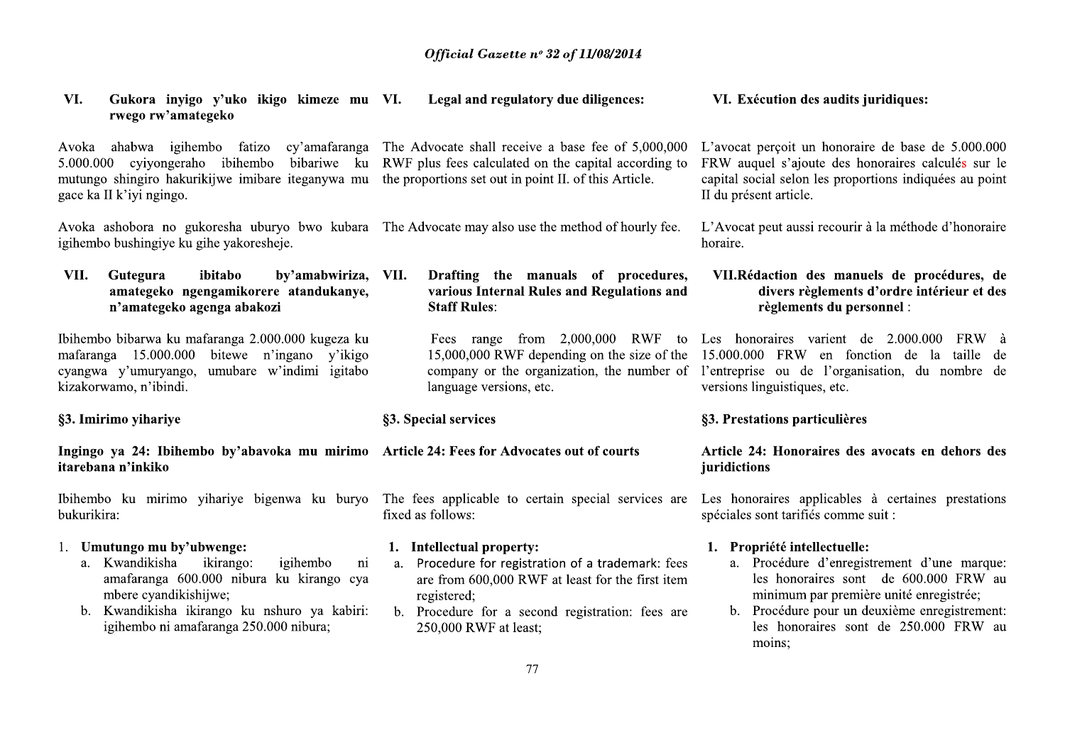### VI. Gukora inyigo y'uko ikigo kimeze mu rwego rw'amategeko

Avoka ahabwa igihembo fatizo cy'amafaranga 5.000.000 cyiyongeraho ibihembo bibariwe ku mutungo shingiro hakurikijwe imibare iteganywa mu gace ka II k'iyi ngingo.

Avoka ashobora no gukoresha uburyo bwo kubara igihembo bushingiye ku gihe yakoresheje.

### VII. Gutegura ibitabo by'amabwiriza, amategeko ngengamikorere atandukanye, n'amategeko agenga abakozi

Ibihembo bibarwa ku mafaranga 2.000.000 kugeza ku mafaranga 15.000.000 bitewe n'ingano y'ikigo cyangwa y'umuryango, umubare w'indimi igitabo kizakorwamo, n'ibindi.

### §3. Imirimo yihariye

### Ingingo ya 24: Ibihembo by'abavoka mu mirimo itarebana n'inkiko

Ibihembo ku mirimo yihariye bigenwa ku buryo bukurikira:

1. **Umutungo mu by'ubwenge:**
   a. Kwandikisha ikirango: igihembo ni amafaranga 600.000 nibura ku kirango cya mbere cyandikishijwe;
   b. Kwandikisha ikirango ku nshuro ya kabiri: igihembo ni amafaranga 250.000 nibura;

### VI. Legal and regulatory due diligences:

The Advocate shall receive a base fee of 5,000,000 RWF plus fees calculated on the capital according to the proportions set out in point II. of this Article.

The Advocate may also use the method of hourly fee.

### VII. Drafting the manuals of procedures, various Internal Rules and Regulations and Staff Rules:

Fees range from 2,000,000 RWF to 15,000,000 RWF depending on the size of the company or the organization, the number of language versions, etc.

### §3. Special services

### Article 24: Fees for Advocates out of courts

The fees applicable to certain special services are fixed as follows:

1. **Intellectual property:**
   a. Procedure for registration of a trademark: fees are from 600,000 RWF at least for the first item registered;
   b. Procedure for a second registration: fees are 250,000 RWF at least;

### VI. Exécution des audits juridiques:

L'avocat perçoit un honoraire de base de 5.000.000 FRW auquel s'ajoute des honoraires calculés sur le capital social selon les proportions indiquées au point II du présent article.

L'Avocat peut aussi recourir à la méthode d'honoraire horaire.

### VII. Rédaction des manuels de procédures, de divers règlements d'ordre intérieur et des règlements du personnel :

Les honoraires varient de 2.000.000 FRW à 15.000.000 FRW en fonction de la taille de l'entreprise ou de l'organisation, du nombre de versions linguistiques, etc.

### §3. Prestations particulières

### Article 24: Honoraires des avocats en dehors des juridictions

Les honoraires applicables à certaines prestations spéciales sont tarifiés comme suit :

1. **Propriété intellectuelle:**
   a. Procédure d'enregistrement d'une marque: les honoraires sont de 600.000 FRW au minimum par première unité enregistrée;
   b. Procédure pour un deuxième enregistrement: les honoraires sont de 250.000 FRW au moins;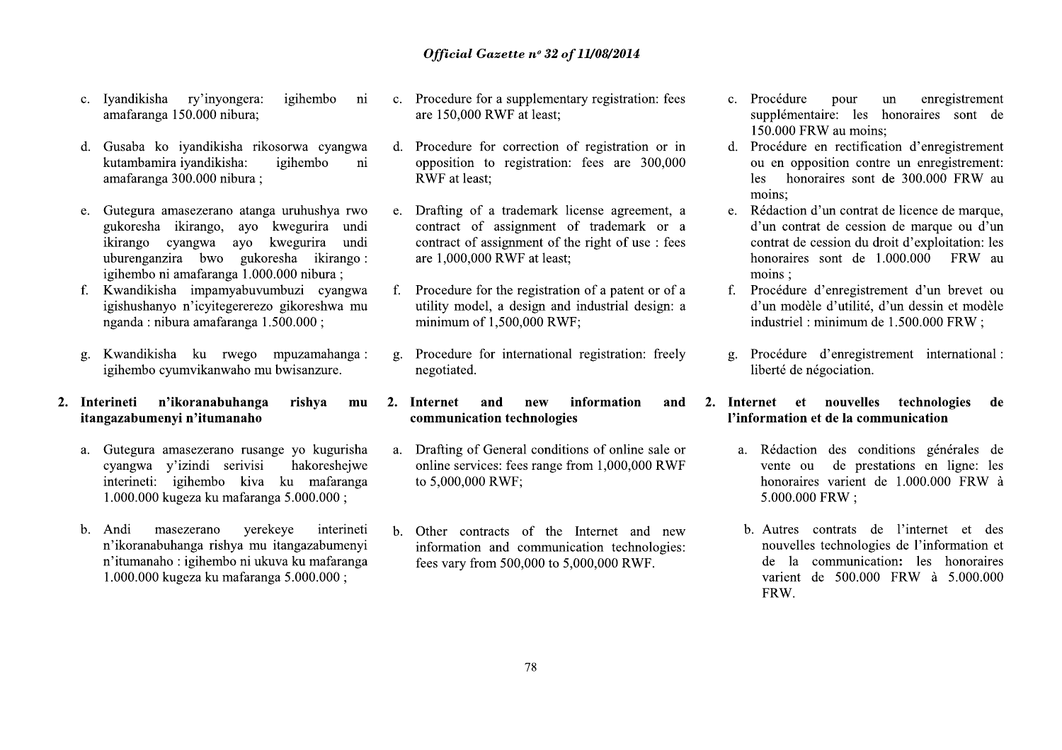c. Iyandikisha ry'inyongera: igihembo ni amafaranga 150.000 nibura;

d. Gusaba ko iyandikisha rikosorwa cyangwa kutambamira iyandikisha: igihembo ni amafaranga 300.000 nibura ;

e. Gutegura amasezerano atanga uruhushya rwo gukoresha ikirango, ayo kwegurira undi ikirango cyangwa ayo kwegurira undi uburenganzira bwo gukoresha ikirango : igihembo ni amafaranga 1.000.000 nibura ;

f. Kwandikisha impamyabuvumbuzi cyangwa igishushanyo n'icyitegererezo gikoreshwa mu nganda : nibura amafaranga 1.500.000 ;

g. Kwandikisha ku rwego mpuzamahanga : igihembo cyumvikanwaho mu bwisanzure.

**2. Interineti n'ikoranabuhanga rishya mu itangazabumenyi n'itumanaho**

a. Gutegura amasezerano rusange yo kugurisha cyangwa y'izindi serivisi hakoreshejwe interineti: igihembo kiva ku mafaranga 1.000.000 kugeza ku mafaranga 5.000.000 ;

b. Andi masezerano yerekeye interineti n'ikoranabuhanga rishya mu itangazabumenyi n'itumanaho : igihembo ni ukuva ku mafaranga 1.000.000 kugeza ku mafaranga 5.000.000 ;

c. Procedure for a supplementary registration: fees are 150,000 RWF at least;

d. Procedure for correction of registration or in opposition to registration: fees are 300,000 RWF at least;

e. Drafting of a trademark license agreement, a contract of assignment of trademark or a contract of assignment of the right of use : fees are 1,000,000 RWF at least;

f. Procedure for the registration of a patent or of a utility model, a design and industrial design: a minimum of 1,500,000 RWF;

g. Procedure for international registration: freely negotiated.

**2. Internet and new information and communication technologies**

a. Drafting of General conditions of online sale or online services: fees range from 1,000,000 RWF to 5,000,000 RWF;

b. Other contracts of the Internet and new information and communication technologies: fees vary from 500,000 to 5,000,000 RWF.

c. Procédure pour un enregistrement supplémentaire: les honoraires sont de 150.000 FRW au moins;

d. Procédure en rectification d'enregistrement ou en opposition contre un enregistrement: les honoraires sont de 300.000 FRW au moins;

e. Rédaction d'un contrat de licence de marque, d'un contrat de cession de marque ou d'un contrat de cession du droit d'exploitation: les honoraires sont de 1.000.000 FRW au moins ;

f. Procédure d'enregistrement d'un brevet ou d'un modèle d'utilité, d'un dessin et modèle industriel : minimum de 1.500.000 FRW ;

g. Procédure d'enregistrement international : liberté de négociation.

**2. Internet et nouvelles technologies de l'information et de la communication**

a. Rédaction des conditions générales de vente ou de prestations en ligne: les honoraires varient de 1.000.000 FRW à 5.000.000 FRW ;

b. Autres contrats de l'internet et des nouvelles technologies de l'information et de la communication: les honoraires varient de 500.000 FRW à 5.000.000 FRW.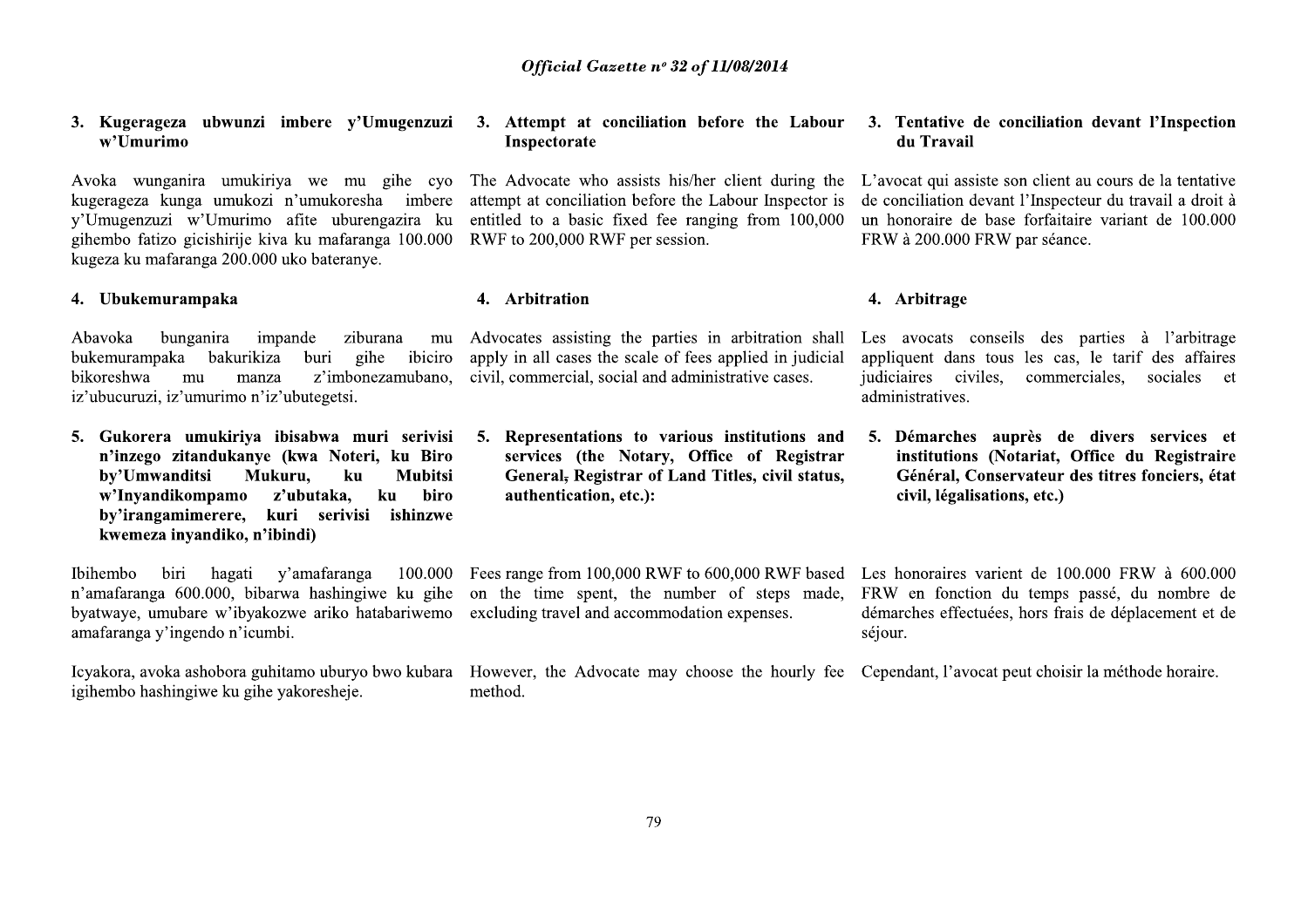### 3. Kugerageza ubwunzi imbere y'Umugenzuzi w'Umurimo

Avoka wunganira umukiriya we mu gihe cyo kugerageza kunga umukozi n'umukoresha imbere y'Umugenzuzi w'Umurimo afite uburenganzira ku gihembo fatizo gicishirije kiva ku mafaranga 100.000 kugeza ku mafaranga 200.000 uko bateranye.

### 4. Ubukemurampaka

Abavoka bunganira impande ziburana mu bukemurampaka bakurikiza buri gihe ibiciro bikoreshwa mu manza z'imbonezamubano, iz'ubucuruzi, iz'umurimo n'iz'ubutegetsi.

### 5. Gukorera umukiriya ibisabwa muri serivisi n'inzego zitandukanye (kwa Noteri, ku Biro by'Umwanditsi Mukuru, ku Mubitsi w'Inyandikompamo z'ubutaka, ku biro by'irangamimerere, kuri serivisi ishinzwe kwemeza inyandiko, n'ibindi)

Ibihembo biri hagati y'amafaranga 100.000 n'amafaranga 600.000, bibarwa hashingiwe ku gihe byatwaye, umubare w'ibyakozwe ariko hatabariwemo amafaranga y'ingendo n'icumbi.

Icyakora, avoka ashobora guhitamo uburyo bwo kubara igihembo hashingiwe ku gihe yakoresheje.

### 3. Attempt at conciliation before the Labour Inspectorate

The Advocate who assists his/her client during the attempt at conciliation before the Labour Inspector is entitled to a basic fixed fee ranging from 100,000 RWF to 200,000 RWF per session.

### 4. Arbitration

Advocates assisting the parties in arbitration shall apply in all cases the scale of fees applied in judicial civil, commercial, social and administrative cases.

### 5. Representations to various institutions and services (the Notary, Office of Registrar General, Registrar of Land Titles, civil status, authentication, etc.):

Fees range from 100,000 RWF to 600,000 RWF based on the time spent, the number of steps made, excluding travel and accommodation expenses.

However, the Advocate may choose the hourly fee method.

### 3. Tentative de conciliation devant l'Inspection du Travail

L'avocat qui assiste son client au cours de la tentative de conciliation devant l'Inspecteur du travail a droit à un honoraire de base forfaitaire variant de 100.000 FRW à 200.000 FRW par séance.

### 4. Arbitrage

Les avocats conseils des parties à l'arbitrage appliquent dans tous les cas, le tarif des affaires judiciaires civiles, commerciales, sociales et administratives.

### 5. Démarches auprès de divers services et institutions (Notariat, Office du Registraire Général, Conservateur des titres fonciers, état civil, légalisations, etc.)

Les honoraires varient de 100.000 FRW à 600.000 FRW en fonction du temps passé, du nombre de démarches effectuées, hors frais de déplacement et de séjour.

Cependant, l'avocat peut choisir la méthode horaire.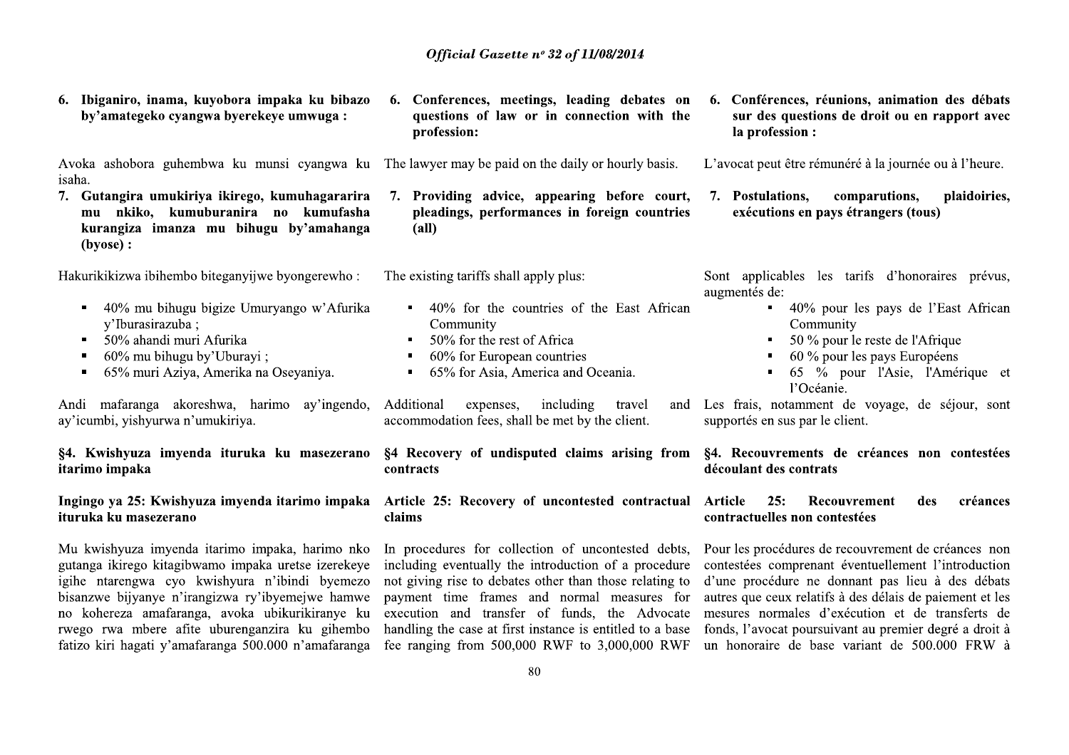**6. Ibiganiro, inama, kuyobora impaka ku bibazo by'amategeko cyangwa byerekeye umwuga :**

Avoka ashobora guhembwa ku munsi cyangwa ku isaha.

**7. Gutangira umukiriya ikirego, kumuhagararira mu nkiko, kumuburanira no kumufasha kurangiza imanza mu bihugu by'amahanga (byose) :**

Hakurikikizwa ibihembo biteganyijwe byongerewho :

- 40% mu bihugu bigize Umuryango w'Afurika y'Iburasirazuba ;
- 50% ahandi muri Afurika
- 60% mu bihugu by'Uburayi ;
- 65% muri Aziya, Amerika na Oseyaniya.

Andi mafaranga akoreshwa, harimo ay'ingendo, ay'icumbi, yishyurwa n'umukiriya.

**§4. Kwishyuza imyenda ituruka ku masezerano itarimo impaka**

**Ingingo ya 25: Kwishyuza imyenda itarimo impaka ituruka ku masezerano**

Mu kwishyuza imyenda itarimo impaka, harimo nko gutanga ikirego kitagibwamo impaka uretse izerekeye igihe ntarengwa cyo kwishyura n'ibindi byemezo bisanzwe bijyanye n'irangizwa ry'ibyemejwe hamwe no kohereza amafaranga, avoka ubikurikiranye ku rwego rwa mbere afite uburenganzira ku gihembo fatizo kiri hagati y'amafaranga 500.000 n'amafaranga

**6. Conferences, meetings, leading debates on questions of law or in connection with the profession:**

The lawyer may be paid on the daily or hourly basis.

**7. Providing advice, appearing before court, pleadings, performances in foreign countries (all)**

The existing tariffs shall apply plus:

- 40% for the countries of the East African Community
- 50% for the rest of Africa
- 60% for European countries
- 65% for Asia, America and Oceania.

Additional expenses, including travel and accommodation fees, shall be met by the client.

**§4 Recovery of undisputed claims arising from contracts**

**Article 25: Recovery of uncontested contractual claims**

In procedures for collection of uncontested debts, including eventually the introduction of a procedure not giving rise to debates other than those relating to payment time frames and normal measures for execution and transfer of funds, the Advocate handling the case at first instance is entitled to a base fee ranging from 500,000 RWF to 3,000,000 RWF

**6. Conférences, réunions, animation des débats sur des questions de droit ou en rapport avec la profession :**

L'avocat peut être rémunéré à la journée ou à l'heure.

**7. Postulations, comparutions, plaidoiries, exécutions en pays étrangers (tous)**

Sont applicables les tarifs d'honoraires prévus, augmentés de:

- 40% pour les pays de l'East African Community
- 50 % pour le reste de l'Afrique
- 60 % pour les pays Européens
- 65 % pour l'Asie, l'Amérique et l'Océanie.

Les frais, notamment de voyage, de séjour, sont supportés en sus par le client.

**§4. Recouvrements de créances non contestées découlant des contrats**

**Article 25: Recouvrement des créances contractuelles non contestées**

Pour les procédures de recouvrement de créances non contestées comprenant éventuellement l'introduction d'une procédure ne donnant pas lieu à des débats autres que ceux relatifs à des délais de paiement et les mesures normales d'exécution et de transferts de fonds, l'avocat poursuivant au premier degré a droit à un honoraire de base variant de 500.000 FRW à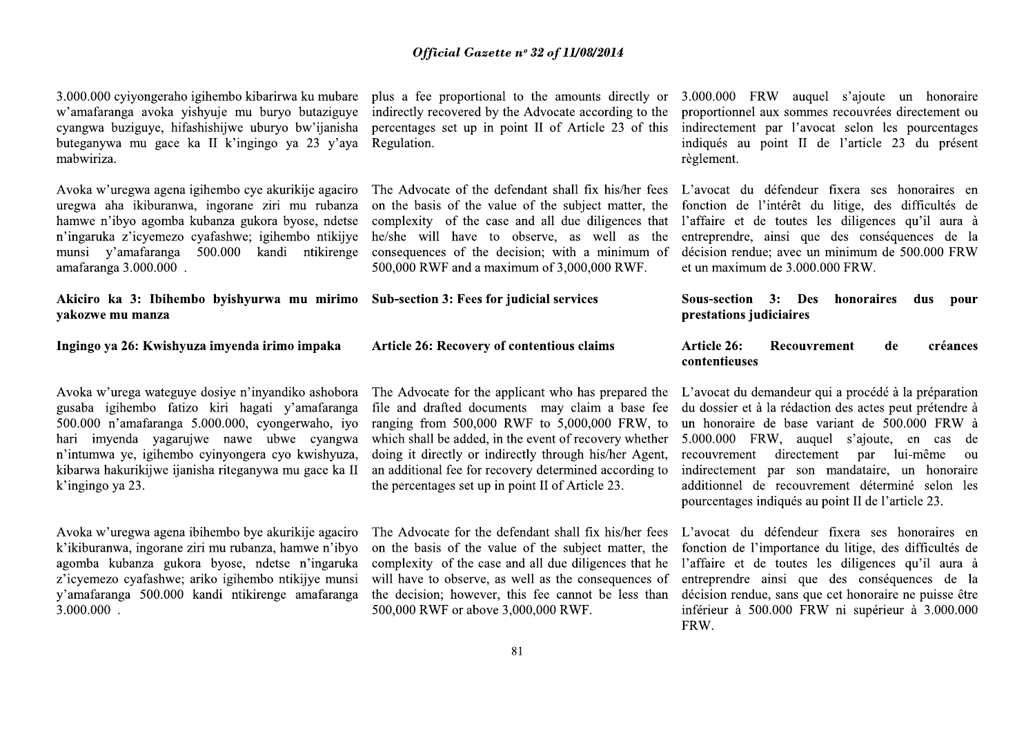3.000.000 cyiyongeraho igihembo kibarirwa ku mubare w'amafaranga avoka yishyuje mu buryo butaziguye cyangwa buziguye, hifashishijwe uburyo bw'ijanisha buteganywa mu gace ka II k'ingingo ya 23 y'aya mabwiriza.

Avoka w'uregwa agena igihembo cye akurikije agaciro uregwa aha ikiburanwa, ingorane ziri mu rubanza hamwe n'ibyo agomba kubanza gukora byose, ndetse n'ingaruka z'icyemezo cyafashwe; igihembo ntikijye munsi y'amafaranga 500.000 kandi ntikirenge amafaranga 3.000.000 .

**Akiciro ka 3: Ibihembo byishyurwa mu mirimo yakozwe mu manza**

**Ingingo ya 26: Kwishyuza imyenda irimo impaka**

Avoka w'urega wateguye dosiye n'inyandiko ashobora gusaba igihembo fatizo kiri hagati y'amafaranga 500.000 n'amafaranga 5.000.000, cyongerwaho, iyo hari imyenda yagarujwe nawe ubwe cyangwa n'intumwa ye, igihembo cyinyongera cyo kwishyuza, kibarwa hakurikijwe ijanisha riteganywa mu gace ka II k'ingingo ya 23.

Avoka w'uregwa agena ibihembo bye akurikije agaciro k'ikiburanwa, ingorane ziri mu rubanza, hamwe n'ibyo agomba kubanza gukora byose, ndetse n'ingaruka z'icyemezo cyafashwe; ariko igihembo ntikijye munsi y'amafaranga 500.000 kandi ntikirenge amafaranga 3.000.000 .

plus a fee proportional to the amounts directly or indirectly recovered by the Advocate according to the percentages set up in point II of Article 23 of this Regulation.

The Advocate of the defendant shall fix his/her fees on the basis of the value of the subject matter, the complexity of the case and all due diligences that he/she will have to observe, as well as the consequences of the decision; with a minimum of 500,000 RWF and a maximum of 3,000,000 RWF.

**Sub-section 3: Fees for judicial services**

**Article 26: Recovery of contentious claims**

The Advocate for the applicant who has prepared the file and drafted documents may claim a base fee ranging from 500,000 RWF to 5,000,000 FRW, to which shall be added, in the event of recovery whether doing it directly or indirectly through his/her Agent, an additional fee for recovery determined according to the percentages set up in point II of Article 23.

The Advocate for the defendant shall fix his/her fees on the basis of the value of the subject matter, the complexity of the case and all due diligences that he will have to observe, as well as the consequences of the decision; however, this fee cannot be less than 500,000 RWF or above 3,000,000 RWF.

3.000.000 FRW auquel s'ajoute un honoraire proportionnel aux sommes recouvrées directement ou indirectement par l'avocat selon les pourcentages indiqués au point II de l'article 23 du présent règlement.

L'avocat du défendeur fixera ses honoraires en fonction de l'intérêt du litige, des difficultés de l'affaire et de toutes les diligences qu'il aura à entreprendre, ainsi que des conséquences de la décision rendue; avec un minimum de 500.000 FRW et un maximum de 3.000.000 FRW.

**Sous-section 3: Des honoraires dus pour prestations judiciaires**

**Article 26: Recouvrement de créances contentieuses**

L'avocat du demandeur qui a procédé à la préparation du dossier et à la rédaction des actes peut prétendre à un honoraire de base variant de 500.000 FRW à 5.000.000 FRW, auquel s'ajoute, en cas de recouvrement directement par lui-même ou indirectement par son mandataire, un honoraire additionnel de recouvrement déterminé selon les pourcentages indiqués au point II de l'article 23.

L'avocat du défendeur fixera ses honoraires en fonction de l'importance du litige, des difficultés de l'affaire et de toutes les diligences qu'il aura à entreprendre ainsi que des conséquences de la décision rendue, sans que cet honoraire ne puisse être inférieur à 500.000 FRW ni supérieur à 3.000.000 FRW.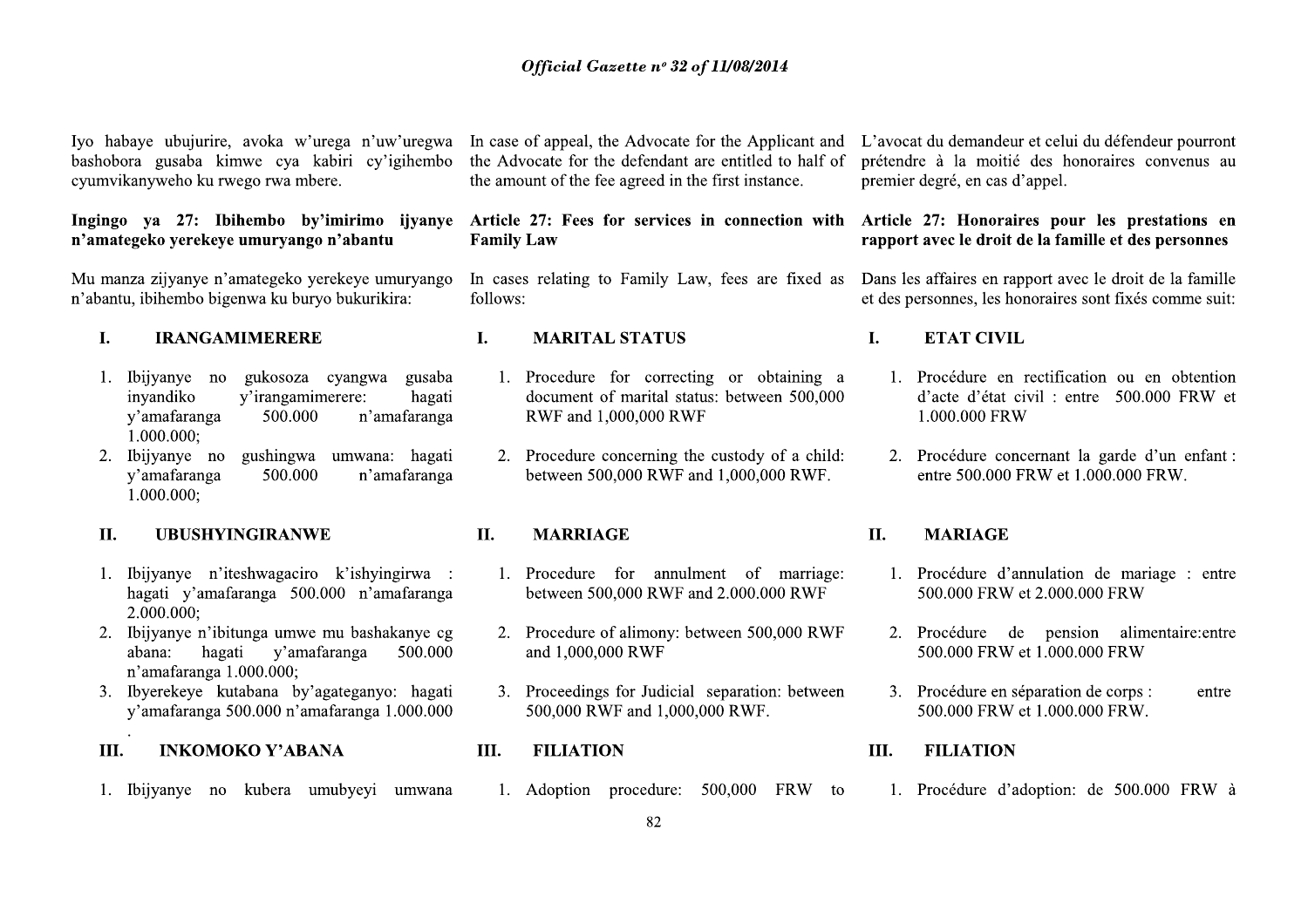Iyo habaye ubujurire, avoka w'urega n'uw'uregwa bashobora gusaba kimwe cya kabiri cy'igihembo cyumvikanyweho ku rwego rwa mbere.

**Ingingo ya 27: Ibihembo by'imirimo ijyanye n'amategeko yerekeye umuryango n'abantu**

Mu manza zijyanye n'amategeko yerekeye umuryango n'abantu, ibihembo bigenwa ku buryo bukurikira:

**I. IRANGAMIMERERE**

1. Ibijyanye no gukosoza cyangwa gusaba inyandiko y'irangamimerere: hagati y'amafaranga 500.000 n'amafaranga 1.000.000;
2. Ibijyanye no gushingwa umwana: hagati y'amafaranga 500.000 n'amafaranga 1.000.000;

**II. UBUSHYINGIRANWE**

1. Ibijyanye n'iteshwagaciro k'ishyingirwa : hagati y'amafaranga 500.000 n'amafaranga 2.000.000;
2. Ibijyanye n'ibitunga umwe mu bashakanye cg abana: hagati y'amafaranga 500.000 n'amafaranga 1.000.000;
3. Ibyerekeye kutabana by'agateganyo: hagati y'amafaranga 500.000 n'amafaranga 1.000.000 .

**III. INKOMOKO Y'ABANA**

1. Ibijyanye no kubera umubyeyi umwana

In case of appeal, the Advocate for the Applicant and the Advocate for the defendant are entitled to half of the amount of the fee agreed in the first instance.

**Article 27: Fees for services in connection with Family Law**

In cases relating to Family Law, fees are fixed as follows:

**I. MARITAL STATUS**

1. Procedure for correcting or obtaining a document of marital status: between 500,000 RWF and 1,000,000 RWF
2. Procedure concerning the custody of a child: between 500,000 RWF and 1,000,000 RWF.

**II. MARRIAGE**

1. Procedure for annulment of marriage: between 500,000 RWF and 2.000.000 RWF
2. Procedure of alimony: between 500,000 RWF and 1,000,000 RWF
3. Proceedings for Judicial separation: between 500,000 RWF and 1,000,000 RWF.

**III. FILIATION**

1. Adoption procedure: 500,000 FRW to

L'avocat du demandeur et celui du défendeur pourront prétendre à la moitié des honoraires convenus au premier degré, en cas d'appel.

**Article 27: Honoraires pour les prestations en rapport avec le droit de la famille et des personnes**

Dans les affaires en rapport avec le droit de la famille et des personnes, les honoraires sont fixés comme suit:

**I. ETAT CIVIL**

1. Procédure en rectification ou en obtention d'acte d'état civil : entre 500.000 FRW et 1.000.000 FRW
2. Procédure concernant la garde d'un enfant : entre 500.000 FRW et 1.000.000 FRW.

**II. MARIAGE**

1. Procédure d'annulation de mariage : entre 500.000 FRW et 2.000.000 FRW
2. Procédure de pension alimentaire:entre 500.000 FRW et 1.000.000 FRW
3. Procédure en séparation de corps : entre 500.000 FRW et 1.000.000 FRW.

**III. FILIATION**

1. Procédure d'adoption: de 500.000 FRW à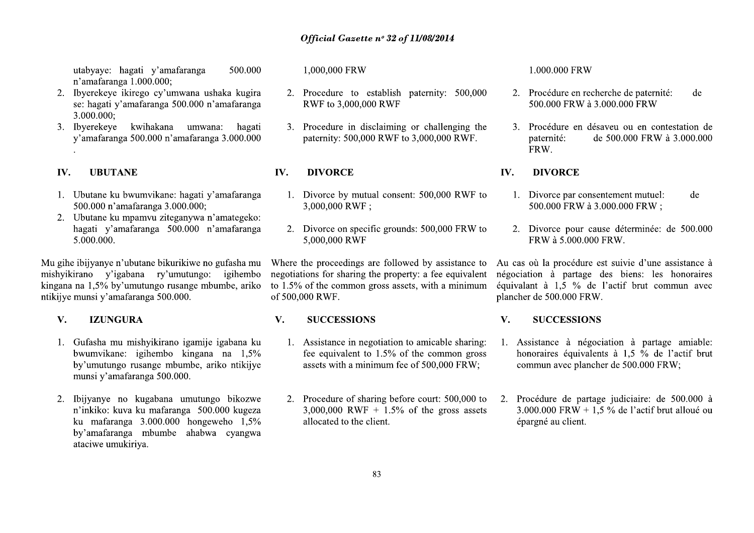utabyaye: hagati y'amafaranga 500.000 n'amafaranga 1.000.000;

2. Ibyerekeye ikirego cy'umwana ushaka kugira se: hagati y'amafaranga 500.000 n'amafaranga 3.000.000;
3. Ibyerekeye kwihakana umwana: hagati y'amafaranga 500.000 n'amafaranga 3.000.000 .

## IV. UBUTANE

1. Ubutane ku bwumvikane: hagati y'amafaranga 500.000 n'amafaranga 3.000.000;
2. Ubutane ku mpamvu ziteganywa n'amategeko: hagati y'amafaranga 500.000 n'amafaranga 5.000.000.

Mu gihe ibijyanye n'ubutane bikurikiwe no gufasha mu mishyikirano y'igabana ry'umutungo: igihembo kingana na 1,5% by'umutungo rusange mbumbe, ariko ntikijye munsi y'amafaranga 500.000.

## V. IZUNGURA

1. Gufasha mu mishyikirano igamije igabana ku bwumvikane: igihembo kingana na 1,5% by'umutungo rusange mbumbe, ariko ntikijye munsi y'amafaranga 500.000.
2. Ibijyanye no kugabana umutungo bikozwe n'inkiko: kuva ku mafaranga 500.000 kugeza ku mafaranga 3.000.000 hongeweho 1,5% by'amafaranga mbumbe ahabwa cyangwa ataciwe umukiriya.

1,000,000 FRW

2. Procedure to establish paternity: 500,000 RWF to 3,000,000 RWF
3. Procedure in disclaiming or challenging the paternity: 500,000 RWF to 3,000,000 RWF.

## IV. DIVORCE

1. Divorce by mutual consent: 500,000 RWF to 3,000,000 RWF ;
2. Divorce on specific grounds: 500,000 FRW to 5,000,000 RWF

Where the proceedings are followed by assistance to negotiations for sharing the property: a fee equivalent to 1.5% of the common gross assets, with a minimum of 500,000 RWF.

## V. SUCCESSIONS

1. Assistance in negotiation to amicable sharing: fee equivalent to 1.5% of the common gross assets with a minimum fee of 500,000 FRW;
2. Procedure of sharing before court: 500,000 to 3,000,000 RWF + 1.5% of the gross assets allocated to the client.

1.000.000 FRW

2. Procédure en recherche de paternité: de 500.000 FRW à 3.000.000 FRW
3. Procédure en désaveu ou en contestation de paternité: de 500.000 FRW à 3.000.000 FRW.

## IV. DIVORCE

1. Divorce par consentement mutuel: de 500.000 FRW à 3.000.000 FRW ;
2. Divorce pour cause déterminée: de 500.000 FRW à 5.000.000 FRW.

Au cas où la procédure est suivie d'une assistance à négociation à partage des biens: les honoraires équivalant à 1,5 % de l'actif brut commun avec plancher de 500.000 FRW.

## V. SUCCESSIONS

1. Assistance à négociation à partage amiable: honoraires équivalents à 1,5 % de l'actif brut commun avec plancher de 500.000 FRW;
2. Procédure de partage judiciaire: de 500.000 à 3.000.000 FRW + 1,5 % de l'actif brut alloué ou épargné au client.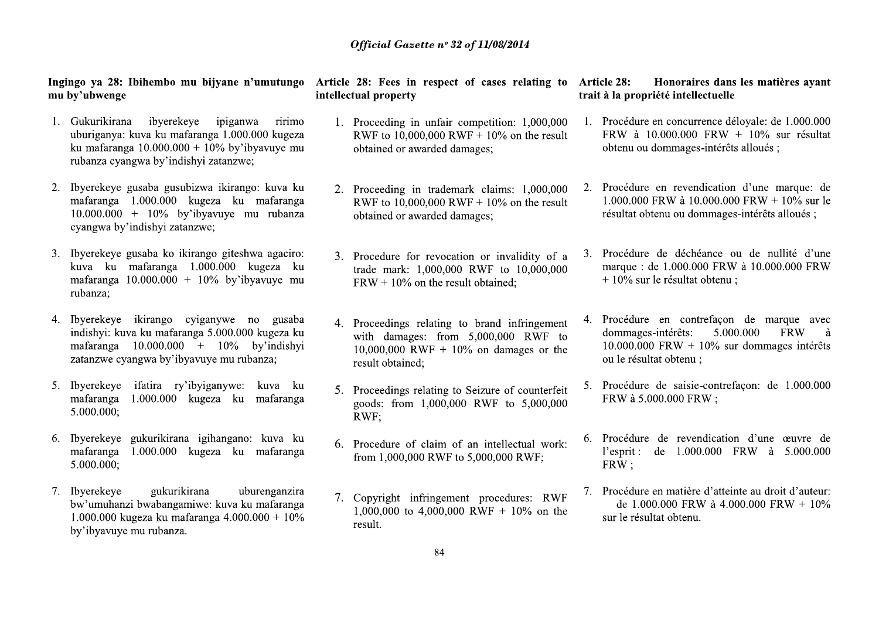### Ingingo ya 28: Ibihembo mu bijyane n'umutungo mu by'ubwenge

1. Gukurikirana ibyerekeye ipiganwa ririmo uburiganya: kuva ku mafaranga 1.000.000 kugeza ku mafaranga 10.000.000 + 10% by'ibyavuye mu rubanza cyangwa by'indishyi zatanzwe;
2. Ibyerekeye gusaba gusubizwa ikirango: kuva ku mafaranga 1.000.000 kugeza ku mafaranga 10.000.000 + 10% by'ibyavuye mu rubanza cyangwa by'indishyi zatanzwe;
3. Ibyerekeye gusaba ko ikirango giteshwa agaciro: kuva ku mafaranga 1.000.000 kugeza ku mafaranga 10.000.000 + 10% by'ibyavuye mu rubanza;
4. Ibyerekeye ikirango cyiganywe no gusaba indishyi: kuva ku mafaranga 5.000.000 kugeza ku mafaranga 10.000.000 + 10% by'indishyi zatanzwe cyangwa by'ibyavuye mu rubanza;
5. Ibyerekeye ifatira ry'ibyiganywe: kuva ku mafaranga 1.000.000 kugeza ku mafaranga 5.000.000;
6. Ibyerekeye gukurikirana igihangano: kuva ku mafaranga 1.000.000 kugeza ku mafaranga 5.000.000;
7. Ibyerekeye gukurikirana uburenganzira bw'umuhanzi bwabangamiwe: kuva ku mafaranga 1.000.000 kugeza ku mafaranga 4.000.000 + 10% by'ibyavuye mu rubanza.

### Article 28: Fees in respect of cases relating to intellectual property

1. Proceeding in unfair competition: 1,000,000 RWF to 10,000,000 RWF + 10% on the result obtained or awarded damages;
2. Proceeding in trademark claims: 1,000,000 RWF to 10,000,000 RWF + 10% on the result obtained or awarded damages;
3. Procedure for revocation or invalidity of a trade mark: 1,000,000 RWF to 10,000,000 FRW + 10% on the result obtained;
4. Proceedings relating to brand infringement with damages: from 5,000,000 RWF to 10,000,000 RWF + 10% on damages or the result obtained;
5. Proceedings relating to Seizure of counterfeit goods: from 1,000,000 RWF to 5,000,000 RWF;
6. Procedure of claim of an intellectual work: from 1,000,000 RWF to 5,000,000 RWF;
7. Copyright infringement procedures: RWF 1,000,000 to 4,000,000 RWF + 10% on the result.

### Article 28: Honoraires dans les matières ayant trait à la propriété intellectuelle

1. Procédure en concurrence déloyale: de 1.000.000 FRW à 10.000.000 FRW + 10% sur résultat obtenu ou dommages-intérêts alloués ;
2. Procédure en revendication d'une marque: de 1.000.000 FRW à 10.000.000 FRW + 10% sur le résultat obtenu ou dommages-intérêts alloués ;
3. Procédure de déchéance ou de nullité d'une marque : de 1.000.000 FRW à 10.000.000 FRW + 10% sur le résultat obtenu ;
4. Procédure en contrefaçon de marque avec dommages-intérêts: 5.000.000 FRW à 10.000.000 FRW + 10% sur dommages intérêts ou le résultat obtenu ;
5. Procédure de saisie-contrefaçon: de 1.000.000 FRW à 5.000.000 FRW ;
6. Procédure de revendication d'une œuvre de l'esprit : de 1.000.000 FRW à 5.000.000 FRW ;
7. Procédure en matière d'atteinte au droit d'auteur: de 1.000.000 FRW à 4.000.000 FRW + 10% sur le résultat obtenu.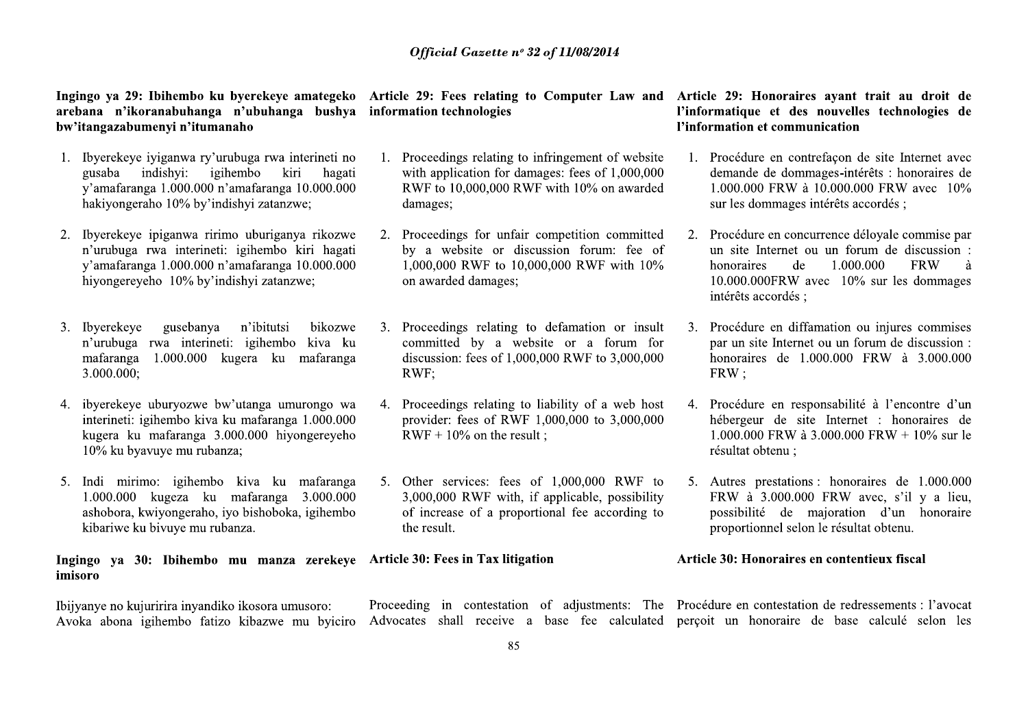**Ingingo ya 29: Ibihembo ku byerekeye amategeko arebana n'ikoranabuhanga n'ubuhanga bushya bw'itangazabumenyi n'itumanaho**

1. Ibyerekeye iyiganwa ry'urubuga rwa interineti no gusaba indishyi: igihembo kiri hagati y'amafaranga 1.000.000 n'amafaranga 10.000.000 hakiyongeraho 10% by'indishyi zatanzwe;

2. Ibyerekeye ipiganwa ririmo uburiganya rikozwe n'urubuga rwa interineti: igihembo kiri hagati y'amafaranga 1.000.000 n'amafaranga 10.000.000 hiyongereyeho 10% by'indishyi zatanzwe;

3. Ibyerekeye gusebanya n'ibitutsi bikozwe n'urubuga rwa interineti: igihembo kiva ku mafaranga 1.000.000 kugera ku mafaranga 3.000.000;

4. ibyerekeye uburyozwe bw'utanga umurongo wa interineti: igihembo kiva ku mafaranga 1.000.000 kugera ku mafaranga 3.000.000 hiyongereyeho 10% ku byavuye mu rubanza;

5. Indi mirimo: igihembo kiva ku mafaranga 1.000.000 kugeza ku mafaranga 3.000.000 ashobora, kwiyongeraho, iyo bishoboka, igihembo kibariwe ku bivuye mu rubanza.

**Ingingo ya 30: Ibihembo mu manza zerekeye imisoro**

Ibijyanye no kujuririra inyandiko ikosora umusoro: Avoka abona igihembo fatizo kibazwe mu byiciro

**Article 29: Fees relating to Computer Law and information technologies**

1. Proceedings relating to infringement of website with application for damages: fees of 1,000,000 RWF to 10,000,000 RWF with 10% on awarded damages;

2. Proceedings for unfair competition committed by a website or discussion forum: fee of 1,000,000 RWF to 10,000,000 RWF with 10% on awarded damages;

3. Proceedings relating to defamation or insult committed by a website or a forum for discussion: fees of 1,000,000 RWF to 3,000,000 RWF;

4. Proceedings relating to liability of a web host provider: fees of RWF 1,000,000 to 3,000,000 RWF + 10% on the result ;

5. Other services: fees of 1,000,000 RWF to 3,000,000 RWF with, if applicable, possibility of increase of a proportional fee according to the result.

**Article 30: Fees in Tax litigation**

Proceeding in contestation of adjustments: The Advocates shall receive a base fee calculated

**Article 29: Honoraires ayant trait au droit de l'informatique et des nouvelles technologies de l'information et communication**

1. Procédure en contrefaçon de site Internet avec demande de dommages-intérêts : honoraires de 1.000.000 FRW à 10.000.000 FRW avec 10% sur les dommages intérêts accordés ;

2. Procédure en concurrence déloyale commise par un site Internet ou un forum de discussion : honoraires de 1.000.000 FRW à 10.000.000FRW avec 10% sur les dommages intérêts accordés ;

3. Procédure en diffamation ou injures commises par un site Internet ou un forum de discussion : honoraires de 1.000.000 FRW à 3.000.000 FRW ;

4. Procédure en responsabilité à l'encontre d'un hébergeur de site Internet : honoraires de 1.000.000 FRW à 3.000.000 FRW + 10% sur le résultat obtenu ;

5. Autres prestations : honoraires de 1.000.000 FRW à 3.000.000 FRW avec, s'il y a lieu, possibilité de majoration d'un honoraire proportionnel selon le résultat obtenu.

**Article 30: Honoraires en contentieux fiscal**

Procédure en contestation de redressements : l'avocat perçoit un honoraire de base calculé selon les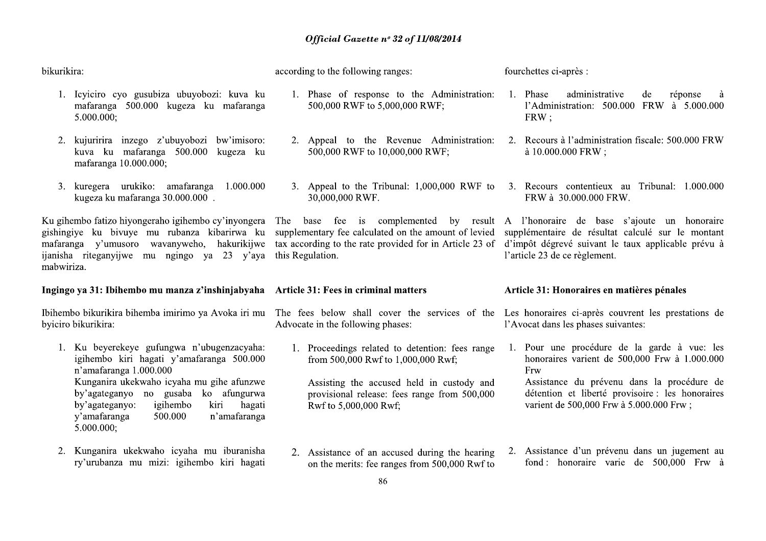bikurikira:

1. Icyiciro cyo gusubiza ubuyobozi: kuva ku mafaranga 500.000 kugeza ku mafaranga 5.000.000;

2. kujuririra inzego z'ubuyobozi bw'imisoro: kuva ku mafaranga 500.000 kugeza ku mafaranga 10.000.000;

3. kuregera urukiko: amafaranga 1.000.000 kugeza ku mafaranga 30.000.000 .

Ku gihembo fatizo hiyongeraho igihembo cy'inyongera gishingiye ku bivuye mu rubanza kibarirwa ku mafaranga y'umusoro wavanyweho, hakurikijwe ijanisha riteganyijwe mu ngingo ya 23 y'aya mabwiriza.

**Ingingo ya 31: Ibihembo mu manza z'inshinjabyaha**

Ibihembo bikurikira bihemba imirimo ya Avoka iri mu byiciro bikurikira:

1. Ku beyerekeye gufungwa n'ubugenzacyaha: igihembo kiri hagati y'amafaranga 500.000 n'amafaranga 1.000.000
   Kunganira ukekwaho icyaha mu gihe afunzwe by'agateganyo no gusaba ko afungurwa by'agateganyo: igihembo kiri hagati y'amafaranga 500.000 n'amafaranga 5.000.000;

2. Kunganira ukekwaho icyaha mu iburanisha ry'urubanza mu mizi: igihembo kiri hagati

according to the following ranges:

1. Phase of response to the Administration: 500,000 RWF to 5,000,000 RWF;

2. Appeal to the Revenue Administration: 500,000 RWF to 10,000,000 RWF;

3. Appeal to the Tribunal: 1,000,000 RWF to 30,000,000 RWF.

The base fee is complemented by result supplementary fee calculated on the amount of levied tax according to the rate provided for in Article 23 of this Regulation.

**Article 31: Fees in criminal matters**

The fees below shall cover the services of the Advocate in the following phases:

1. Proceedings related to detention: fees range from 500,000 Rwf to 1,000,000 Rwf;

   Assisting the accused held in custody and provisional release: fees range from 500,000 Rwf to 5,000,000 Rwf;

2. Assistance of an accused during the hearing on the merits: fee ranges from 500,000 Rwf to

fourchettes ci-après :

1. Phase administrative de réponse à l'Administration: 500.000 FRW à 5.000.000 FRW ;

2. Recours à l'administration fiscale: 500.000 FRW à 10.000.000 FRW ;

3. Recours contentieux au Tribunal: 1.000.000 FRW à 30.000.000 FRW.

A l'honoraire de base s'ajoute un honoraire supplémentaire de résultat calculé sur le montant d'impôt dégrevé suivant le taux applicable prévu à l'article 23 de ce règlement.

**Article 31: Honoraires en matières pénales**

Les honoraires ci-après couvrent les prestations de l'Avocat dans les phases suivantes:

1. Pour une procédure de la garde à vue: les honoraires varient de 500,000 Frw à 1.000.000 Frw
   Assistance du prévenu dans la procédure de détention et liberté provisoire : les honoraires varient de 500,000 Frw à 5.000.000 Frw ;

2. Assistance d'un prévenu dans un jugement au fond : honoraire varie de 500,000 Frw à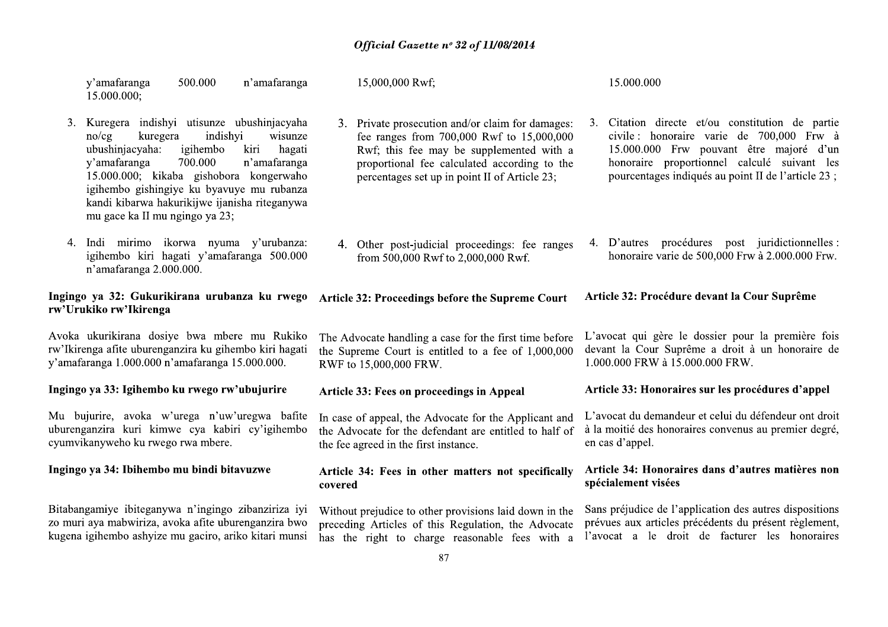y'amafaranga 500.000 n'amafaranga 15.000.000;

3. Kuregera indishyi utisunze ubushinjacyaha no/cg kuregera indishyi wisunze ubushinjacyaha: igihembo kiri hagati y'amafaranga 700.000 n'amafaranga 15.000.000; kikaba gishobora kongerwaho igihembo gishingiye ku byavuye mu rubanza kandi kibarwa hakurikijwe ijanisha riteganywa mu gace ka II mu ngingo ya 23;

4. Indi mirimo ikorwa nyuma y'urubanza: igihembo kiri hagati y'amafaranga 500.000 n'amafaranga 2.000.000.

**Ingingo ya 32: Gukurikirana urubanza ku rwego rw'Urukiko rw'Ikirenga**

Avoka ukurikirana dosiye bwa mbere mu Rukiko rw'Ikirenga afite uburenganzira ku gihembo kiri hagati y'amafaranga 1.000.000 n'amafaranga 15.000.000.

**Ingingo ya 33: Igihembo ku rwego rw'ubujurire**

Mu bujurire, avoka w'urega n'uw'uregwa bafite uburenganzira kuri kimwe cya kabiri cy'igihembo cyumvikanyweho ku rwego rwa mbere.

**Ingingo ya 34: Ibihembo mu bindi bitavuzwe**

Bitabangamiye ibiteganywa n'ingingo zibanziriza iyi zo muri aya mabwiriza, avoka afite uburenganzira bwo kugena igihembo ashyize mu gaciro, ariko kitari munsi

15,000,000 Rwf;

3. Private prosecution and/or claim for damages: fee ranges from 700,000 Rwf to 15,000,000 Rwf; this fee may be supplemented with a proportional fee calculated according to the percentages set up in point II of Article 23;

4. Other post-judicial proceedings: fee ranges from 500,000 Rwf to 2,000,000 Rwf.

**Article 32: Proceedings before the Supreme Court**

The Advocate handling a case for the first time before the Supreme Court is entitled to a fee of 1,000,000 RWF to 15,000,000 FRW.

**Article 33: Fees on proceedings in Appeal**

In case of appeal, the Advocate for the Applicant and the Advocate for the defendant are entitled to half of the fee agreed in the first instance.

**Article 34: Fees in other matters not specifically covered**

Without prejudice to other provisions laid down in the preceding Articles of this Regulation, the Advocate has the right to charge reasonable fees with a

15.000.000

3. Citation directe et/ou constitution de partie civile : honoraire varie de 700,000 Frw à 15.000.000 Frw pouvant être majoré d'un honoraire proportionnel calculé suivant les pourcentages indiqués au point II de l'article 23 ;

4. D'autres procédures post juridictionnelles : honoraire varie de 500,000 Frw à 2.000.000 Frw.

**Article 32: Procédure devant la Cour Suprême**

L'avocat qui gère le dossier pour la première fois devant la Cour Suprême a droit à un honoraire de 1.000.000 FRW à 15.000.000 FRW.

**Article 33: Honoraires sur les procédures d'appel**

L'avocat du demandeur et celui du défendeur ont droit à la moitié des honoraires convenus au premier degré, en cas d'appel.

**Article 34: Honoraires dans d'autres matières non spécialement visées**

Sans préjudice de l'application des autres dispositions prévues aux articles précédents du présent règlement, l'avocat a le droit de facturer les honoraires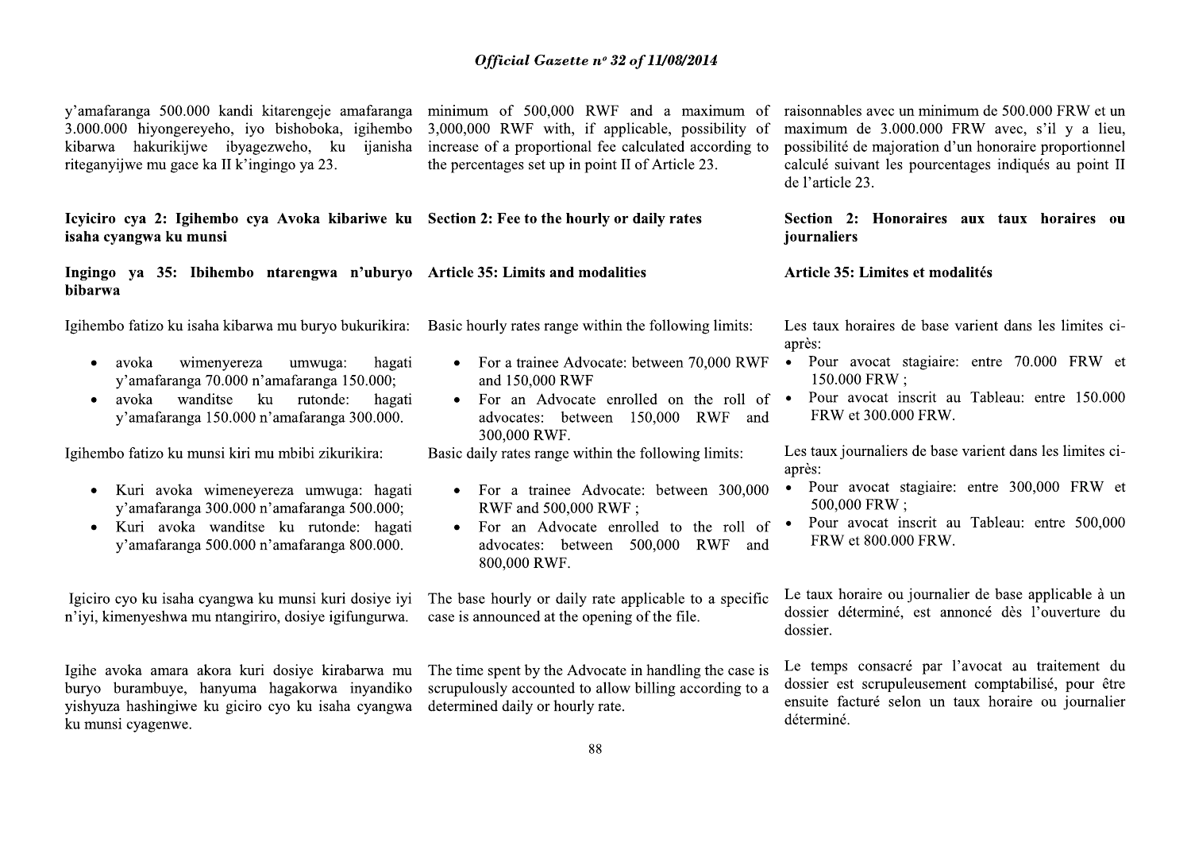y'amafaranga 500.000 kandi kitarengeje amafaranga 3.000.000 hiyongereyeho, iyo bishoboka, igihembo kibarwa hakurikijwe ibyagezweho, ku ijanisha riteganyijwe mu gace ka II k'ingingo ya 23.

**Icyiciro cya 2: Igihembo cya Avoka kibariwe ku isaha cyangwa ku munsi**

**Ingingo ya 35: Ibihembo ntarengwa n'uburyo bibarwa**

Igihembo fatizo ku isaha kibarwa mu buryo bukurikira:

- avoka wimenyereza umwuga: hagati y'amafaranga 70.000 n'amafaranga 150.000;
- avoka wanditse ku rutonde: hagati y'amafaranga 150.000 n'amafaranga 300.000.

Igihembo fatizo ku munsi kiri mu mbibi zikurikira:

- Kuri avoka wimeneyereza umwuga: hagati y'amafaranga 300.000 n'amafaranga 500.000;
- Kuri avoka wanditse ku rutonde: hagati y'amafaranga 500.000 n'amafaranga 800.000.

Igiciro cyo ku isaha cyangwa ku munsi kuri dosiye iyi n'iyi, kimenyeshwa mu ntangiriro, dosiye igifungurwa.

Igihe avoka amara akora kuri dosiye kirabarwa mu buryo burambuye, hanyuma hagakorwa inyandiko yishyuza hashingiwe ku giciro cyo ku isaha cyangwa ku munsi cyagenwe.

minimum of 500,000 RWF and a maximum of 3,000,000 RWF with, if applicable, possibility of increase of a proportional fee calculated according to the percentages set up in point II of Article 23.

**Section 2: Fee to the hourly or daily rates**

**Article 35: Limits and modalities**

Basic hourly rates range within the following limits:

- For a trainee Advocate: between 70,000 RWF and 150,000 RWF
- For an Advocate enrolled on the roll of advocates: between 150,000 RWF and 300,000 RWF.

Basic daily rates range within the following limits:

- For a trainee Advocate: between 300,000 RWF and 500,000 RWF ;
- For an Advocate enrolled to the roll of advocates: between 500,000 RWF and 800,000 RWF.

The base hourly or daily rate applicable to a specific case is announced at the opening of the file.

The time spent by the Advocate in handling the case is scrupulously accounted to allow billing according to a determined daily or hourly rate.

raisonnables avec un minimum de 500.000 FRW et un maximum de 3.000.000 FRW avec, s'il y a lieu, possibilité de majoration d'un honoraire proportionnel calculé suivant les pourcentages indiqués au point II de l'article 23.

**Section 2: Honoraires aux taux horaires ou journaliers**

**Article 35: Limites et modalités**

Les taux horaires de base varient dans les limites ci-après:

- Pour avocat stagiaire: entre 70.000 FRW et 150.000 FRW ;
- Pour avocat inscrit au Tableau: entre 150.000 FRW et 300.000 FRW.

Les taux journaliers de base varient dans les limites ci-après:

- Pour avocat stagiaire: entre 300,000 FRW et 500,000 FRW ;
- Pour avocat inscrit au Tableau: entre 500,000 FRW et 800.000 FRW.

Le taux horaire ou journalier de base applicable à un dossier déterminé, est annoncé dès l'ouverture du dossier.

Le temps consacré par l'avocat au traitement du dossier est scrupuleusement comptabilisé, pour être ensuite facturé selon un taux horaire ou journalier déterminé.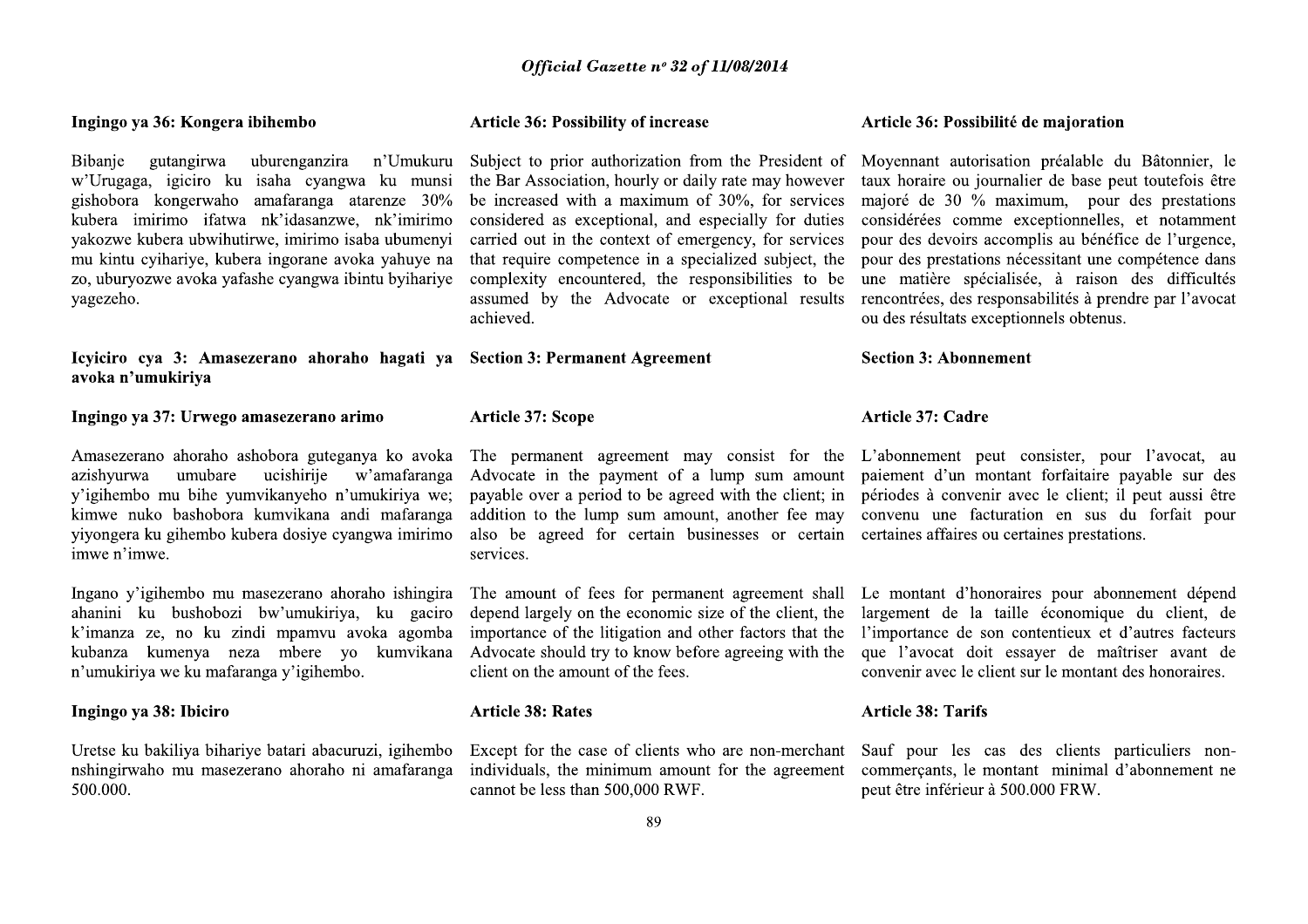**Ingingo ya 36: Kongera ibihembo**

Bibanje gutangirwa uburenganzira n'Umukuru w'Urugaga, igiciro ku isaha cyangwa ku munsi gishobora kongerwaho amafaranga atarenze 30% kubera imirimo ifatwa nk'idasanzwe, nk'imirimo yakozwe kubera ubwihutirwe, imirimo isaba ubumenyi mu kintu cyihariye, kubera ingorane avoka yahuye na zo, uburyozwe avoka yafashe cyangwa ibintu byihariye yagezeho.

**Icyiciro cya 3: Amasezerano ahoraho hagati ya avoka n'umukiriya**

**Ingingo ya 37: Urwego amasezerano arimo**

Amasezerano ahoraho ashobora guteganya ko avoka azishyurwa umubare ucishirije w'amafaranga y'igihembo mu bihe yumvikanyeho n'umukiriya we; kimwe nuko bashobora kumvikana andi mafaranga yiyongera ku gihembo kubera dosiye cyangwa imirimo imwe n'imwe.

Ingano y'igihembo mu masezerano ahoraho ishingira ahanini ku bushobozi bw'umukiriya, ku gaciro k'imanza ze, no ku zindi mpamvu avoka agomba kubanza kumenya neza mbere yo kumvikana n'umukiriya we ku mafaranga y'igihembo.

**Ingingo ya 38: Ibiciro**

Uretse ku bakiliya bihariye batari abacuruzi, igihembo nshingirwaho mu masezerano ahoraho ni amafaranga 500.000.

**Article 36: Possibility of increase**

Subject to prior authorization from the President of the Bar Association, hourly or daily rate may however be increased with a maximum of 30%, for services considered as exceptional, and especially for duties carried out in the context of emergency, for services that require competence in a specialized subject, the complexity encountered, the responsibilities to be assumed by the Advocate or exceptional results achieved.

**Section 3: Permanent Agreement**

**Article 37: Scope**

The permanent agreement may consist for the Advocate in the payment of a lump sum amount payable over a period to be agreed with the client; in addition to the lump sum amount, another fee may also be agreed for certain businesses or certain services.

The amount of fees for permanent agreement shall depend largely on the economic size of the client, the importance of the litigation and other factors that the Advocate should try to know before agreeing with the client on the amount of the fees.

**Article 38: Rates**

Except for the case of clients who are non-merchant individuals, the minimum amount for the agreement cannot be less than 500,000 RWF.

**Article 36: Possibilité de majoration**

Moyennant autorisation préalable du Bâtonnier, le taux horaire ou journalier de base peut toutefois être majoré de 30 % maximum, pour des prestations considérées comme exceptionnelles, et notamment pour des devoirs accomplis au bénéfice de l'urgence, pour des prestations nécessitant une compétence dans une matière spécialisée, à raison des difficultés rencontrées, des responsabilités à prendre par l'avocat ou des résultats exceptionnels obtenus.

**Section 3: Abonnement**

**Article 37: Cadre**

L'abonnement peut consister, pour l'avocat, au paiement d'un montant forfaitaire payable sur des périodes à convenir avec le client; il peut aussi être convenu une facturation en sus du forfait pour certaines affaires ou certaines prestations.

Le montant d'honoraires pour abonnement dépend largement de la taille économique du client, de l'importance de son contentieux et d'autres facteurs que l'avocat doit essayer de maîtriser avant de convenir avec le client sur le montant des honoraires.

**Article 38: Tarifs**

Sauf pour les cas des clients particuliers non-commerçants, le montant minimal d'abonnement ne peut être inférieur à 500.000 FRW.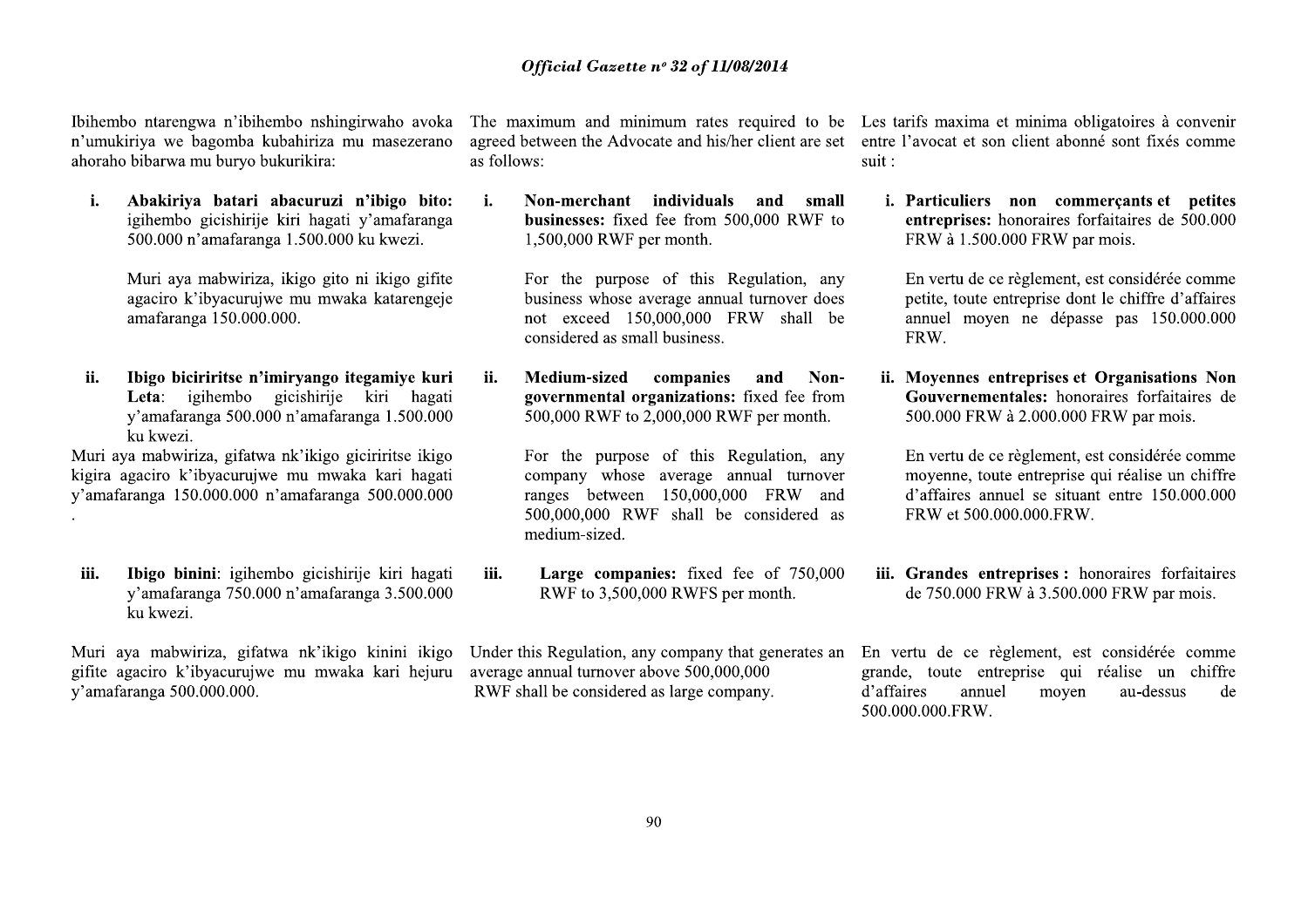Ibihembo ntarengwa n'ibihembo nshingirwaho avoka n'umukiriya we bagomba kubahiriza mu masezerano ahoraho bibarwa mu buryo bukurikira:

i. **Abakiriya batari abacuruzi n'ibigo bito:** igihembo gicishirije kiri hagati y'amafaranga 500.000 n'amafaranga 1.500.000 ku kwezi.

Muri aya mabwiriza, ikigo gito ni ikigo gifite agaciro k'ibyacurujwe mu mwaka katarengeje amafaranga 150.000.000.

ii. **Ibigo biciriritse n'imiryango itegamiye kuri Leta**: igihembo gicishirije kiri hagati y'amafaranga 500.000 n'amafaranga 1.500.000 ku kwezi.

Muri aya mabwiriza, gifatwa nk'ikigo giciriritse ikigo kigira agaciro k'ibyacurujwe mu mwaka kari hagati y'amafaranga 150.000.000 n'amafaranga 500.000.000 .

iii. **Ibigo binini**: igihembo gicishirije kiri hagati y'amafaranga 750.000 n'amafaranga 3.500.000 ku kwezi.

Muri aya mabwiriza, gifatwa nk'ikigo kinini ikigo gifite agaciro k'ibyacurujwe mu mwaka kari hejuru y'amafaranga 500.000.000.

The maximum and minimum rates required to be agreed between the Advocate and his/her client are set as follows:

i. **Non-merchant individuals and small businesses:** fixed fee from 500,000 RWF to 1,500,000 RWF per month.

For the purpose of this Regulation, any business whose average annual turnover does not exceed 150,000,000 FRW shall be considered as small business.

ii. **Medium-sized companies and Non-governmental organizations:** fixed fee from 500,000 RWF to 2,000,000 RWF per month.

For the purpose of this Regulation, any company whose average annual turnover ranges between 150,000,000 FRW and 500,000,000 RWF shall be considered as medium-sized.

iii. **Large companies:** fixed fee of 750,000 RWF to 3,500,000 RWFS per month.

Under this Regulation, any company that generates an average annual turnover above 500,000,000 RWF shall be considered as large company.

Les tarifs maxima et minima obligatoires à convenir entre l'avocat et son client abonné sont fixés comme suit :

i. **Particuliers non commerçants et petites entreprises:** honoraires forfaitaires de 500.000 FRW à 1.500.000 FRW par mois.

En vertu de ce règlement, est considérée comme petite, toute entreprise dont le chiffre d'affaires annuel moyen ne dépasse pas 150.000.000 FRW.

ii. **Moyennes entreprises et Organisations Non Gouvernementales:** honoraires forfaitaires de 500.000 FRW à 2.000.000 FRW par mois.

En vertu de ce règlement, est considérée comme moyenne, toute entreprise qui réalise un chiffre d'affaires annuel se situant entre 150.000.000 FRW et 500.000.000.FRW.

iii. **Grandes entreprises :** honoraires forfaitaires de 750.000 FRW à 3.500.000 FRW par mois.

En vertu de ce règlement, est considérée comme grande, toute entreprise qui réalise un chiffre d'affaires annuel moyen au-dessus de 500.000.000.FRW.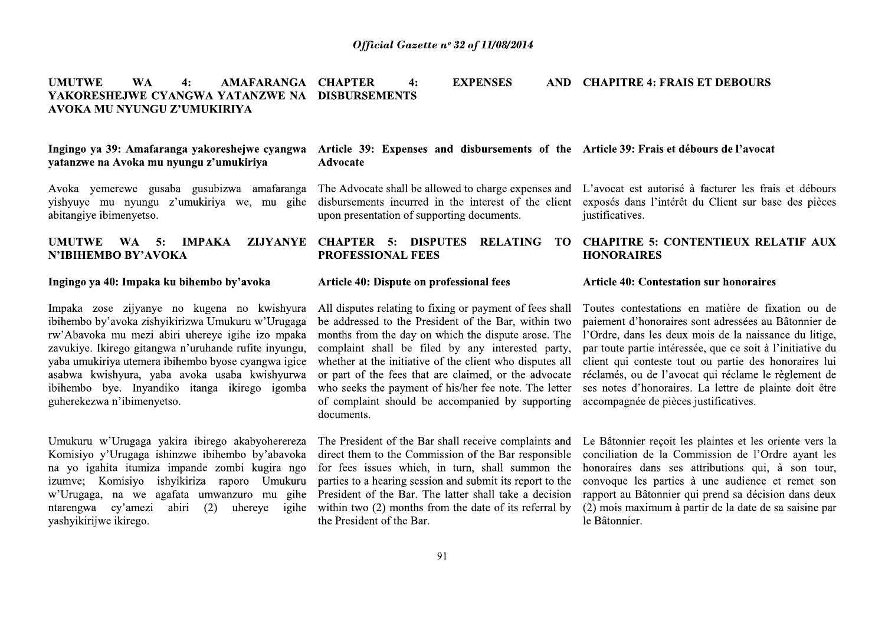## UMUTWE WA 4: AMAFARANGA YAKORESHEJWE CYANGWA YATANZWE NA AVOKA MU NYUNGU Z'UMUKIRIYA

### Ingingo ya 39: Amafaranga yakoreshejwe cyangwa yatanzwe na Avoka mu nyungu z'umukiriya

Avoka yemerewe gusaba gusubizwa amafaranga yishyuye mu nyungu z'umukiriya we, mu gihe abitangiye ibimenyetso.

## UMUTWE WA 5: IMPAKA ZIJYANYE N'IBIHEMBO BY'AVOKA

### Ingingo ya 40: Impaka ku bihembo by'avoka

Impaka zose zijyanye no kugena no kwishyura ibihembo by'avoka zishyikirizwa Umukuru w'Urugaga rw'Abavoka mu mezi abiri uhereye igihe izo mpaka zavukiye. Ikirego gitangwa n'uruhande rufite inyungu, yaba umukiriya utemera ibihembo byose cyangwa igice asabwa kwishyura, yaba avoka usaba kwishyurwa ibihembo bye. Inyandiko itanga ikirego igomba guherekezwa n'ibimenyetso.

Umukuru w'Urugaga yakira ibirego akabyohereza Komisiyo y'Urugaga ishinzwe ibihembo by'abavoka na yo igahita itumiza impande zombi kugira ngo izumve; Komisiyo ishyikiriza raporo Umukuru w'Urugaga, na we agafata umwanzuro mu gihe ntarengwa cy'amezi abiri (2) uhereye igihe yashyikirijwe ikirego.

## CHAPTER 4: EXPENSES AND DISBURSEMENTS

### Article 39: Expenses and disbursements of the Advocate

The Advocate shall be allowed to charge expenses and disbursements incurred in the interest of the client upon presentation of supporting documents.

## CHAPTER 5: DISPUTES RELATING TO PROFESSIONAL FEES

### Article 40: Dispute on professional fees

All disputes relating to fixing or payment of fees shall be addressed to the President of the Bar, within two months from the day on which the dispute arose. The complaint shall be filed by any interested party, whether at the initiative of the client who disputes all or part of the fees that are claimed, or the advocate who seeks the payment of his/her fee note. The letter of complaint should be accompanied by supporting documents.

The President of the Bar shall receive complaints and direct them to the Commission of the Bar responsible for fees issues which, in turn, shall summon the parties to a hearing session and submit its report to the President of the Bar. The latter shall take a decision within two (2) months from the date of its referral by the President of the Bar.

## CHAPITRE 4: FRAIS ET DEBOURS

### Article 39: Frais et débours de l'avocat

L'avocat est autorisé à facturer les frais et débours exposés dans l'intérêt du Client sur base des pièces justificatives.

## CHAPITRE 5: CONTENTIEUX RELATIF AUX HONORAIRES

### Article 40: Contestation sur honoraires

Toutes contestations en matière de fixation ou de paiement d'honoraires sont adressées au Bâtonnier de l'Ordre, dans les deux mois de la naissance du litige, par toute partie intéressée, que ce soit à l'initiative du client qui conteste tout ou partie des honoraires lui réclamés, ou de l'avocat qui réclame le règlement de ses notes d'honoraires. La lettre de plainte doit être accompagnée de pièces justificatives.

Le Bâtonnier reçoit les plaintes et les oriente vers la conciliation de la Commission de l'Ordre ayant les honoraires dans ses attributions qui, à son tour, convoque les parties à une audience et remet son rapport au Bâtonnier qui prend sa décision dans deux (2) mois maximum à partir de la date de sa saisine par le Bâtonnier.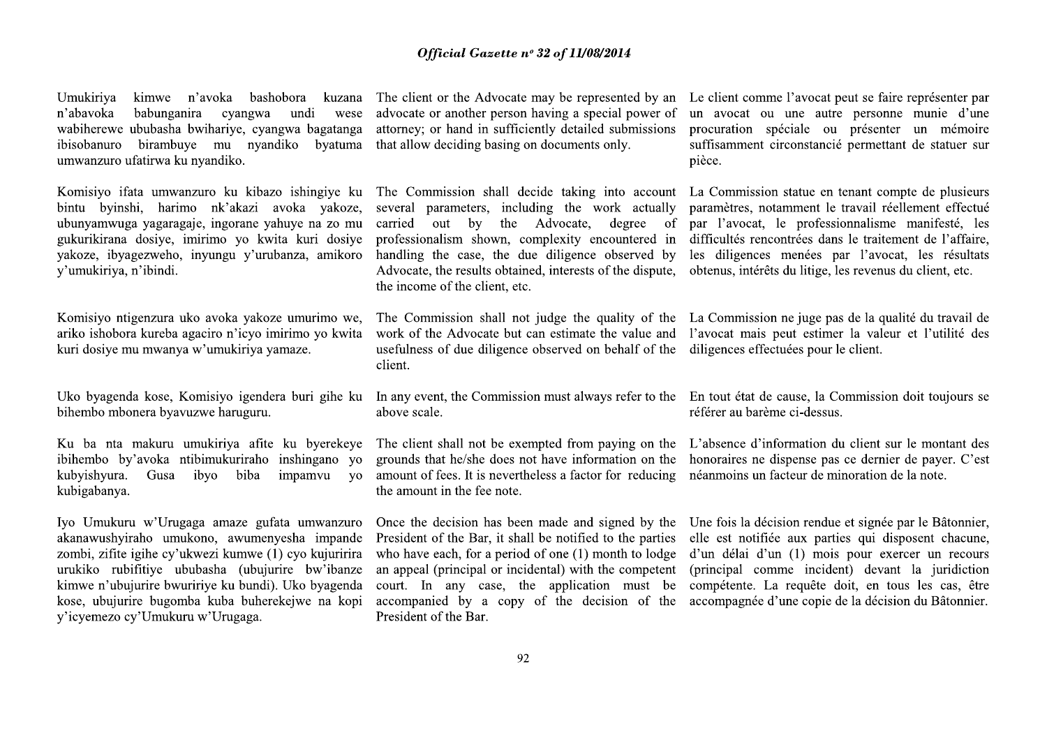Umukiriya kimwe n'avoka bashobora kuzana n'abavoka babunganira cyangwa undi wese wabiherewe ububasha bwihariye, cyangwa bagatanga ibisobanuro birambuye mu nyandiko byatuma umwanzuro ufatirwa ku nyandiko.

Komisiyo ifata umwanzuro ku kibazo ishingiye ku bintu byinshi, harimo nk'akazi avoka yakoze, ubunyamwuga yagaragaje, ingorane yahuye na zo mu gukurikirana dosiye, imirimo yo kwita kuri dosiye yakoze, ibyagezweho, inyungu y'urubanza, amikoro y'umukiriya, n'ibindi.

Komisiyo ntigenzura uko avoka yakoze umurimo we, ariko ishobora kureba agaciro n'icyo imirimo yo kwita kuri dosiye mu mwanya w'umukiriya yamaze.

Uko byagenda kose, Komisiyo igendera buri gihe ku bihembo mbonera byavuzwe haruguru.

Ku ba nta makuru umukiriya afite ku byerekeye ibihembo by'avoka ntibimukuriraho inshingano yo kubyishyura. Gusa ibyo biba impamvu yo kubigabanya.

Iyo Umukuru w'Urugaga amaze gufata umwanzuro akanawushyiraho umukono, awumenyesha impande zombi, zifite igihe cy'ukwezi kumwe (1) cyo kujuririra urukiko rubifitiye ububasha (ubujurire bw'ibanze kimwe n'ubujurire bwuririye ku bundi). Uko byagenda kose, ubujurire bugomba kuba buherekejwe na kopi y'icyemezo cy'Umukuru w'Urugaga.

The client or the Advocate may be represented by an advocate or another person having a special power of attorney; or hand in sufficiently detailed submissions that allow deciding basing on documents only.

The Commission shall decide taking into account several parameters, including the work actually carried out by the Advocate, degree of professionalism shown, complexity encountered in handling the case, the due diligence observed by Advocate, the results obtained, interests of the dispute, the income of the client, etc.

The Commission shall not judge the quality of the work of the Advocate but can estimate the value and usefulness of due diligence observed on behalf of the client.

In any event, the Commission must always refer to the above scale.

The client shall not be exempted from paying on the grounds that he/she does not have information on the amount of fees. It is nevertheless a factor for reducing the amount in the fee note.

Once the decision has been made and signed by the President of the Bar, it shall be notified to the parties who have each, for a period of one (1) month to lodge an appeal (principal or incidental) with the competent court. In any case, the application must be accompanied by a copy of the decision of the President of the Bar.

Le client comme l'avocat peut se faire représenter par un avocat ou une autre personne munie d'une procuration spéciale ou présenter un mémoire suffisamment circonstancié permettant de statuer sur pièce.

La Commission statue en tenant compte de plusieurs paramètres, notamment le travail réellement effectué par l'avocat, le professionnalisme manifesté, les difficultés rencontrées dans le traitement de l'affaire, les diligences menées par l'avocat, les résultats obtenus, intérêts du litige, les revenus du client, etc.

La Commission ne juge pas de la qualité du travail de l'avocat mais peut estimer la valeur et l'utilité des diligences effectuées pour le client.

En tout état de cause, la Commission doit toujours se référer au barème ci-dessus.

L'absence d'information du client sur le montant des honoraires ne dispense pas ce dernier de payer. C'est néanmoins un facteur de minoration de la note.

Une fois la décision rendue et signée par le Bâtonnier, elle est notifiée aux parties qui disposent chacune, d'un délai d'un (1) mois pour exercer un recours (principal comme incident) devant la juridiction compétente. La requête doit, en tous les cas, être accompagnée d'une copie de la décision du Bâtonnier.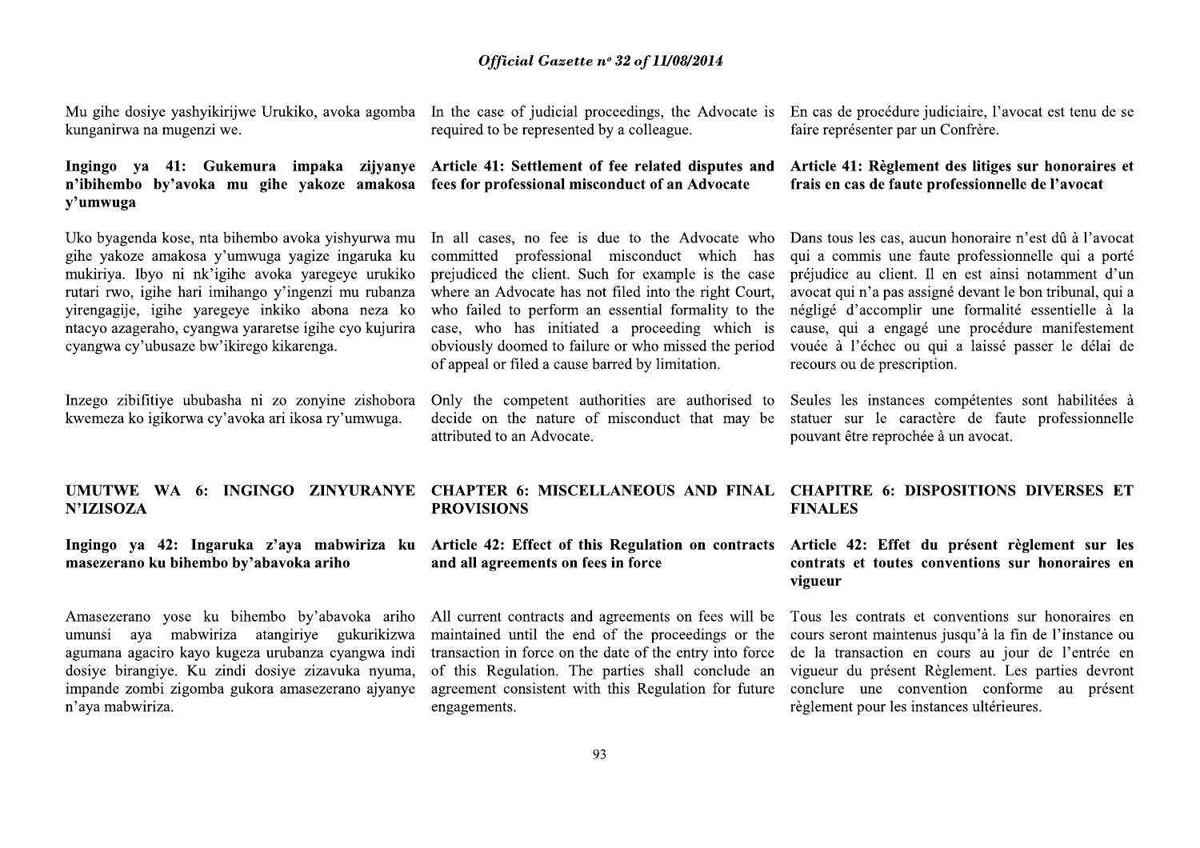Mu gihe dosiye yashyikirijwe Urukiko, avoka agomba kunganirwa na mugenzi we.

In the case of judicial proceedings, the Advocate is required to be represented by a colleague.

En cas de procédure judiciaire, l'avocat est tenu de se faire représenter par un Confrère.

**Ingingo ya 41: Gukemura impaka zijyanye n'ibihembo by'avoka mu gihe yakoze amakosa y'umwuga**

Uko byagenda kose, nta bihembo avoka yishyurwa mu gihe yakoze amakosa y'umwuga yagize ingaruka ku mukiriya. Ibyo ni nk'igihe avoka yaregeye urukiko rutari rwo, igihe hari imihango y'ingenzi mu rubanza yirengagije, igihe yaregeye inkiko abona neza ko ntacyo azageraho, cyangwa yararetse igihe cyo kujurira cyangwa cy'ubusaze bw'ikirego kikarenga.

Inzego zibifitiye ububasha ni zo zonyine zishobora kwemeza ko igikorwa cy'avoka ari ikosa ry'umwuga.

**Article 41: Settlement of fee related disputes and fees for professional misconduct of an Advocate**

In all cases, no fee is due to the Advocate who committed professional misconduct which has prejudiced the client. Such for example is the case where an Advocate has not filed into the right Court, who failed to perform an essential formality to the case, who has initiated a proceeding which is obviously doomed to failure or who missed the period of appeal or filed a cause barred by limitation.

Only the competent authorities are authorised to decide on the nature of misconduct that may be attributed to an Advocate.

**Article 41: Règlement des litiges sur honoraires et frais en cas de faute professionnelle de l'avocat**

Dans tous les cas, aucun honoraire n'est dû à l'avocat qui a commis une faute professionnelle qui a porté préjudice au client. Il en est ainsi notamment d'un avocat qui n'a pas assigné devant le bon tribunal, qui a négligé d'accomplir une formalité essentielle à la cause, qui a engagé une procédure manifestement vouée à l'échec ou qui a laissé passer le délai de recours ou de prescription.

Seules les instances compétentes sont habilitées à statuer sur le caractère de faute professionnelle pouvant être reprochée à un avocat.

## UMUTWE WA 6: INGINGO ZINYURANYE N'IZISOZA

**Ingingo ya 42: Ingaruka z'aya mabwiriza ku masezerano ku bihembo by'abavoka ariho**

Amasezerano yose ku bihembo by'abavoka ariho umunsi aya mabwiriza atangiriye gukurikizwa agumana agaciro kayo kugeza urubanza cyangwa indi dosiye birangiye. Ku zindi dosiye zizavuka nyuma, impande zombi zigomba gukora amasezerano ajyanye n'aya mabwiriza.

## CHAPTER 6: MISCELLANEOUS AND FINAL PROVISIONS

**Article 42: Effect of this Regulation on contracts and all agreements on fees in force**

All current contracts and agreements on fees will be maintained until the end of the proceedings or the transaction in force on the date of the entry into force of this Regulation. The parties shall conclude an agreement consistent with this Regulation for future engagements.

## CHAPITRE 6: DISPOSITIONS DIVERSES ET FINALES

**Article 42: Effet du présent règlement sur les contrats et toutes conventions sur honoraires en vigueur**

Tous les contrats et conventions sur honoraires en cours seront maintenus jusqu'à la fin de l'instance ou de la transaction en cours au jour de l'entrée en vigueur du présent Règlement. Les parties devront conclure une convention conforme au présent règlement pour les instances ultérieures.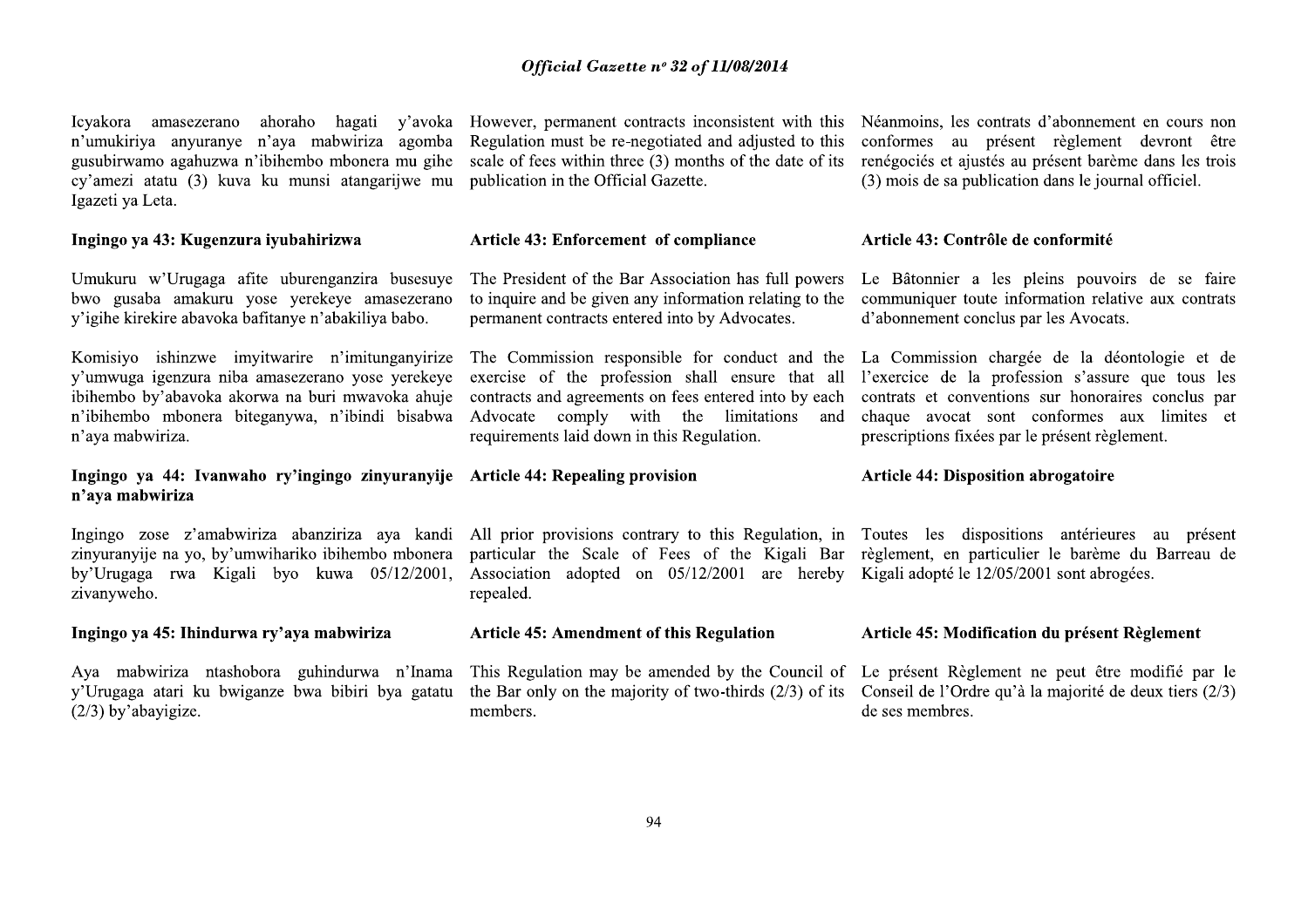Icyakora amasezerano ahoraho hagati y'avoka n'umukiriya anyuranye n'aya mabwiriza agomba gusubirwamo agahuzwa n'ibihembo mbonera mu gihe cy'amezi atatu (3) kuva ku munsi atangarijwe mu Igazeti ya Leta.

However, permanent contracts inconsistent with this Regulation must be re-negotiated and adjusted to this scale of fees within three (3) months of the date of its publication in the Official Gazette.

Néanmoins, les contrats d'abonnement en cours non conformes au présent règlement devront être renégociés et ajustés au présent barème dans les trois (3) mois de sa publication dans le journal officiel.

**Ingingo ya 43: Kugenzura iyubahirizwa**

Umukuru w'Urugaga afite uburenganzira busesuye bwo gusaba amakuru yose yerekeye amasezerano y'igihe kirekire abavoka bafitanye n'abakiliya babo.

Komisiyo ishinzwe imyitwarire n'imitunganyirize y'umwuga igenzura niba amasezerano yose yerekeye ibihembo by'abavoka akorwa na buri mwavoka ahuje n'ibihembo mbonera biteganywa, n'ibindi bisabwa n'aya mabwiriza.

**Article 43: Enforcement of compliance**

The President of the Bar Association has full powers to inquire and be given any information relating to the permanent contracts entered into by Advocates.

The Commission responsible for conduct and the exercise of the profession shall ensure that all contracts and agreements on fees entered into by each Advocate comply with the limitations and requirements laid down in this Regulation.

**Article 43: Contrôle de conformité**

Le Bâtonnier a les pleins pouvoirs de se faire communiquer toute information relative aux contrats d'abonnement conclus par les Avocats.

La Commission chargée de la déontologie et de l'exercice de la profession s'assure que tous les contrats et conventions sur honoraires conclus par chaque avocat sont conformes aux limites et prescriptions fixées par le présent règlement.

**Ingingo ya 44: Ivanwaho ry'ingingo zinyuranyije n'aya mabwiriza**

Ingingo zose z'amabwiriza abanziriza aya kandi zinyuranyije na yo, by'umwihariko ibihembo mbonera by'Urugaga rwa Kigali byo kuwa 05/12/2001, zivanyweho.

**Article 44: Repealing provision**

All prior provisions contrary to this Regulation, in particular the Scale of Fees of the Kigali Bar Association adopted on 05/12/2001 are hereby repealed.

**Article 44: Disposition abrogatoire**

Toutes les dispositions antérieures au présent règlement, en particulier le barème du Barreau de Kigali adopté le 12/05/2001 sont abrogées.

**Ingingo ya 45: Ihindurwa ry'aya mabwiriza**

Aya mabwiriza ntashobora guhindurwa n'Inama y'Urugaga atari ku bwiganze bwa bibiri bya gatatu (2/3) by'abayigize.

**Article 45: Amendment of this Regulation**

This Regulation may be amended by the Council of the Bar only on the majority of two-thirds (2/3) of its members.

**Article 45: Modification du présent Règlement**

Le présent Règlement ne peut être modifié par le Conseil de l'Ordre qu'à la majorité de deux tiers (2/3) de ses membres.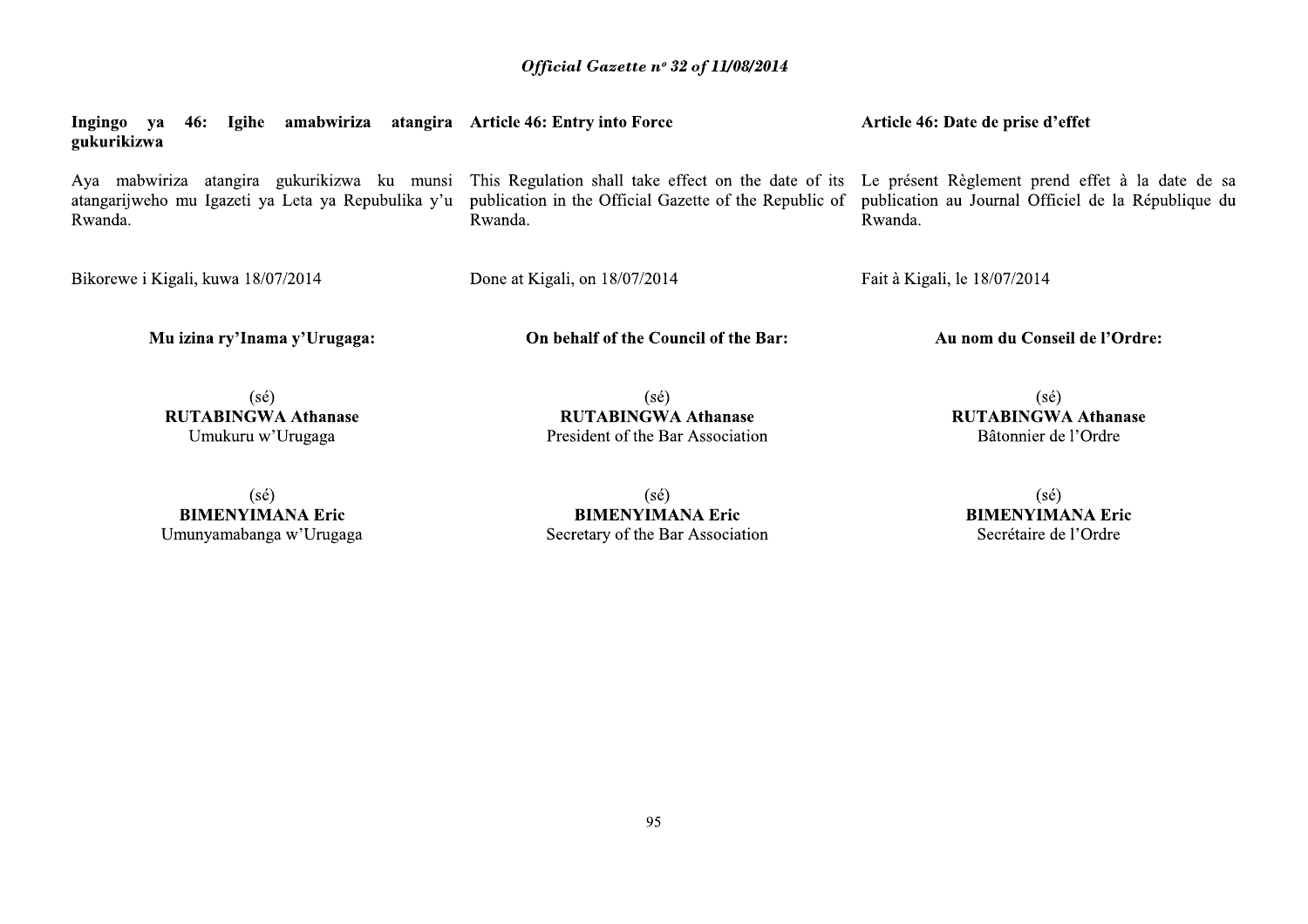**Ingingo ya 46: Igihe amabwiriza atangira gukurikizwa**

Aya mabwiriza atangira gukurikizwa ku munsi atangarijweho mu Igazeti ya Leta ya Repubulika y'u Rwanda.

Bikorewe i Kigali, kuwa 18/07/2014

**Mu izina ry'Inama y'Urugaga:**

(sé)
**RUTABINGWA Athanase**
Umukuru w'Urugaga

(sé)
**BIMENYIMANA Eric**
Umunyamabanga w'Urugaga

**Article 46: Entry into Force**

This Regulation shall take effect on the date of its publication in the Official Gazette of the Republic of Rwanda.

Done at Kigali, on 18/07/2014

**On behalf of the Council of the Bar:**

(sé)
**RUTABINGWA Athanase**
President of the Bar Association

(sé)
**BIMENYIMANA Eric**
Secretary of the Bar Association

**Article 46: Date de prise d'effet**

Le présent Règlement prend effet à la date de sa publication au Journal Officiel de la République du Rwanda.

Fait à Kigali, le 18/07/2014

**Au nom du Conseil de l'Ordre:**

(sé)
**RUTABINGWA Athanase**
Bâtonnier de l'Ordre

(sé)
**BIMENYIMANA Eric**
Secrétaire de l'Ordre